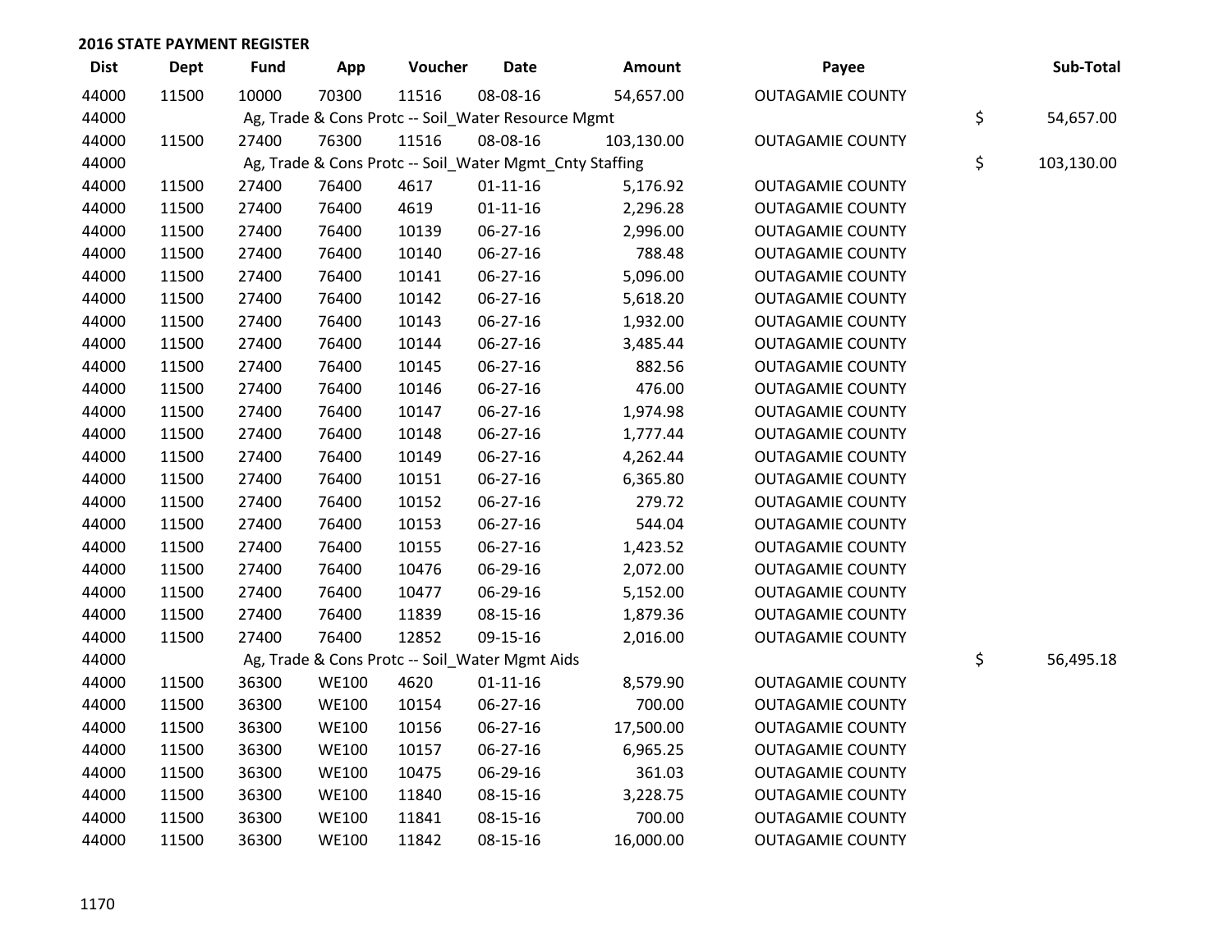## 2016 STATE PAYMENT REGISTER

| Dist | Dept | Fund | App | Voucher | Date | Amount | Payee | Sub-Total |
|---|---|---|---|---|---|---|---|---|
| 44000 | 11500 | 10000 | 70300 | 11516 | 08-08-16 | 54,657.00 | OUTAGAMIE COUNTY | |
| 44000 | | Ag, Trade & Cons Protc -- Soil_Water Resource Mgmt | | | | | | $ 54,657.00 |
| 44000 | 11500 | 27400 | 76300 | 11516 | 08-08-16 | 103,130.00 | OUTAGAMIE COUNTY | |
| 44000 | | Ag, Trade & Cons Protc -- Soil_Water Mgmt_Cnty Staffing | | | | | | $ 103,130.00 |
| 44000 | 11500 | 27400 | 76400 | 4617 | 01-11-16 | 5,176.92 | OUTAGAMIE COUNTY | |
| 44000 | 11500 | 27400 | 76400 | 4619 | 01-11-16 | 2,296.28 | OUTAGAMIE COUNTY | |
| 44000 | 11500 | 27400 | 76400 | 10139 | 06-27-16 | 2,996.00 | OUTAGAMIE COUNTY | |
| 44000 | 11500 | 27400 | 76400 | 10140 | 06-27-16 | 788.48 | OUTAGAMIE COUNTY | |
| 44000 | 11500 | 27400 | 76400 | 10141 | 06-27-16 | 5,096.00 | OUTAGAMIE COUNTY | |
| 44000 | 11500 | 27400 | 76400 | 10142 | 06-27-16 | 5,618.20 | OUTAGAMIE COUNTY | |
| 44000 | 11500 | 27400 | 76400 | 10143 | 06-27-16 | 1,932.00 | OUTAGAMIE COUNTY | |
| 44000 | 11500 | 27400 | 76400 | 10144 | 06-27-16 | 3,485.44 | OUTAGAMIE COUNTY | |
| 44000 | 11500 | 27400 | 76400 | 10145 | 06-27-16 | 882.56 | OUTAGAMIE COUNTY | |
| 44000 | 11500 | 27400 | 76400 | 10146 | 06-27-16 | 476.00 | OUTAGAMIE COUNTY | |
| 44000 | 11500 | 27400 | 76400 | 10147 | 06-27-16 | 1,974.98 | OUTAGAMIE COUNTY | |
| 44000 | 11500 | 27400 | 76400 | 10148 | 06-27-16 | 1,777.44 | OUTAGAMIE COUNTY | |
| 44000 | 11500 | 27400 | 76400 | 10149 | 06-27-16 | 4,262.44 | OUTAGAMIE COUNTY | |
| 44000 | 11500 | 27400 | 76400 | 10151 | 06-27-16 | 6,365.80 | OUTAGAMIE COUNTY | |
| 44000 | 11500 | 27400 | 76400 | 10152 | 06-27-16 | 279.72 | OUTAGAMIE COUNTY | |
| 44000 | 11500 | 27400 | 76400 | 10153 | 06-27-16 | 544.04 | OUTAGAMIE COUNTY | |
| 44000 | 11500 | 27400 | 76400 | 10155 | 06-27-16 | 1,423.52 | OUTAGAMIE COUNTY | |
| 44000 | 11500 | 27400 | 76400 | 10476 | 06-29-16 | 2,072.00 | OUTAGAMIE COUNTY | |
| 44000 | 11500 | 27400 | 76400 | 10477 | 06-29-16 | 5,152.00 | OUTAGAMIE COUNTY | |
| 44000 | 11500 | 27400 | 76400 | 11839 | 08-15-16 | 1,879.36 | OUTAGAMIE COUNTY | |
| 44000 | 11500 | 27400 | 76400 | 12852 | 09-15-16 | 2,016.00 | OUTAGAMIE COUNTY | |
| 44000 | | Ag, Trade & Cons Protc -- Soil_Water Mgmt Aids | | | | | | $ 56,495.18 |
| 44000 | 11500 | 36300 | WE100 | 4620 | 01-11-16 | 8,579.90 | OUTAGAMIE COUNTY | |
| 44000 | 11500 | 36300 | WE100 | 10154 | 06-27-16 | 700.00 | OUTAGAMIE COUNTY | |
| 44000 | 11500 | 36300 | WE100 | 10156 | 06-27-16 | 17,500.00 | OUTAGAMIE COUNTY | |
| 44000 | 11500 | 36300 | WE100 | 10157 | 06-27-16 | 6,965.25 | OUTAGAMIE COUNTY | |
| 44000 | 11500 | 36300 | WE100 | 10475 | 06-29-16 | 361.03 | OUTAGAMIE COUNTY | |
| 44000 | 11500 | 36300 | WE100 | 11840 | 08-15-16 | 3,228.75 | OUTAGAMIE COUNTY | |
| 44000 | 11500 | 36300 | WE100 | 11841 | 08-15-16 | 700.00 | OUTAGAMIE COUNTY | |
| 44000 | 11500 | 36300 | WE100 | 11842 | 08-15-16 | 16,000.00 | OUTAGAMIE COUNTY | |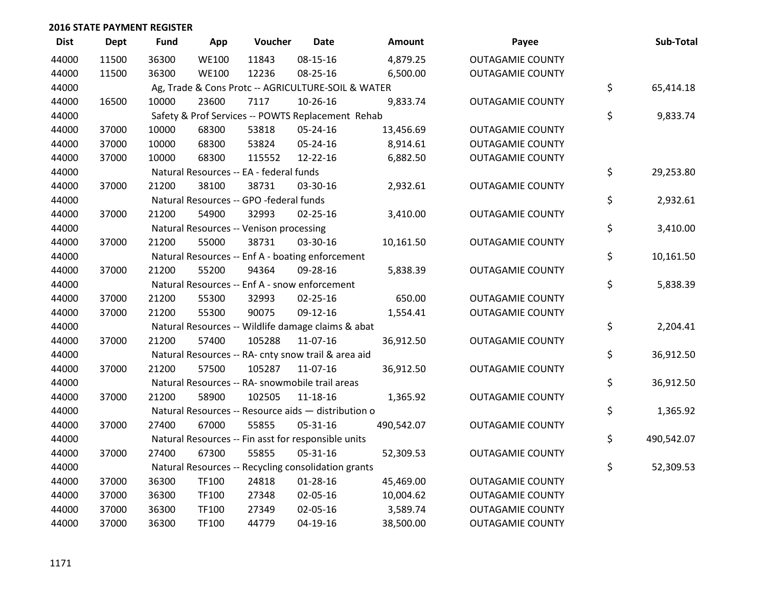## 2016 STATE PAYMENT REGISTER

| Dist | Dept | Fund | App | Voucher | Date | Amount | Payee | | Sub-Total |
|---|---|---|---|---|---|---|---|---|---|
| 44000 | 11500 | 36300 | WE100 | 11843 | 08-15-16 | 4,879.25 | OUTAGAMIE COUNTY | | |
| 44000 | 11500 | 36300 | WE100 | 12236 | 08-25-16 | 6,500.00 | OUTAGAMIE COUNTY | | |
| 44000 | | Ag, Trade & Cons Protc -- AGRICULTURE-SOIL & WATER | | | | | | $ | 65,414.18 |
| 44000 | 16500 | 10000 | 23600 | 7117 | 10-26-16 | 9,833.74 | OUTAGAMIE COUNTY | | |
| 44000 | | Safety & Prof Services -- POWTS Replacement Rehab | | | | | | $ | 9,833.74 |
| 44000 | 37000 | 10000 | 68300 | 53818 | 05-24-16 | 13,456.69 | OUTAGAMIE COUNTY | | |
| 44000 | 37000 | 10000 | 68300 | 53824 | 05-24-16 | 8,914.61 | OUTAGAMIE COUNTY | | |
| 44000 | 37000 | 10000 | 68300 | 115552 | 12-22-16 | 6,882.50 | OUTAGAMIE COUNTY | | |
| 44000 | | Natural Resources -- EA - federal funds | | | | | | $ | 29,253.80 |
| 44000 | 37000 | 21200 | 38100 | 38731 | 03-30-16 | 2,932.61 | OUTAGAMIE COUNTY | | |
| 44000 | | Natural Resources -- GPO -federal funds | | | | | | $ | 2,932.61 |
| 44000 | 37000 | 21200 | 54900 | 32993 | 02-25-16 | 3,410.00 | OUTAGAMIE COUNTY | | |
| 44000 | | Natural Resources -- Venison processing | | | | | | $ | 3,410.00 |
| 44000 | 37000 | 21200 | 55000 | 38731 | 03-30-16 | 10,161.50 | OUTAGAMIE COUNTY | | |
| 44000 | | Natural Resources -- Enf A - boating enforcement | | | | | | $ | 10,161.50 |
| 44000 | 37000 | 21200 | 55200 | 94364 | 09-28-16 | 5,838.39 | OUTAGAMIE COUNTY | | |
| 44000 | | Natural Resources -- Enf A - snow enforcement | | | | | | $ | 5,838.39 |
| 44000 | 37000 | 21200 | 55300 | 32993 | 02-25-16 | 650.00 | OUTAGAMIE COUNTY | | |
| 44000 | 37000 | 21200 | 55300 | 90075 | 09-12-16 | 1,554.41 | OUTAGAMIE COUNTY | | |
| 44000 | | Natural Resources -- Wildlife damage claims & abat | | | | | | $ | 2,204.41 |
| 44000 | 37000 | 21200 | 57400 | 105288 | 11-07-16 | 36,912.50 | OUTAGAMIE COUNTY | | |
| 44000 | | Natural Resources -- RA- cnty snow trail & area aid | | | | | | $ | 36,912.50 |
| 44000 | 37000 | 21200 | 57500 | 105287 | 11-07-16 | 36,912.50 | OUTAGAMIE COUNTY | | |
| 44000 | | Natural Resources -- RA- snowmobile trail areas | | | | | | $ | 36,912.50 |
| 44000 | 37000 | 21200 | 58900 | 102505 | 11-18-16 | 1,365.92 | OUTAGAMIE COUNTY | | |
| 44000 | | Natural Resources -- Resource aids — distribution o | | | | | | $ | 1,365.92 |
| 44000 | 37000 | 27400 | 67000 | 55855 | 05-31-16 | 490,542.07 | OUTAGAMIE COUNTY | | |
| 44000 | | Natural Resources -- Fin asst for responsible units | | | | | | $ | 490,542.07 |
| 44000 | 37000 | 27400 | 67300 | 55855 | 05-31-16 | 52,309.53 | OUTAGAMIE COUNTY | | |
| 44000 | | Natural Resources -- Recycling consolidation grants | | | | | | $ | 52,309.53 |
| 44000 | 37000 | 36300 | TF100 | 24818 | 01-28-16 | 45,469.00 | OUTAGAMIE COUNTY | | |
| 44000 | 37000 | 36300 | TF100 | 27348 | 02-05-16 | 10,004.62 | OUTAGAMIE COUNTY | | |
| 44000 | 37000 | 36300 | TF100 | 27349 | 02-05-16 | 3,589.74 | OUTAGAMIE COUNTY | | |
| 44000 | 37000 | 36300 | TF100 | 44779 | 04-19-16 | 38,500.00 | OUTAGAMIE COUNTY | | |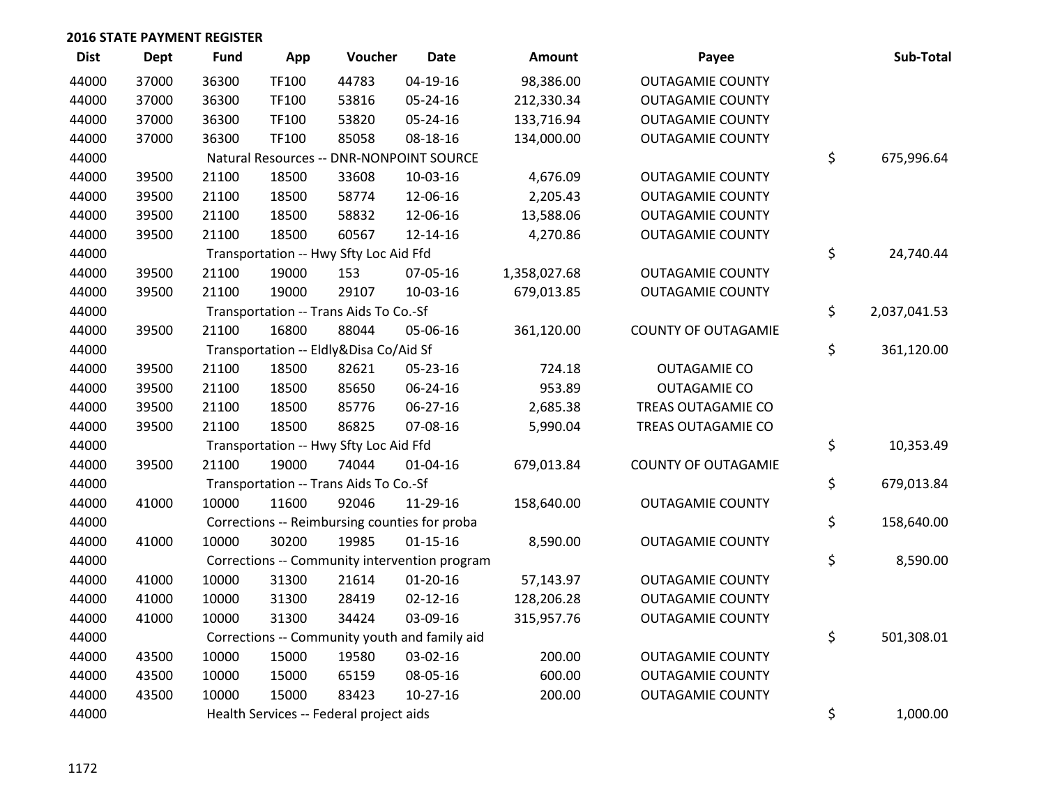## 2016 STATE PAYMENT REGISTER

| Dist | Dept | Fund | App | Voucher | Date | Amount | Payee | Sub-Total |
|---|---|---|---|---|---|---|---|---|
| 44000 | 37000 | 36300 | TF100 | 44783 | 04-19-16 | 98,386.00 | OUTAGAMIE COUNTY | |
| 44000 | 37000 | 36300 | TF100 | 53816 | 05-24-16 | 212,330.34 | OUTAGAMIE COUNTY | |
| 44000 | 37000 | 36300 | TF100 | 53820 | 05-24-16 | 133,716.94 | OUTAGAMIE COUNTY | |
| 44000 | 37000 | 36300 | TF100 | 85058 | 08-18-16 | 134,000.00 | OUTAGAMIE COUNTY | |
| 44000 | | Natural Resources -- DNR-NONPOINT SOURCE | | | | | | $ 675,996.64 |
| 44000 | 39500 | 21100 | 18500 | 33608 | 10-03-16 | 4,676.09 | OUTAGAMIE COUNTY | |
| 44000 | 39500 | 21100 | 18500 | 58774 | 12-06-16 | 2,205.43 | OUTAGAMIE COUNTY | |
| 44000 | 39500 | 21100 | 18500 | 58832 | 12-06-16 | 13,588.06 | OUTAGAMIE COUNTY | |
| 44000 | 39500 | 21100 | 18500 | 60567 | 12-14-16 | 4,270.86 | OUTAGAMIE COUNTY | |
| 44000 | | Transportation -- Hwy Sfty Loc Aid Ffd | | | | | | $ 24,740.44 |
| 44000 | 39500 | 21100 | 19000 | 153 | 07-05-16 | 1,358,027.68 | OUTAGAMIE COUNTY | |
| 44000 | 39500 | 21100 | 19000 | 29107 | 10-03-16 | 679,013.85 | OUTAGAMIE COUNTY | |
| 44000 | | Transportation -- Trans Aids To Co.-Sf | | | | | | $ 2,037,041.53 |
| 44000 | 39500 | 21100 | 16800 | 88044 | 05-06-16 | 361,120.00 | COUNTY OF OUTAGAMIE | |
| 44000 | | Transportation -- Eldly&Disa Co/Aid Sf | | | | | | $ 361,120.00 |
| 44000 | 39500 | 21100 | 18500 | 82621 | 05-23-16 | 724.18 | OUTAGAMIE CO | |
| 44000 | 39500 | 21100 | 18500 | 85650 | 06-24-16 | 953.89 | OUTAGAMIE CO | |
| 44000 | 39500 | 21100 | 18500 | 85776 | 06-27-16 | 2,685.38 | TREAS OUTAGAMIE CO | |
| 44000 | 39500 | 21100 | 18500 | 86825 | 07-08-16 | 5,990.04 | TREAS OUTAGAMIE CO | |
| 44000 | | Transportation -- Hwy Sfty Loc Aid Ffd | | | | | | $ 10,353.49 |
| 44000 | 39500 | 21100 | 19000 | 74044 | 01-04-16 | 679,013.84 | COUNTY OF OUTAGAMIE | |
| 44000 | | Transportation -- Trans Aids To Co.-Sf | | | | | | $ 679,013.84 |
| 44000 | 41000 | 10000 | 11600 | 92046 | 11-29-16 | 158,640.00 | OUTAGAMIE COUNTY | |
| 44000 | | Corrections -- Reimbursing counties for proba | | | | | | $ 158,640.00 |
| 44000 | 41000 | 10000 | 30200 | 19985 | 01-15-16 | 8,590.00 | OUTAGAMIE COUNTY | |
| 44000 | | Corrections -- Community intervention program | | | | | | $ 8,590.00 |
| 44000 | 41000 | 10000 | 31300 | 21614 | 01-20-16 | 57,143.97 | OUTAGAMIE COUNTY | |
| 44000 | 41000 | 10000 | 31300 | 28419 | 02-12-16 | 128,206.28 | OUTAGAMIE COUNTY | |
| 44000 | 41000 | 10000 | 31300 | 34424 | 03-09-16 | 315,957.76 | OUTAGAMIE COUNTY | |
| 44000 | | Corrections -- Community youth and family aid | | | | | | $ 501,308.01 |
| 44000 | 43500 | 10000 | 15000 | 19580 | 03-02-16 | 200.00 | OUTAGAMIE COUNTY | |
| 44000 | 43500 | 10000 | 15000 | 65159 | 08-05-16 | 600.00 | OUTAGAMIE COUNTY | |
| 44000 | 43500 | 10000 | 15000 | 83423 | 10-27-16 | 200.00 | OUTAGAMIE COUNTY | |
| 44000 | | Health Services -- Federal project aids | | | | | | $ 1,000.00 |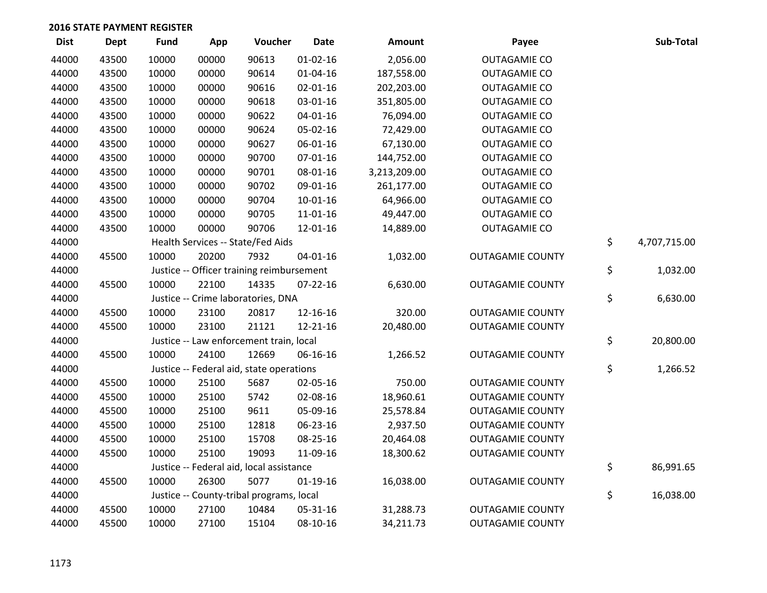## 2016 STATE PAYMENT REGISTER

| Dist | Dept | Fund | App | Voucher | Date | Amount | Payee | Sub-Total |
|---|---|---|---|---|---|---|---|---|
| 44000 | 43500 | 10000 | 00000 | 90613 | 01-02-16 | 2,056.00 | OUTAGAMIE CO | |
| 44000 | 43500 | 10000 | 00000 | 90614 | 01-04-16 | 187,558.00 | OUTAGAMIE CO | |
| 44000 | 43500 | 10000 | 00000 | 90616 | 02-01-16 | 202,203.00 | OUTAGAMIE CO | |
| 44000 | 43500 | 10000 | 00000 | 90618 | 03-01-16 | 351,805.00 | OUTAGAMIE CO | |
| 44000 | 43500 | 10000 | 00000 | 90622 | 04-01-16 | 76,094.00 | OUTAGAMIE CO | |
| 44000 | 43500 | 10000 | 00000 | 90624 | 05-02-16 | 72,429.00 | OUTAGAMIE CO | |
| 44000 | 43500 | 10000 | 00000 | 90627 | 06-01-16 | 67,130.00 | OUTAGAMIE CO | |
| 44000 | 43500 | 10000 | 00000 | 90700 | 07-01-16 | 144,752.00 | OUTAGAMIE CO | |
| 44000 | 43500 | 10000 | 00000 | 90701 | 08-01-16 | 3,213,209.00 | OUTAGAMIE CO | |
| 44000 | 43500 | 10000 | 00000 | 90702 | 09-01-16 | 261,177.00 | OUTAGAMIE CO | |
| 44000 | 43500 | 10000 | 00000 | 90704 | 10-01-16 | 64,966.00 | OUTAGAMIE CO | |
| 44000 | 43500 | 10000 | 00000 | 90705 | 11-01-16 | 49,447.00 | OUTAGAMIE CO | |
| 44000 | 43500 | 10000 | 00000 | 90706 | 12-01-16 | 14,889.00 | OUTAGAMIE CO | |
| 44000 | | Health Services -- State/Fed Aids | | | | | | $ 4,707,715.00 |
| 44000 | 45500 | 10000 | 20200 | 7932 | 04-01-16 | 1,032.00 | OUTAGAMIE COUNTY | |
| 44000 | | Justice -- Officer training reimbursement | | | | | | $ 1,032.00 |
| 44000 | 45500 | 10000 | 22100 | 14335 | 07-22-16 | 6,630.00 | OUTAGAMIE COUNTY | |
| 44000 | | Justice -- Crime laboratories, DNA | | | | | | $ 6,630.00 |
| 44000 | 45500 | 10000 | 23100 | 20817 | 12-16-16 | 320.00 | OUTAGAMIE COUNTY | |
| 44000 | 45500 | 10000 | 23100 | 21121 | 12-21-16 | 20,480.00 | OUTAGAMIE COUNTY | |
| 44000 | | Justice -- Law enforcement train, local | | | | | | $ 20,800.00 |
| 44000 | 45500 | 10000 | 24100 | 12669 | 06-16-16 | 1,266.52 | OUTAGAMIE COUNTY | |
| 44000 | | Justice -- Federal aid, state operations | | | | | | $ 1,266.52 |
| 44000 | 45500 | 10000 | 25100 | 5687 | 02-05-16 | 750.00 | OUTAGAMIE COUNTY | |
| 44000 | 45500 | 10000 | 25100 | 5742 | 02-08-16 | 18,960.61 | OUTAGAMIE COUNTY | |
| 44000 | 45500 | 10000 | 25100 | 9611 | 05-09-16 | 25,578.84 | OUTAGAMIE COUNTY | |
| 44000 | 45500 | 10000 | 25100 | 12818 | 06-23-16 | 2,937.50 | OUTAGAMIE COUNTY | |
| 44000 | 45500 | 10000 | 25100 | 15708 | 08-25-16 | 20,464.08 | OUTAGAMIE COUNTY | |
| 44000 | 45500 | 10000 | 25100 | 19093 | 11-09-16 | 18,300.62 | OUTAGAMIE COUNTY | |
| 44000 | | Justice -- Federal aid, local assistance | | | | | | $ 86,991.65 |
| 44000 | 45500 | 10000 | 26300 | 5077 | 01-19-16 | 16,038.00 | OUTAGAMIE COUNTY | |
| 44000 | | Justice -- County-tribal programs, local | | | | | | $ 16,038.00 |
| 44000 | 45500 | 10000 | 27100 | 10484 | 05-31-16 | 31,288.73 | OUTAGAMIE COUNTY | |
| 44000 | 45500 | 10000 | 27100 | 15104 | 08-10-16 | 34,211.73 | OUTAGAMIE COUNTY | |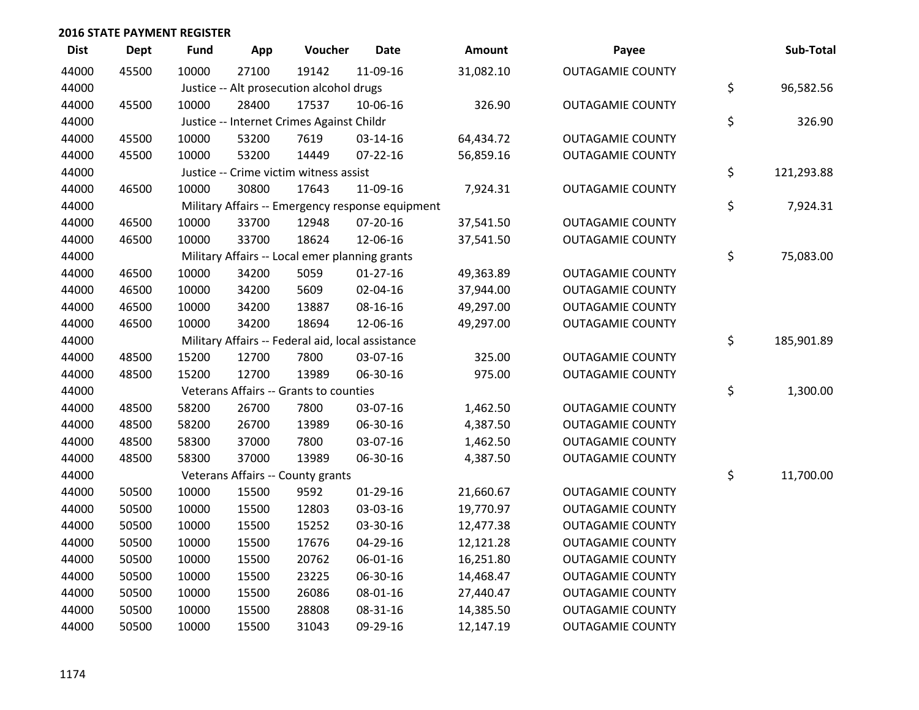## 2016 STATE PAYMENT REGISTER

| Dist | Dept | Fund | App | Voucher | Date | Amount | Payee | Sub-Total |
|---|---|---|---|---|---|---|---|---|
| 44000 | 45500 | 10000 | 27100 | 19142 | 11-09-16 | 31,082.10 | OUTAGAMIE COUNTY | |
| 44000 | | Justice -- Alt prosecution alcohol drugs | | | | | | $ 96,582.56 |
| 44000 | 45500 | 10000 | 28400 | 17537 | 10-06-16 | 326.90 | OUTAGAMIE COUNTY | |
| 44000 | | Justice -- Internet Crimes Against Childr | | | | | | $ 326.90 |
| 44000 | 45500 | 10000 | 53200 | 7619 | 03-14-16 | 64,434.72 | OUTAGAMIE COUNTY | |
| 44000 | 45500 | 10000 | 53200 | 14449 | 07-22-16 | 56,859.16 | OUTAGAMIE COUNTY | |
| 44000 | | Justice -- Crime victim witness assist | | | | | | $ 121,293.88 |
| 44000 | 46500 | 10000 | 30800 | 17643 | 11-09-16 | 7,924.31 | OUTAGAMIE COUNTY | |
| 44000 | | Military Affairs -- Emergency response equipment | | | | | | $ 7,924.31 |
| 44000 | 46500 | 10000 | 33700 | 12948 | 07-20-16 | 37,541.50 | OUTAGAMIE COUNTY | |
| 44000 | 46500 | 10000 | 33700 | 18624 | 12-06-16 | 37,541.50 | OUTAGAMIE COUNTY | |
| 44000 | | Military Affairs -- Local emer planning grants | | | | | | $ 75,083.00 |
| 44000 | 46500 | 10000 | 34200 | 5059 | 01-27-16 | 49,363.89 | OUTAGAMIE COUNTY | |
| 44000 | 46500 | 10000 | 34200 | 5609 | 02-04-16 | 37,944.00 | OUTAGAMIE COUNTY | |
| 44000 | 46500 | 10000 | 34200 | 13887 | 08-16-16 | 49,297.00 | OUTAGAMIE COUNTY | |
| 44000 | 46500 | 10000 | 34200 | 18694 | 12-06-16 | 49,297.00 | OUTAGAMIE COUNTY | |
| 44000 | | Military Affairs -- Federal aid, local assistance | | | | | | $ 185,901.89 |
| 44000 | 48500 | 15200 | 12700 | 7800 | 03-07-16 | 325.00 | OUTAGAMIE COUNTY | |
| 44000 | 48500 | 15200 | 12700 | 13989 | 06-30-16 | 975.00 | OUTAGAMIE COUNTY | |
| 44000 | | Veterans Affairs -- Grants to counties | | | | | | $ 1,300.00 |
| 44000 | 48500 | 58200 | 26700 | 7800 | 03-07-16 | 1,462.50 | OUTAGAMIE COUNTY | |
| 44000 | 48500 | 58200 | 26700 | 13989 | 06-30-16 | 4,387.50 | OUTAGAMIE COUNTY | |
| 44000 | 48500 | 58300 | 37000 | 7800 | 03-07-16 | 1,462.50 | OUTAGAMIE COUNTY | |
| 44000 | 48500 | 58300 | 37000 | 13989 | 06-30-16 | 4,387.50 | OUTAGAMIE COUNTY | |
| 44000 | | Veterans Affairs -- County grants | | | | | | $ 11,700.00 |
| 44000 | 50500 | 10000 | 15500 | 9592 | 01-29-16 | 21,660.67 | OUTAGAMIE COUNTY | |
| 44000 | 50500 | 10000 | 15500 | 12803 | 03-03-16 | 19,770.97 | OUTAGAMIE COUNTY | |
| 44000 | 50500 | 10000 | 15500 | 15252 | 03-30-16 | 12,477.38 | OUTAGAMIE COUNTY | |
| 44000 | 50500 | 10000 | 15500 | 17676 | 04-29-16 | 12,121.28 | OUTAGAMIE COUNTY | |
| 44000 | 50500 | 10000 | 15500 | 20762 | 06-01-16 | 16,251.80 | OUTAGAMIE COUNTY | |
| 44000 | 50500 | 10000 | 15500 | 23225 | 06-30-16 | 14,468.47 | OUTAGAMIE COUNTY | |
| 44000 | 50500 | 10000 | 15500 | 26086 | 08-01-16 | 27,440.47 | OUTAGAMIE COUNTY | |
| 44000 | 50500 | 10000 | 15500 | 28808 | 08-31-16 | 14,385.50 | OUTAGAMIE COUNTY | |
| 44000 | 50500 | 10000 | 15500 | 31043 | 09-29-16 | 12,147.19 | OUTAGAMIE COUNTY | |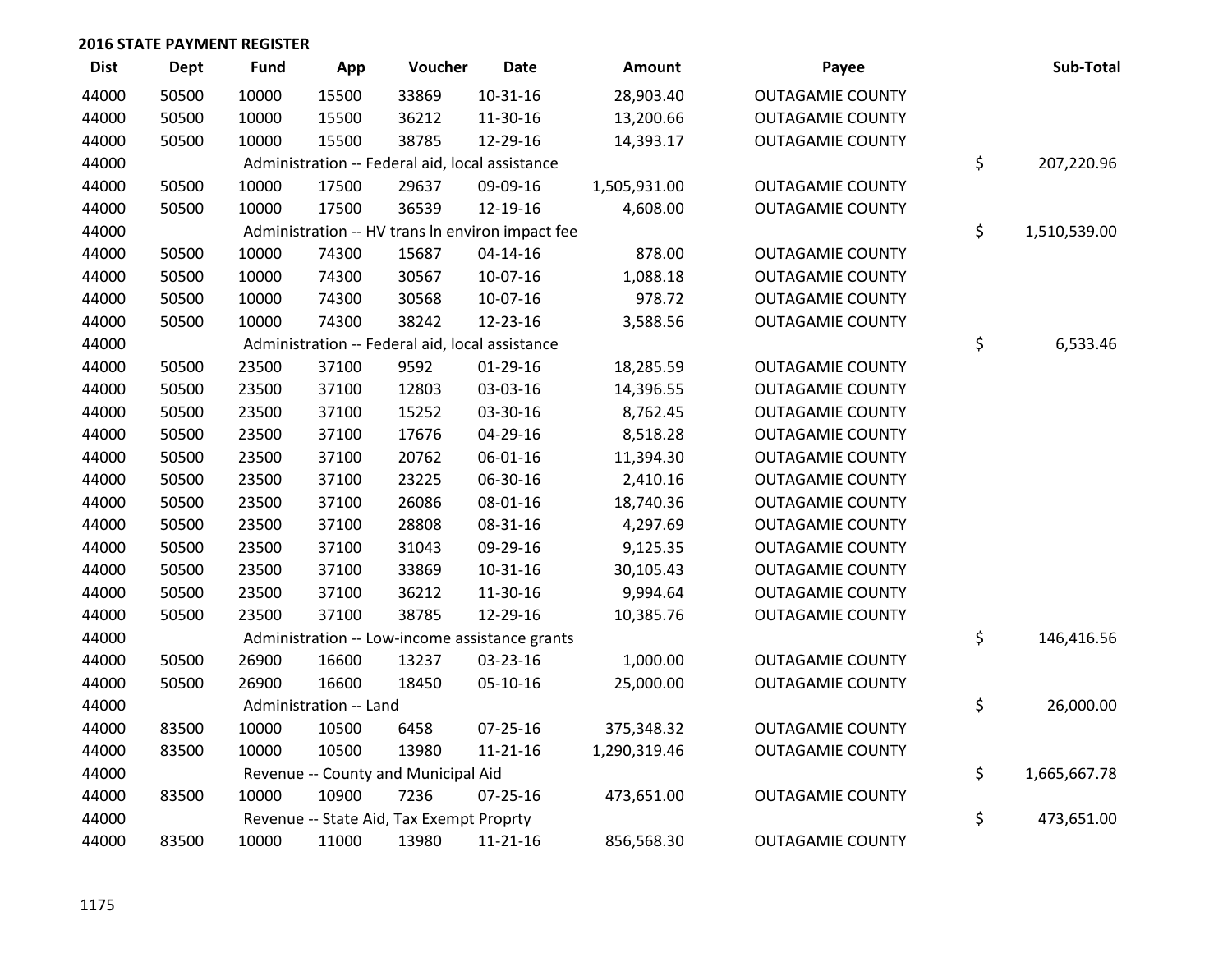## 2016 STATE PAYMENT REGISTER

| Dist | Dept | Fund | App | Voucher | Date | Amount | Payee | Sub-Total |
|---|---|---|---|---|---|---|---|---|
| 44000 | 50500 | 10000 | 15500 | 33869 | 10-31-16 | 28,903.40 | OUTAGAMIE COUNTY | |
| 44000 | 50500 | 10000 | 15500 | 36212 | 11-30-16 | 13,200.66 | OUTAGAMIE COUNTY | |
| 44000 | 50500 | 10000 | 15500 | 38785 | 12-29-16 | 14,393.17 | OUTAGAMIE COUNTY | |
| 44000 | | Administration -- Federal aid, local assistance | | | | | | $ 207,220.96 |
| 44000 | 50500 | 10000 | 17500 | 29637 | 09-09-16 | 1,505,931.00 | OUTAGAMIE COUNTY | |
| 44000 | 50500 | 10000 | 17500 | 36539 | 12-19-16 | 4,608.00 | OUTAGAMIE COUNTY | |
| 44000 | | Administration -- HV trans ln environ impact fee | | | | | | $ 1,510,539.00 |
| 44000 | 50500 | 10000 | 74300 | 15687 | 04-14-16 | 878.00 | OUTAGAMIE COUNTY | |
| 44000 | 50500 | 10000 | 74300 | 30567 | 10-07-16 | 1,088.18 | OUTAGAMIE COUNTY | |
| 44000 | 50500 | 10000 | 74300 | 30568 | 10-07-16 | 978.72 | OUTAGAMIE COUNTY | |
| 44000 | 50500 | 10000 | 74300 | 38242 | 12-23-16 | 3,588.56 | OUTAGAMIE COUNTY | |
| 44000 | | Administration -- Federal aid, local assistance | | | | | | $ 6,533.46 |
| 44000 | 50500 | 23500 | 37100 | 9592 | 01-29-16 | 18,285.59 | OUTAGAMIE COUNTY | |
| 44000 | 50500 | 23500 | 37100 | 12803 | 03-03-16 | 14,396.55 | OUTAGAMIE COUNTY | |
| 44000 | 50500 | 23500 | 37100 | 15252 | 03-30-16 | 8,762.45 | OUTAGAMIE COUNTY | |
| 44000 | 50500 | 23500 | 37100 | 17676 | 04-29-16 | 8,518.28 | OUTAGAMIE COUNTY | |
| 44000 | 50500 | 23500 | 37100 | 20762 | 06-01-16 | 11,394.30 | OUTAGAMIE COUNTY | |
| 44000 | 50500 | 23500 | 37100 | 23225 | 06-30-16 | 2,410.16 | OUTAGAMIE COUNTY | |
| 44000 | 50500 | 23500 | 37100 | 26086 | 08-01-16 | 18,740.36 | OUTAGAMIE COUNTY | |
| 44000 | 50500 | 23500 | 37100 | 28808 | 08-31-16 | 4,297.69 | OUTAGAMIE COUNTY | |
| 44000 | 50500 | 23500 | 37100 | 31043 | 09-29-16 | 9,125.35 | OUTAGAMIE COUNTY | |
| 44000 | 50500 | 23500 | 37100 | 33869 | 10-31-16 | 30,105.43 | OUTAGAMIE COUNTY | |
| 44000 | 50500 | 23500 | 37100 | 36212 | 11-30-16 | 9,994.64 | OUTAGAMIE COUNTY | |
| 44000 | 50500 | 23500 | 37100 | 38785 | 12-29-16 | 10,385.76 | OUTAGAMIE COUNTY | |
| 44000 | | Administration -- Low-income assistance grants | | | | | | $ 146,416.56 |
| 44000 | 50500 | 26900 | 16600 | 13237 | 03-23-16 | 1,000.00 | OUTAGAMIE COUNTY | |
| 44000 | 50500 | 26900 | 16600 | 18450 | 05-10-16 | 25,000.00 | OUTAGAMIE COUNTY | |
| 44000 | | Administration -- Land | | | | | | $ 26,000.00 |
| 44000 | 83500 | 10000 | 10500 | 6458 | 07-25-16 | 375,348.32 | OUTAGAMIE COUNTY | |
| 44000 | 83500 | 10000 | 10500 | 13980 | 11-21-16 | 1,290,319.46 | OUTAGAMIE COUNTY | |
| 44000 | | Revenue -- County and Municipal Aid | | | | | | $ 1,665,667.78 |
| 44000 | 83500 | 10000 | 10900 | 7236 | 07-25-16 | 473,651.00 | OUTAGAMIE COUNTY | |
| 44000 | | Revenue -- State Aid, Tax Exempt Proprty | | | | | | $ 473,651.00 |
| 44000 | 83500 | 10000 | 11000 | 13980 | 11-21-16 | 856,568.30 | OUTAGAMIE COUNTY | |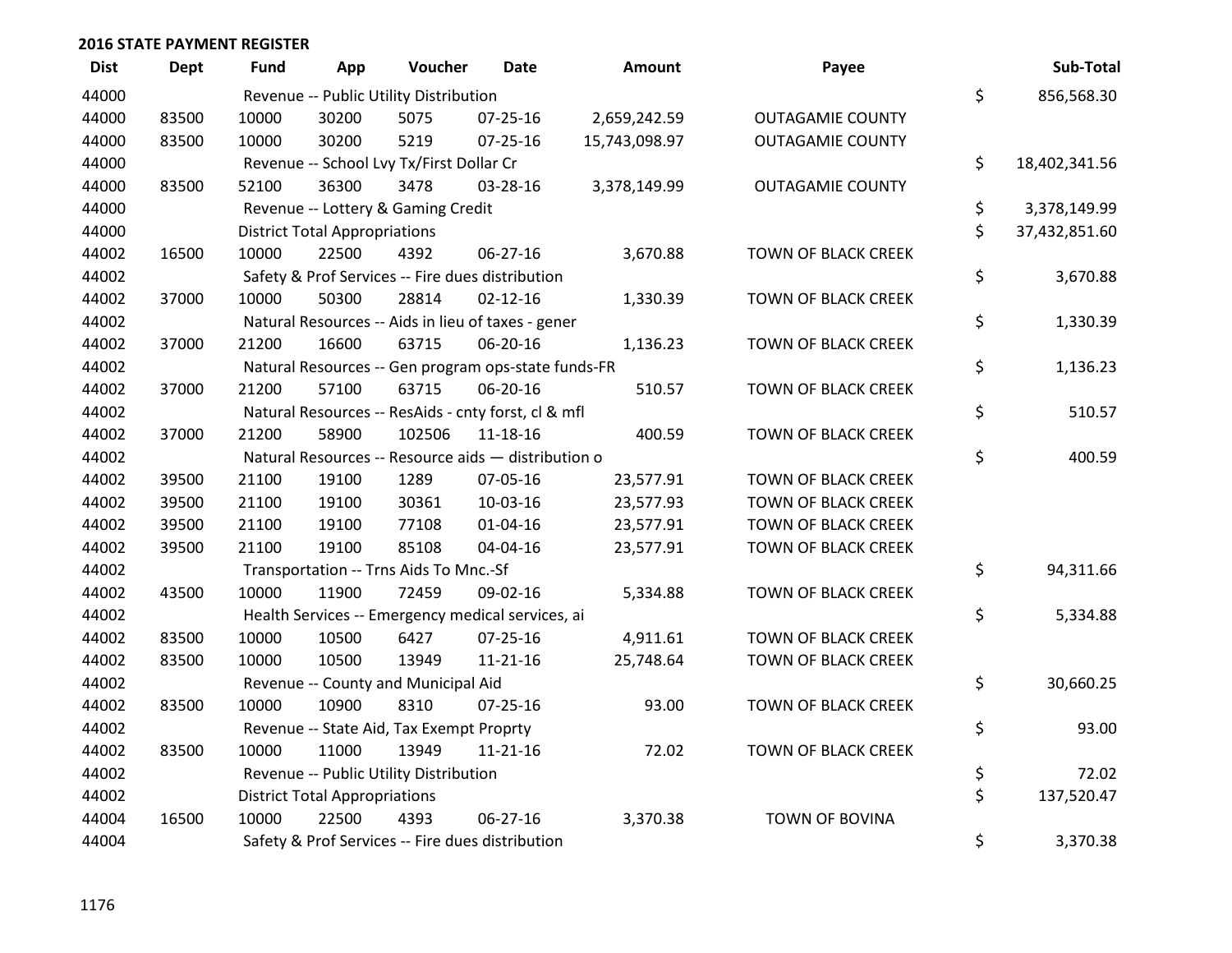## 2016 STATE PAYMENT REGISTER

| Dist | Dept | Fund | App | Voucher | Date | Amount | Payee | Sub-Total |
|---|---|---|---|---|---|---|---|---|
| 44000 | | Revenue -- Public Utility Distribution | | | | | | $ 856,568.30 |
| 44000 | 83500 | 10000 | 30200 | 5075 | 07-25-16 | 2,659,242.59 | OUTAGAMIE COUNTY | |
| 44000 | 83500 | 10000 | 30200 | 5219 | 07-25-16 | 15,743,098.97 | OUTAGAMIE COUNTY | |
| 44000 | | Revenue -- School Lvy Tx/First Dollar Cr | | | | | | $ 18,402,341.56 |
| 44000 | 83500 | 52100 | 36300 | 3478 | 03-28-16 | 3,378,149.99 | OUTAGAMIE COUNTY | |
| 44000 | | Revenue -- Lottery & Gaming Credit | | | | | | $ 3,378,149.99 |
| 44000 | | District Total Appropriations | | | | | | $ 37,432,851.60 |
| 44002 | 16500 | 10000 | 22500 | 4392 | 06-27-16 | 3,670.88 | TOWN OF BLACK CREEK | |
| 44002 | | Safety & Prof Services -- Fire dues distribution | | | | | | $ 3,670.88 |
| 44002 | 37000 | 10000 | 50300 | 28814 | 02-12-16 | 1,330.39 | TOWN OF BLACK CREEK | |
| 44002 | | Natural Resources -- Aids in lieu of taxes - gener | | | | | | $ 1,330.39 |
| 44002 | 37000 | 21200 | 16600 | 63715 | 06-20-16 | 1,136.23 | TOWN OF BLACK CREEK | |
| 44002 | | Natural Resources -- Gen program ops-state funds-FR | | | | | | $ 1,136.23 |
| 44002 | 37000 | 21200 | 57100 | 63715 | 06-20-16 | 510.57 | TOWN OF BLACK CREEK | |
| 44002 | | Natural Resources -- ResAids - cnty forst, cl & mfl | | | | | | $ 510.57 |
| 44002 | 37000 | 21200 | 58900 | 102506 | 11-18-16 | 400.59 | TOWN OF BLACK CREEK | |
| 44002 | | Natural Resources -- Resource aids — distribution o | | | | | | $ 400.59 |
| 44002 | 39500 | 21100 | 19100 | 1289 | 07-05-16 | 23,577.91 | TOWN OF BLACK CREEK | |
| 44002 | 39500 | 21100 | 19100 | 30361 | 10-03-16 | 23,577.93 | TOWN OF BLACK CREEK | |
| 44002 | 39500 | 21100 | 19100 | 77108 | 01-04-16 | 23,577.91 | TOWN OF BLACK CREEK | |
| 44002 | 39500 | 21100 | 19100 | 85108 | 04-04-16 | 23,577.91 | TOWN OF BLACK CREEK | |
| 44002 | | Transportation -- Trns Aids To Mnc.-Sf | | | | | | $ 94,311.66 |
| 44002 | 43500 | 10000 | 11900 | 72459 | 09-02-16 | 5,334.88 | TOWN OF BLACK CREEK | |
| 44002 | | Health Services -- Emergency medical services, ai | | | | | | $ 5,334.88 |
| 44002 | 83500 | 10000 | 10500 | 6427 | 07-25-16 | 4,911.61 | TOWN OF BLACK CREEK | |
| 44002 | 83500 | 10000 | 10500 | 13949 | 11-21-16 | 25,748.64 | TOWN OF BLACK CREEK | |
| 44002 | | Revenue -- County and Municipal Aid | | | | | | $ 30,660.25 |
| 44002 | 83500 | 10000 | 10900 | 8310 | 07-25-16 | 93.00 | TOWN OF BLACK CREEK | |
| 44002 | | Revenue -- State Aid, Tax Exempt Proprty | | | | | | $ 93.00 |
| 44002 | 83500 | 10000 | 11000 | 13949 | 11-21-16 | 72.02 | TOWN OF BLACK CREEK | |
| 44002 | | Revenue -- Public Utility Distribution | | | | | | $ 72.02 |
| 44002 | | District Total Appropriations | | | | | | $ 137,520.47 |
| 44004 | 16500 | 10000 | 22500 | 4393 | 06-27-16 | 3,370.38 | TOWN OF BOVINA | |
| 44004 | | Safety & Prof Services -- Fire dues distribution | | | | | | $ 3,370.38 |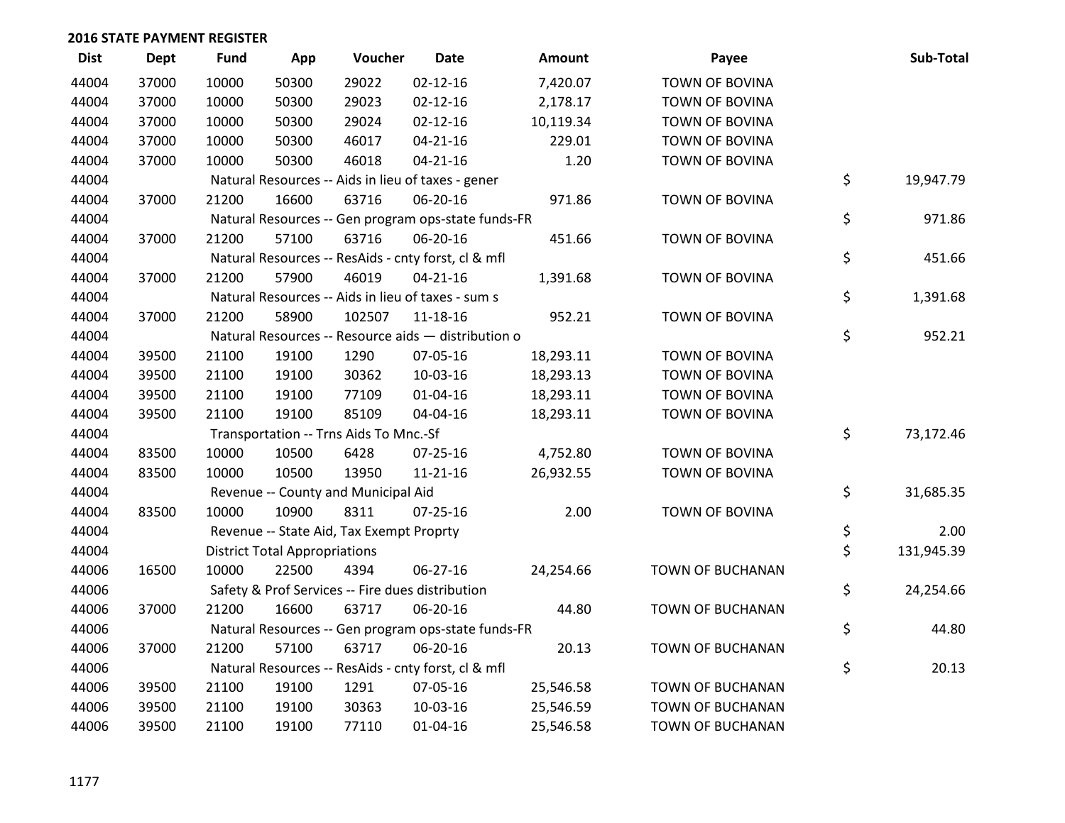## 2016 STATE PAYMENT REGISTER

| Dist | Dept | Fund | App | Voucher | Date | Amount | Payee | | Sub-Total |
|---|---|---|---|---|---|---|---|---|---|
| 44004 | 37000 | 10000 | 50300 | 29022 | 02-12-16 | 7,420.07 | TOWN OF BOVINA | | |
| 44004 | 37000 | 10000 | 50300 | 29023 | 02-12-16 | 2,178.17 | TOWN OF BOVINA | | |
| 44004 | 37000 | 10000 | 50300 | 29024 | 02-12-16 | 10,119.34 | TOWN OF BOVINA | | |
| 44004 | 37000 | 10000 | 50300 | 46017 | 04-21-16 | 229.01 | TOWN OF BOVINA | | |
| 44004 | 37000 | 10000 | 50300 | 46018 | 04-21-16 | 1.20 | TOWN OF BOVINA | | |
| 44004 | | Natural Resources -- Aids in lieu of taxes - gener | | | | | | $ | 19,947.79 |
| 44004 | 37000 | 21200 | 16600 | 63716 | 06-20-16 | 971.86 | TOWN OF BOVINA | | |
| 44004 | | Natural Resources -- Gen program ops-state funds-FR | | | | | | $ | 971.86 |
| 44004 | 37000 | 21200 | 57100 | 63716 | 06-20-16 | 451.66 | TOWN OF BOVINA | | |
| 44004 | | Natural Resources -- ResAids - cnty forst, cl & mfl | | | | | | $ | 451.66 |
| 44004 | 37000 | 21200 | 57900 | 46019 | 04-21-16 | 1,391.68 | TOWN OF BOVINA | | |
| 44004 | | Natural Resources -- Aids in lieu of taxes - sum s | | | | | | $ | 1,391.68 |
| 44004 | 37000 | 21200 | 58900 | 102507 | 11-18-16 | 952.21 | TOWN OF BOVINA | | |
| 44004 | | Natural Resources -- Resource aids — distribution o | | | | | | $ | 952.21 |
| 44004 | 39500 | 21100 | 19100 | 1290 | 07-05-16 | 18,293.11 | TOWN OF BOVINA | | |
| 44004 | 39500 | 21100 | 19100 | 30362 | 10-03-16 | 18,293.13 | TOWN OF BOVINA | | |
| 44004 | 39500 | 21100 | 19100 | 77109 | 01-04-16 | 18,293.11 | TOWN OF BOVINA | | |
| 44004 | 39500 | 21100 | 19100 | 85109 | 04-04-16 | 18,293.11 | TOWN OF BOVINA | | |
| 44004 | | Transportation -- Trns Aids To Mnc.-Sf | | | | | | $ | 73,172.46 |
| 44004 | 83500 | 10000 | 10500 | 6428 | 07-25-16 | 4,752.80 | TOWN OF BOVINA | | |
| 44004 | 83500 | 10000 | 10500 | 13950 | 11-21-16 | 26,932.55 | TOWN OF BOVINA | | |
| 44004 | | Revenue -- County and Municipal Aid | | | | | | $ | 31,685.35 |
| 44004 | 83500 | 10000 | 10900 | 8311 | 07-25-16 | 2.00 | TOWN OF BOVINA | | |
| 44004 | | Revenue -- State Aid, Tax Exempt Proprty | | | | | | $ | 2.00 |
| 44004 | | District Total Appropriations | | | | | | $ | 131,945.39 |
| 44006 | 16500 | 10000 | 22500 | 4394 | 06-27-16 | 24,254.66 | TOWN OF BUCHANAN | | |
| 44006 | | Safety & Prof Services -- Fire dues distribution | | | | | | $ | 24,254.66 |
| 44006 | 37000 | 21200 | 16600 | 63717 | 06-20-16 | 44.80 | TOWN OF BUCHANAN | | |
| 44006 | | Natural Resources -- Gen program ops-state funds-FR | | | | | | $ | 44.80 |
| 44006 | 37000 | 21200 | 57100 | 63717 | 06-20-16 | 20.13 | TOWN OF BUCHANAN | | |
| 44006 | | Natural Resources -- ResAids - cnty forst, cl & mfl | | | | | | $ | 20.13 |
| 44006 | 39500 | 21100 | 19100 | 1291 | 07-05-16 | 25,546.58 | TOWN OF BUCHANAN | | |
| 44006 | 39500 | 21100 | 19100 | 30363 | 10-03-16 | 25,546.59 | TOWN OF BUCHANAN | | |
| 44006 | 39500 | 21100 | 19100 | 77110 | 01-04-16 | 25,546.58 | TOWN OF BUCHANAN | | |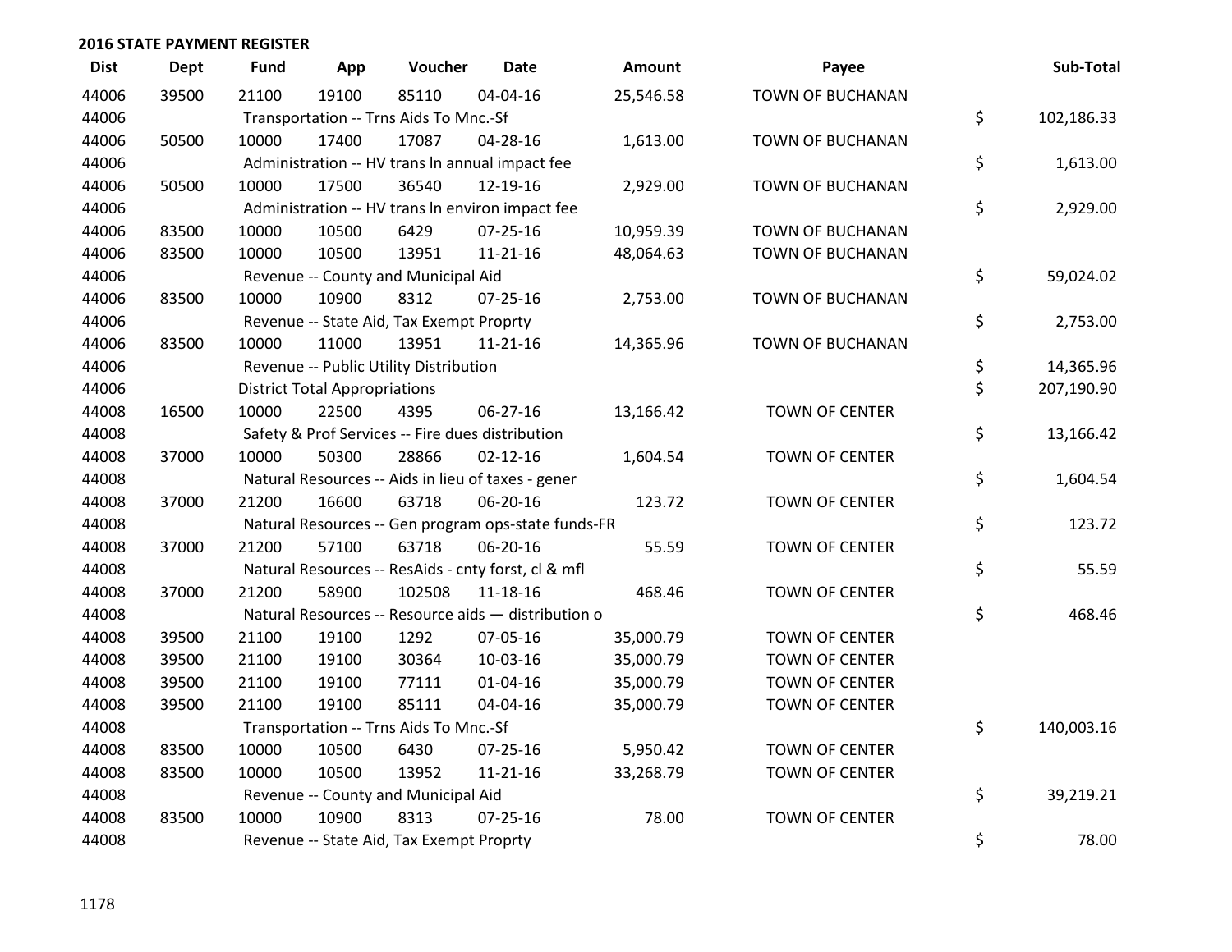## 2016 STATE PAYMENT REGISTER

| Dist | Dept | Fund | App | Voucher | Date | Amount | Payee | Sub-Total |
|---|---|---|---|---|---|---|---|---|
| 44006 | 39500 | 21100 | 19100 | 85110 | 04-04-16 | 25,546.58 | TOWN OF BUCHANAN | |
| 44006 | | Transportation -- Trns Aids To Mnc.-Sf | | | | | | $ 102,186.33 |
| 44006 | 50500 | 10000 | 17400 | 17087 | 04-28-16 | 1,613.00 | TOWN OF BUCHANAN | |
| 44006 | | Administration -- HV trans ln annual impact fee | | | | | | $ 1,613.00 |
| 44006 | 50500 | 10000 | 17500 | 36540 | 12-19-16 | 2,929.00 | TOWN OF BUCHANAN | |
| 44006 | | Administration -- HV trans ln environ impact fee | | | | | | $ 2,929.00 |
| 44006 | 83500 | 10000 | 10500 | 6429 | 07-25-16 | 10,959.39 | TOWN OF BUCHANAN | |
| 44006 | 83500 | 10000 | 10500 | 13951 | 11-21-16 | 48,064.63 | TOWN OF BUCHANAN | |
| 44006 | | Revenue -- County and Municipal Aid | | | | | | $ 59,024.02 |
| 44006 | 83500 | 10000 | 10900 | 8312 | 07-25-16 | 2,753.00 | TOWN OF BUCHANAN | |
| 44006 | | Revenue -- State Aid, Tax Exempt Proprty | | | | | | $ 2,753.00 |
| 44006 | 83500 | 10000 | 11000 | 13951 | 11-21-16 | 14,365.96 | TOWN OF BUCHANAN | |
| 44006 | | Revenue -- Public Utility Distribution | | | | | | $ 14,365.96 |
| 44006 | | District Total Appropriations | | | | | | $ 207,190.90 |
| 44008 | 16500 | 10000 | 22500 | 4395 | 06-27-16 | 13,166.42 | TOWN OF CENTER | |
| 44008 | | Safety & Prof Services -- Fire dues distribution | | | | | | $ 13,166.42 |
| 44008 | 37000 | 10000 | 50300 | 28866 | 02-12-16 | 1,604.54 | TOWN OF CENTER | |
| 44008 | | Natural Resources -- Aids in lieu of taxes - gener | | | | | | $ 1,604.54 |
| 44008 | 37000 | 21200 | 16600 | 63718 | 06-20-16 | 123.72 | TOWN OF CENTER | |
| 44008 | | Natural Resources -- Gen program ops-state funds-FR | | | | | | $ 123.72 |
| 44008 | 37000 | 21200 | 57100 | 63718 | 06-20-16 | 55.59 | TOWN OF CENTER | |
| 44008 | | Natural Resources -- ResAids - cnty forst, cl & mfl | | | | | | $ 55.59 |
| 44008 | 37000 | 21200 | 58900 | 102508 | 11-18-16 | 468.46 | TOWN OF CENTER | |
| 44008 | | Natural Resources -- Resource aids — distribution o | | | | | | $ 468.46 |
| 44008 | 39500 | 21100 | 19100 | 1292 | 07-05-16 | 35,000.79 | TOWN OF CENTER | |
| 44008 | 39500 | 21100 | 19100 | 30364 | 10-03-16 | 35,000.79 | TOWN OF CENTER | |
| 44008 | 39500 | 21100 | 19100 | 77111 | 01-04-16 | 35,000.79 | TOWN OF CENTER | |
| 44008 | 39500 | 21100 | 19100 | 85111 | 04-04-16 | 35,000.79 | TOWN OF CENTER | |
| 44008 | | Transportation -- Trns Aids To Mnc.-Sf | | | | | | $ 140,003.16 |
| 44008 | 83500 | 10000 | 10500 | 6430 | 07-25-16 | 5,950.42 | TOWN OF CENTER | |
| 44008 | 83500 | 10000 | 10500 | 13952 | 11-21-16 | 33,268.79 | TOWN OF CENTER | |
| 44008 | | Revenue -- County and Municipal Aid | | | | | | $ 39,219.21 |
| 44008 | 83500 | 10000 | 10900 | 8313 | 07-25-16 | 78.00 | TOWN OF CENTER | |
| 44008 | | Revenue -- State Aid, Tax Exempt Proprty | | | | | | $ 78.00 |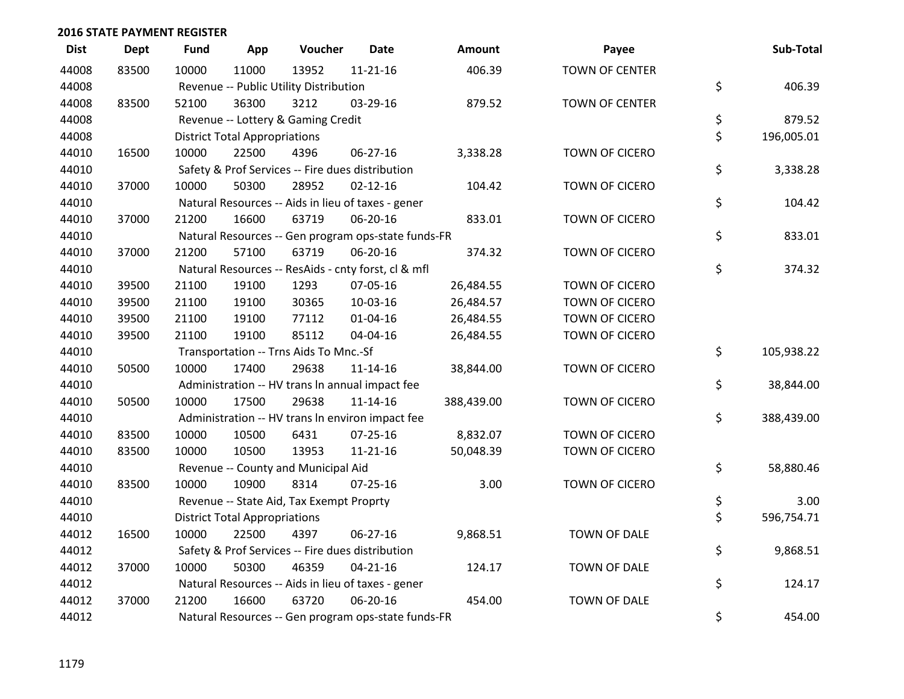## 2016 STATE PAYMENT REGISTER

| Dist | Dept | Fund | App | Voucher | Date | Amount | Payee | Sub-Total |
|---|---|---|---|---|---|---|---|---|
| 44008 | 83500 | 10000 | 11000 | 13952 | 11-21-16 | 406.39 | TOWN OF CENTER | |
| 44008 | | Revenue -- Public Utility Distribution | | | | | | $ 406.39 |
| 44008 | 83500 | 52100 | 36300 | 3212 | 03-29-16 | 879.52 | TOWN OF CENTER | |
| 44008 | | Revenue -- Lottery & Gaming Credit | | | | | | $ 879.52 |
| 44008 | | District Total Appropriations | | | | | | $ 196,005.01 |
| 44010 | 16500 | 10000 | 22500 | 4396 | 06-27-16 | 3,338.28 | TOWN OF CICERO | |
| 44010 | | Safety & Prof Services -- Fire dues distribution | | | | | | $ 3,338.28 |
| 44010 | 37000 | 10000 | 50300 | 28952 | 02-12-16 | 104.42 | TOWN OF CICERO | |
| 44010 | | Natural Resources -- Aids in lieu of taxes - gener | | | | | | $ 104.42 |
| 44010 | 37000 | 21200 | 16600 | 63719 | 06-20-16 | 833.01 | TOWN OF CICERO | |
| 44010 | | Natural Resources -- Gen program ops-state funds-FR | | | | | | $ 833.01 |
| 44010 | 37000 | 21200 | 57100 | 63719 | 06-20-16 | 374.32 | TOWN OF CICERO | |
| 44010 | | Natural Resources -- ResAids - cnty forst, cl & mfl | | | | | | $ 374.32 |
| 44010 | 39500 | 21100 | 19100 | 1293 | 07-05-16 | 26,484.55 | TOWN OF CICERO | |
| 44010 | 39500 | 21100 | 19100 | 30365 | 10-03-16 | 26,484.57 | TOWN OF CICERO | |
| 44010 | 39500 | 21100 | 19100 | 77112 | 01-04-16 | 26,484.55 | TOWN OF CICERO | |
| 44010 | 39500 | 21100 | 19100 | 85112 | 04-04-16 | 26,484.55 | TOWN OF CICERO | |
| 44010 | | Transportation -- Trns Aids To Mnc.-Sf | | | | | | $ 105,938.22 |
| 44010 | 50500 | 10000 | 17400 | 29638 | 11-14-16 | 38,844.00 | TOWN OF CICERO | |
| 44010 | | Administration -- HV trans ln annual impact fee | | | | | | $ 38,844.00 |
| 44010 | 50500 | 10000 | 17500 | 29638 | 11-14-16 | 388,439.00 | TOWN OF CICERO | |
| 44010 | | Administration -- HV trans ln environ impact fee | | | | | | $ 388,439.00 |
| 44010 | 83500 | 10000 | 10500 | 6431 | 07-25-16 | 8,832.07 | TOWN OF CICERO | |
| 44010 | 83500 | 10000 | 10500 | 13953 | 11-21-16 | 50,048.39 | TOWN OF CICERO | |
| 44010 | | Revenue -- County and Municipal Aid | | | | | | $ 58,880.46 |
| 44010 | 83500 | 10000 | 10900 | 8314 | 07-25-16 | 3.00 | TOWN OF CICERO | |
| 44010 | | Revenue -- State Aid, Tax Exempt Proprty | | | | | | $ 3.00 |
| 44010 | | District Total Appropriations | | | | | | $ 596,754.71 |
| 44012 | 16500 | 10000 | 22500 | 4397 | 06-27-16 | 9,868.51 | TOWN OF DALE | |
| 44012 | | Safety & Prof Services -- Fire dues distribution | | | | | | $ 9,868.51 |
| 44012 | 37000 | 10000 | 50300 | 46359 | 04-21-16 | 124.17 | TOWN OF DALE | |
| 44012 | | Natural Resources -- Aids in lieu of taxes - gener | | | | | | $ 124.17 |
| 44012 | 37000 | 21200 | 16600 | 63720 | 06-20-16 | 454.00 | TOWN OF DALE | |
| 44012 | | Natural Resources -- Gen program ops-state funds-FR | | | | | | $ 454.00 |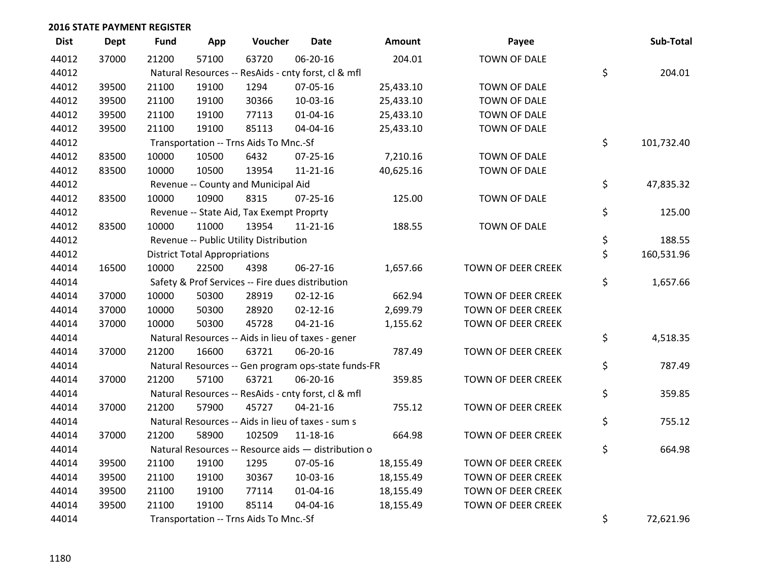## 2016 STATE PAYMENT REGISTER

| Dist | Dept | Fund | App | Voucher | Date | Amount | Payee | Sub-Total |
|---|---|---|---|---|---|---|---|---|
| 44012 | 37000 | 21200 | 57100 | 63720 | 06-20-16 | 204.01 | TOWN OF DALE | |
| 44012 | | Natural Resources -- ResAids - cnty forst, cl & mfl | | | | | | $ 204.01 |
| 44012 | 39500 | 21100 | 19100 | 1294 | 07-05-16 | 25,433.10 | TOWN OF DALE | |
| 44012 | 39500 | 21100 | 19100 | 30366 | 10-03-16 | 25,433.10 | TOWN OF DALE | |
| 44012 | 39500 | 21100 | 19100 | 77113 | 01-04-16 | 25,433.10 | TOWN OF DALE | |
| 44012 | 39500 | 21100 | 19100 | 85113 | 04-04-16 | 25,433.10 | TOWN OF DALE | |
| 44012 | | Transportation -- Trns Aids To Mnc.-Sf | | | | | | $ 101,732.40 |
| 44012 | 83500 | 10000 | 10500 | 6432 | 07-25-16 | 7,210.16 | TOWN OF DALE | |
| 44012 | 83500 | 10000 | 10500 | 13954 | 11-21-16 | 40,625.16 | TOWN OF DALE | |
| 44012 | | Revenue -- County and Municipal Aid | | | | | | $ 47,835.32 |
| 44012 | 83500 | 10000 | 10900 | 8315 | 07-25-16 | 125.00 | TOWN OF DALE | |
| 44012 | | Revenue -- State Aid, Tax Exempt Proprty | | | | | | $ 125.00 |
| 44012 | 83500 | 10000 | 11000 | 13954 | 11-21-16 | 188.55 | TOWN OF DALE | |
| 44012 | | Revenue -- Public Utility Distribution | | | | | | $ 188.55 |
| 44012 | | District Total Appropriations | | | | | | $ 160,531.96 |
| 44014 | 16500 | 10000 | 22500 | 4398 | 06-27-16 | 1,657.66 | TOWN OF DEER CREEK | |
| 44014 | | Safety & Prof Services -- Fire dues distribution | | | | | | $ 1,657.66 |
| 44014 | 37000 | 10000 | 50300 | 28919 | 02-12-16 | 662.94 | TOWN OF DEER CREEK | |
| 44014 | 37000 | 10000 | 50300 | 28920 | 02-12-16 | 2,699.79 | TOWN OF DEER CREEK | |
| 44014 | 37000 | 10000 | 50300 | 45728 | 04-21-16 | 1,155.62 | TOWN OF DEER CREEK | |
| 44014 | | Natural Resources -- Aids in lieu of taxes - gener | | | | | | $ 4,518.35 |
| 44014 | 37000 | 21200 | 16600 | 63721 | 06-20-16 | 787.49 | TOWN OF DEER CREEK | |
| 44014 | | Natural Resources -- Gen program ops-state funds-FR | | | | | | $ 787.49 |
| 44014 | 37000 | 21200 | 57100 | 63721 | 06-20-16 | 359.85 | TOWN OF DEER CREEK | |
| 44014 | | Natural Resources -- ResAids - cnty forst, cl & mfl | | | | | | $ 359.85 |
| 44014 | 37000 | 21200 | 57900 | 45727 | 04-21-16 | 755.12 | TOWN OF DEER CREEK | |
| 44014 | | Natural Resources -- Aids in lieu of taxes - sum s | | | | | | $ 755.12 |
| 44014 | 37000 | 21200 | 58900 | 102509 | 11-18-16 | 664.98 | TOWN OF DEER CREEK | |
| 44014 | | Natural Resources -- Resource aids — distribution o | | | | | | $ 664.98 |
| 44014 | 39500 | 21100 | 19100 | 1295 | 07-05-16 | 18,155.49 | TOWN OF DEER CREEK | |
| 44014 | 39500 | 21100 | 19100 | 30367 | 10-03-16 | 18,155.49 | TOWN OF DEER CREEK | |
| 44014 | 39500 | 21100 | 19100 | 77114 | 01-04-16 | 18,155.49 | TOWN OF DEER CREEK | |
| 44014 | 39500 | 21100 | 19100 | 85114 | 04-04-16 | 18,155.49 | TOWN OF DEER CREEK | |
| 44014 | | Transportation -- Trns Aids To Mnc.-Sf | | | | | | $ 72,621.96 |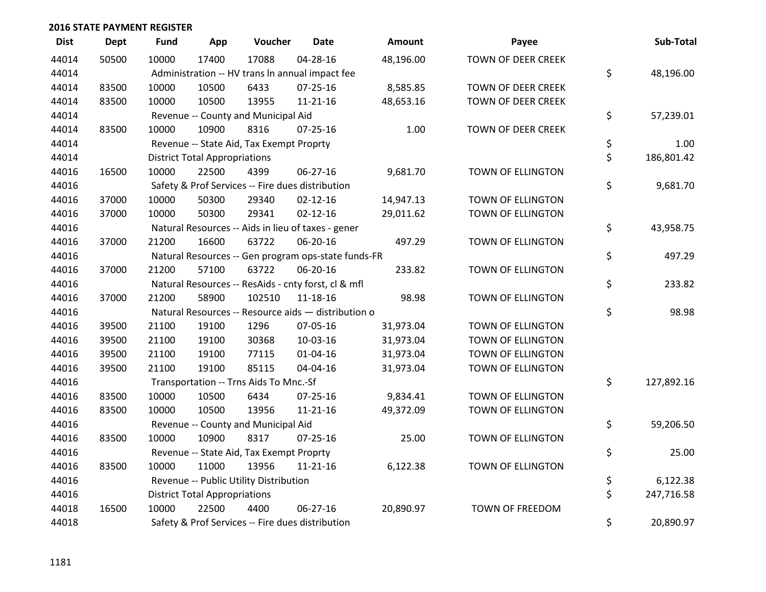**2016 STATE PAYMENT REGISTER**

| Dist | Dept | Fund | App | Voucher | Date | Amount | Payee | | Sub-Total |
|---|---|---|---|---|---|---|---|---|---|
| 44014 | 50500 | 10000 | 17400 | 17088 | 04-28-16 | 48,196.00 | TOWN OF DEER CREEK | | |
| 44014 | | Administration -- HV trans ln annual impact fee | | | | | | $ | 48,196.00 |
| 44014 | 83500 | 10000 | 10500 | 6433 | 07-25-16 | 8,585.85 | TOWN OF DEER CREEK | | |
| 44014 | 83500 | 10000 | 10500 | 13955 | 11-21-16 | 48,653.16 | TOWN OF DEER CREEK | | |
| 44014 | | Revenue -- County and Municipal Aid | | | | | | $ | 57,239.01 |
| 44014 | 83500 | 10000 | 10900 | 8316 | 07-25-16 | 1.00 | TOWN OF DEER CREEK | | |
| 44014 | | Revenue -- State Aid, Tax Exempt Proprty | | | | | | $ | 1.00 |
| 44014 | | District Total Appropriations | | | | | | $ | 186,801.42 |
| 44016 | 16500 | 10000 | 22500 | 4399 | 06-27-16 | 9,681.70 | TOWN OF ELLINGTON | | |
| 44016 | | Safety & Prof Services -- Fire dues distribution | | | | | | $ | 9,681.70 |
| 44016 | 37000 | 10000 | 50300 | 29340 | 02-12-16 | 14,947.13 | TOWN OF ELLINGTON | | |
| 44016 | 37000 | 10000 | 50300 | 29341 | 02-12-16 | 29,011.62 | TOWN OF ELLINGTON | | |
| 44016 | | Natural Resources -- Aids in lieu of taxes - gener | | | | | | $ | 43,958.75 |
| 44016 | 37000 | 21200 | 16600 | 63722 | 06-20-16 | 497.29 | TOWN OF ELLINGTON | | |
| 44016 | | Natural Resources -- Gen program ops-state funds-FR | | | | | | $ | 497.29 |
| 44016 | 37000 | 21200 | 57100 | 63722 | 06-20-16 | 233.82 | TOWN OF ELLINGTON | | |
| 44016 | | Natural Resources -- ResAids - cnty forst, cl & mfl | | | | | | $ | 233.82 |
| 44016 | 37000 | 21200 | 58900 | 102510 | 11-18-16 | 98.98 | TOWN OF ELLINGTON | | |
| 44016 | | Natural Resources -- Resource aids — distribution o | | | | | | $ | 98.98 |
| 44016 | 39500 | 21100 | 19100 | 1296 | 07-05-16 | 31,973.04 | TOWN OF ELLINGTON | | |
| 44016 | 39500 | 21100 | 19100 | 30368 | 10-03-16 | 31,973.04 | TOWN OF ELLINGTON | | |
| 44016 | 39500 | 21100 | 19100 | 77115 | 01-04-16 | 31,973.04 | TOWN OF ELLINGTON | | |
| 44016 | 39500 | 21100 | 19100 | 85115 | 04-04-16 | 31,973.04 | TOWN OF ELLINGTON | | |
| 44016 | | Transportation -- Trns Aids To Mnc.-Sf | | | | | | $ | 127,892.16 |
| 44016 | 83500 | 10000 | 10500 | 6434 | 07-25-16 | 9,834.41 | TOWN OF ELLINGTON | | |
| 44016 | 83500 | 10000 | 10500 | 13956 | 11-21-16 | 49,372.09 | TOWN OF ELLINGTON | | |
| 44016 | | Revenue -- County and Municipal Aid | | | | | | $ | 59,206.50 |
| 44016 | 83500 | 10000 | 10900 | 8317 | 07-25-16 | 25.00 | TOWN OF ELLINGTON | | |
| 44016 | | Revenue -- State Aid, Tax Exempt Proprty | | | | | | $ | 25.00 |
| 44016 | 83500 | 10000 | 11000 | 13956 | 11-21-16 | 6,122.38 | TOWN OF ELLINGTON | | |
| 44016 | | Revenue -- Public Utility Distribution | | | | | | $ | 6,122.38 |
| 44016 | | District Total Appropriations | | | | | | $ | 247,716.58 |
| 44018 | 16500 | 10000 | 22500 | 4400 | 06-27-16 | 20,890.97 | TOWN OF FREEDOM | | |
| 44018 | | Safety & Prof Services -- Fire dues distribution | | | | | | $ | 20,890.97 |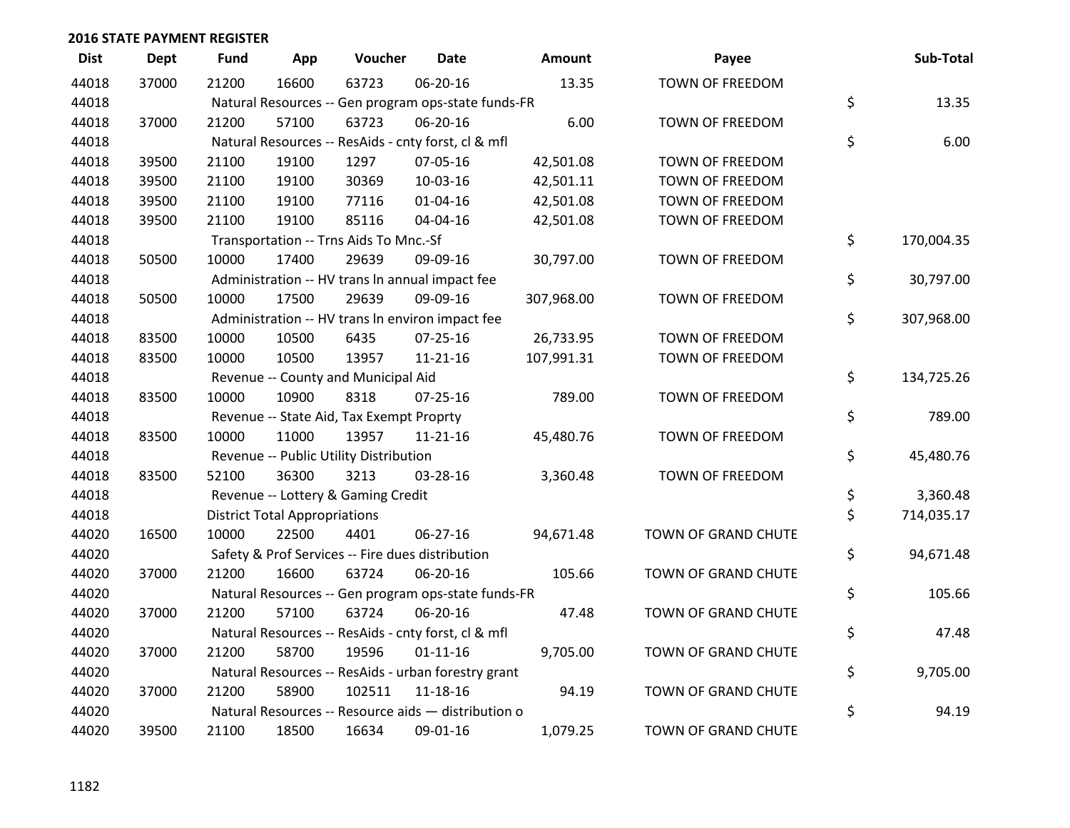## 2016 STATE PAYMENT REGISTER

| Dist | Dept | Fund | App | Voucher | Date | Amount | Payee | Sub-Total |
|---|---|---|---|---|---|---|---|---|
| 44018 | 37000 | 21200 | 16600 | 63723 | 06-20-16 | 13.35 | TOWN OF FREEDOM | |
| 44018 | | Natural Resources -- Gen program ops-state funds-FR | | | | | | $ 13.35 |
| 44018 | 37000 | 21200 | 57100 | 63723 | 06-20-16 | 6.00 | TOWN OF FREEDOM | |
| 44018 | | Natural Resources -- ResAids - cnty forst, cl & mfl | | | | | | $ 6.00 |
| 44018 | 39500 | 21100 | 19100 | 1297 | 07-05-16 | 42,501.08 | TOWN OF FREEDOM | |
| 44018 | 39500 | 21100 | 19100 | 30369 | 10-03-16 | 42,501.11 | TOWN OF FREEDOM | |
| 44018 | 39500 | 21100 | 19100 | 77116 | 01-04-16 | 42,501.08 | TOWN OF FREEDOM | |
| 44018 | 39500 | 21100 | 19100 | 85116 | 04-04-16 | 42,501.08 | TOWN OF FREEDOM | |
| 44018 | | Transportation -- Trns Aids To Mnc.-Sf | | | | | | $ 170,004.35 |
| 44018 | 50500 | 10000 | 17400 | 29639 | 09-09-16 | 30,797.00 | TOWN OF FREEDOM | |
| 44018 | | Administration -- HV trans ln annual impact fee | | | | | | $ 30,797.00 |
| 44018 | 50500 | 10000 | 17500 | 29639 | 09-09-16 | 307,968.00 | TOWN OF FREEDOM | |
| 44018 | | Administration -- HV trans ln environ impact fee | | | | | | $ 307,968.00 |
| 44018 | 83500 | 10000 | 10500 | 6435 | 07-25-16 | 26,733.95 | TOWN OF FREEDOM | |
| 44018 | 83500 | 10000 | 10500 | 13957 | 11-21-16 | 107,991.31 | TOWN OF FREEDOM | |
| 44018 | | Revenue -- County and Municipal Aid | | | | | | $ 134,725.26 |
| 44018 | 83500 | 10000 | 10900 | 8318 | 07-25-16 | 789.00 | TOWN OF FREEDOM | |
| 44018 | | Revenue -- State Aid, Tax Exempt Proprty | | | | | | $ 789.00 |
| 44018 | 83500 | 10000 | 11000 | 13957 | 11-21-16 | 45,480.76 | TOWN OF FREEDOM | |
| 44018 | | Revenue -- Public Utility Distribution | | | | | | $ 45,480.76 |
| 44018 | 83500 | 52100 | 36300 | 3213 | 03-28-16 | 3,360.48 | TOWN OF FREEDOM | |
| 44018 | | Revenue -- Lottery & Gaming Credit | | | | | | $ 3,360.48 |
| 44018 | | District Total Appropriations | | | | | | $ 714,035.17 |
| 44020 | 16500 | 10000 | 22500 | 4401 | 06-27-16 | 94,671.48 | TOWN OF GRAND CHUTE | |
| 44020 | | Safety & Prof Services -- Fire dues distribution | | | | | | $ 94,671.48 |
| 44020 | 37000 | 21200 | 16600 | 63724 | 06-20-16 | 105.66 | TOWN OF GRAND CHUTE | |
| 44020 | | Natural Resources -- Gen program ops-state funds-FR | | | | | | $ 105.66 |
| 44020 | 37000 | 21200 | 57100 | 63724 | 06-20-16 | 47.48 | TOWN OF GRAND CHUTE | |
| 44020 | | Natural Resources -- ResAids - cnty forst, cl & mfl | | | | | | $ 47.48 |
| 44020 | 37000 | 21200 | 58700 | 19596 | 01-11-16 | 9,705.00 | TOWN OF GRAND CHUTE | |
| 44020 | | Natural Resources -- ResAids - urban forestry grant | | | | | | $ 9,705.00 |
| 44020 | 37000 | 21200 | 58900 | 102511 | 11-18-16 | 94.19 | TOWN OF GRAND CHUTE | |
| 44020 | | Natural Resources -- Resource aids — distribution o | | | | | | $ 94.19 |
| 44020 | 39500 | 21100 | 18500 | 16634 | 09-01-16 | 1,079.25 | TOWN OF GRAND CHUTE | |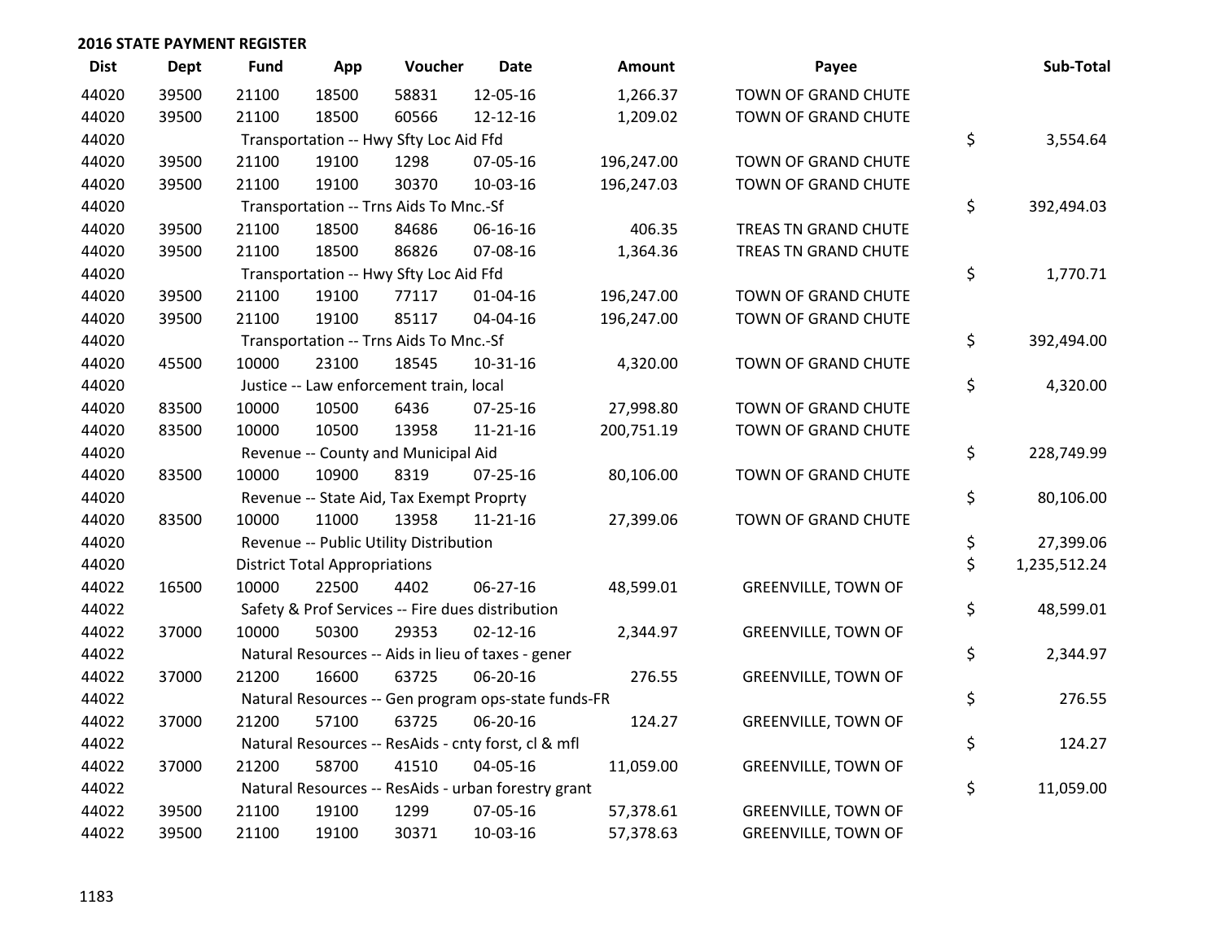## 2016 STATE PAYMENT REGISTER

| Dist | Dept | Fund | App | Voucher | Date | Amount | Payee | Sub-Total |
|---|---|---|---|---|---|---|---|---|
| 44020 | 39500 | 21100 | 18500 | 58831 | 12-05-16 | 1,266.37 | TOWN OF GRAND CHUTE | |
| 44020 | 39500 | 21100 | 18500 | 60566 | 12-12-16 | 1,209.02 | TOWN OF GRAND CHUTE | |
| 44020 | | Transportation -- Hwy Sfty Loc Aid Ffd | | | | | | $ 3,554.64 |
| 44020 | 39500 | 21100 | 19100 | 1298 | 07-05-16 | 196,247.00 | TOWN OF GRAND CHUTE | |
| 44020 | 39500 | 21100 | 19100 | 30370 | 10-03-16 | 196,247.03 | TOWN OF GRAND CHUTE | |
| 44020 | | Transportation -- Trns Aids To Mnc.-Sf | | | | | | $ 392,494.03 |
| 44020 | 39500 | 21100 | 18500 | 84686 | 06-16-16 | 406.35 | TREAS TN GRAND CHUTE | |
| 44020 | 39500 | 21100 | 18500 | 86826 | 07-08-16 | 1,364.36 | TREAS TN GRAND CHUTE | |
| 44020 | | Transportation -- Hwy Sfty Loc Aid Ffd | | | | | | $ 1,770.71 |
| 44020 | 39500 | 21100 | 19100 | 77117 | 01-04-16 | 196,247.00 | TOWN OF GRAND CHUTE | |
| 44020 | 39500 | 21100 | 19100 | 85117 | 04-04-16 | 196,247.00 | TOWN OF GRAND CHUTE | |
| 44020 | | Transportation -- Trns Aids To Mnc.-Sf | | | | | | $ 392,494.00 |
| 44020 | 45500 | 10000 | 23100 | 18545 | 10-31-16 | 4,320.00 | TOWN OF GRAND CHUTE | |
| 44020 | | Justice -- Law enforcement train, local | | | | | | $ 4,320.00 |
| 44020 | 83500 | 10000 | 10500 | 6436 | 07-25-16 | 27,998.80 | TOWN OF GRAND CHUTE | |
| 44020 | 83500 | 10000 | 10500 | 13958 | 11-21-16 | 200,751.19 | TOWN OF GRAND CHUTE | |
| 44020 | | Revenue -- County and Municipal Aid | | | | | | $ 228,749.99 |
| 44020 | 83500 | 10000 | 10900 | 8319 | 07-25-16 | 80,106.00 | TOWN OF GRAND CHUTE | |
| 44020 | | Revenue -- State Aid, Tax Exempt Proprty | | | | | | $ 80,106.00 |
| 44020 | 83500 | 10000 | 11000 | 13958 | 11-21-16 | 27,399.06 | TOWN OF GRAND CHUTE | |
| 44020 | | Revenue -- Public Utility Distribution | | | | | | $ 27,399.06 |
| 44020 | | District Total Appropriations | | | | | | $ 1,235,512.24 |
| 44022 | 16500 | 10000 | 22500 | 4402 | 06-27-16 | 48,599.01 | GREENVILLE, TOWN OF | |
| 44022 | | Safety & Prof Services -- Fire dues distribution | | | | | | $ 48,599.01 |
| 44022 | 37000 | 10000 | 50300 | 29353 | 02-12-16 | 2,344.97 | GREENVILLE, TOWN OF | |
| 44022 | | Natural Resources -- Aids in lieu of taxes - gener | | | | | | $ 2,344.97 |
| 44022 | 37000 | 21200 | 16600 | 63725 | 06-20-16 | 276.55 | GREENVILLE, TOWN OF | |
| 44022 | | Natural Resources -- Gen program ops-state funds-FR | | | | | | $ 276.55 |
| 44022 | 37000 | 21200 | 57100 | 63725 | 06-20-16 | 124.27 | GREENVILLE, TOWN OF | |
| 44022 | | Natural Resources -- ResAids - cnty forst, cl & mfl | | | | | | $ 124.27 |
| 44022 | 37000 | 21200 | 58700 | 41510 | 04-05-16 | 11,059.00 | GREENVILLE, TOWN OF | |
| 44022 | | Natural Resources -- ResAids - urban forestry grant | | | | | | $ 11,059.00 |
| 44022 | 39500 | 21100 | 19100 | 1299 | 07-05-16 | 57,378.61 | GREENVILLE, TOWN OF | |
| 44022 | 39500 | 21100 | 19100 | 30371 | 10-03-16 | 57,378.63 | GREENVILLE, TOWN OF | |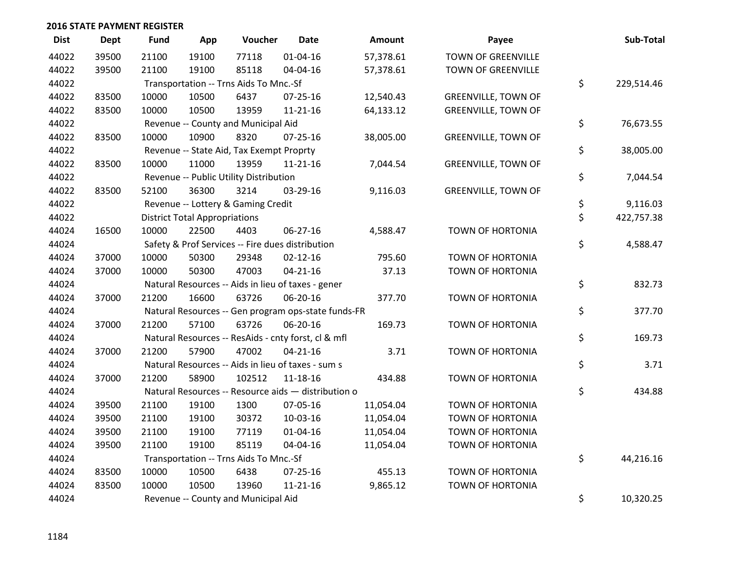## 2016 STATE PAYMENT REGISTER

| Dist | Dept | Fund | App | Voucher | Date | Amount | Payee | Sub-Total |
|---|---|---|---|---|---|---|---|---|
| 44022 | 39500 | 21100 | 19100 | 77118 | 01-04-16 | 57,378.61 | TOWN OF GREENVILLE | |
| 44022 | 39500 | 21100 | 19100 | 85118 | 04-04-16 | 57,378.61 | TOWN OF GREENVILLE | |
| 44022 | | Transportation -- Trns Aids To Mnc.-Sf | | | | | | $ 229,514.46 |
| 44022 | 83500 | 10000 | 10500 | 6437 | 07-25-16 | 12,540.43 | GREENVILLE, TOWN OF | |
| 44022 | 83500 | 10000 | 10500 | 13959 | 11-21-16 | 64,133.12 | GREENVILLE, TOWN OF | |
| 44022 | | Revenue -- County and Municipal Aid | | | | | | $ 76,673.55 |
| 44022 | 83500 | 10000 | 10900 | 8320 | 07-25-16 | 38,005.00 | GREENVILLE, TOWN OF | |
| 44022 | | Revenue -- State Aid, Tax Exempt Proprty | | | | | | $ 38,005.00 |
| 44022 | 83500 | 10000 | 11000 | 13959 | 11-21-16 | 7,044.54 | GREENVILLE, TOWN OF | |
| 44022 | | Revenue -- Public Utility Distribution | | | | | | $ 7,044.54 |
| 44022 | 83500 | 52100 | 36300 | 3214 | 03-29-16 | 9,116.03 | GREENVILLE, TOWN OF | |
| 44022 | | Revenue -- Lottery & Gaming Credit | | | | | | $ 9,116.03 |
| 44022 | | District Total Appropriations | | | | | | $ 422,757.38 |
| 44024 | 16500 | 10000 | 22500 | 4403 | 06-27-16 | 4,588.47 | TOWN OF HORTONIA | |
| 44024 | | Safety & Prof Services -- Fire dues distribution | | | | | | $ 4,588.47 |
| 44024 | 37000 | 10000 | 50300 | 29348 | 02-12-16 | 795.60 | TOWN OF HORTONIA | |
| 44024 | 37000 | 10000 | 50300 | 47003 | 04-21-16 | 37.13 | TOWN OF HORTONIA | |
| 44024 | | Natural Resources -- Aids in lieu of taxes - gener | | | | | | $ 832.73 |
| 44024 | 37000 | 21200 | 16600 | 63726 | 06-20-16 | 377.70 | TOWN OF HORTONIA | |
| 44024 | | Natural Resources -- Gen program ops-state funds-FR | | | | | | $ 377.70 |
| 44024 | 37000 | 21200 | 57100 | 63726 | 06-20-16 | 169.73 | TOWN OF HORTONIA | |
| 44024 | | Natural Resources -- ResAids - cnty forst, cl & mfl | | | | | | $ 169.73 |
| 44024 | 37000 | 21200 | 57900 | 47002 | 04-21-16 | 3.71 | TOWN OF HORTONIA | |
| 44024 | | Natural Resources -- Aids in lieu of taxes - sum s | | | | | | $ 3.71 |
| 44024 | 37000 | 21200 | 58900 | 102512 | 11-18-16 | 434.88 | TOWN OF HORTONIA | |
| 44024 | | Natural Resources -- Resource aids — distribution o | | | | | | $ 434.88 |
| 44024 | 39500 | 21100 | 19100 | 1300 | 07-05-16 | 11,054.04 | TOWN OF HORTONIA | |
| 44024 | 39500 | 21100 | 19100 | 30372 | 10-03-16 | 11,054.04 | TOWN OF HORTONIA | |
| 44024 | 39500 | 21100 | 19100 | 77119 | 01-04-16 | 11,054.04 | TOWN OF HORTONIA | |
| 44024 | 39500 | 21100 | 19100 | 85119 | 04-04-16 | 11,054.04 | TOWN OF HORTONIA | |
| 44024 | | Transportation -- Trns Aids To Mnc.-Sf | | | | | | $ 44,216.16 |
| 44024 | 83500 | 10000 | 10500 | 6438 | 07-25-16 | 455.13 | TOWN OF HORTONIA | |
| 44024 | 83500 | 10000 | 10500 | 13960 | 11-21-16 | 9,865.12 | TOWN OF HORTONIA | |
| 44024 | | Revenue -- County and Municipal Aid | | | | | | $ 10,320.25 |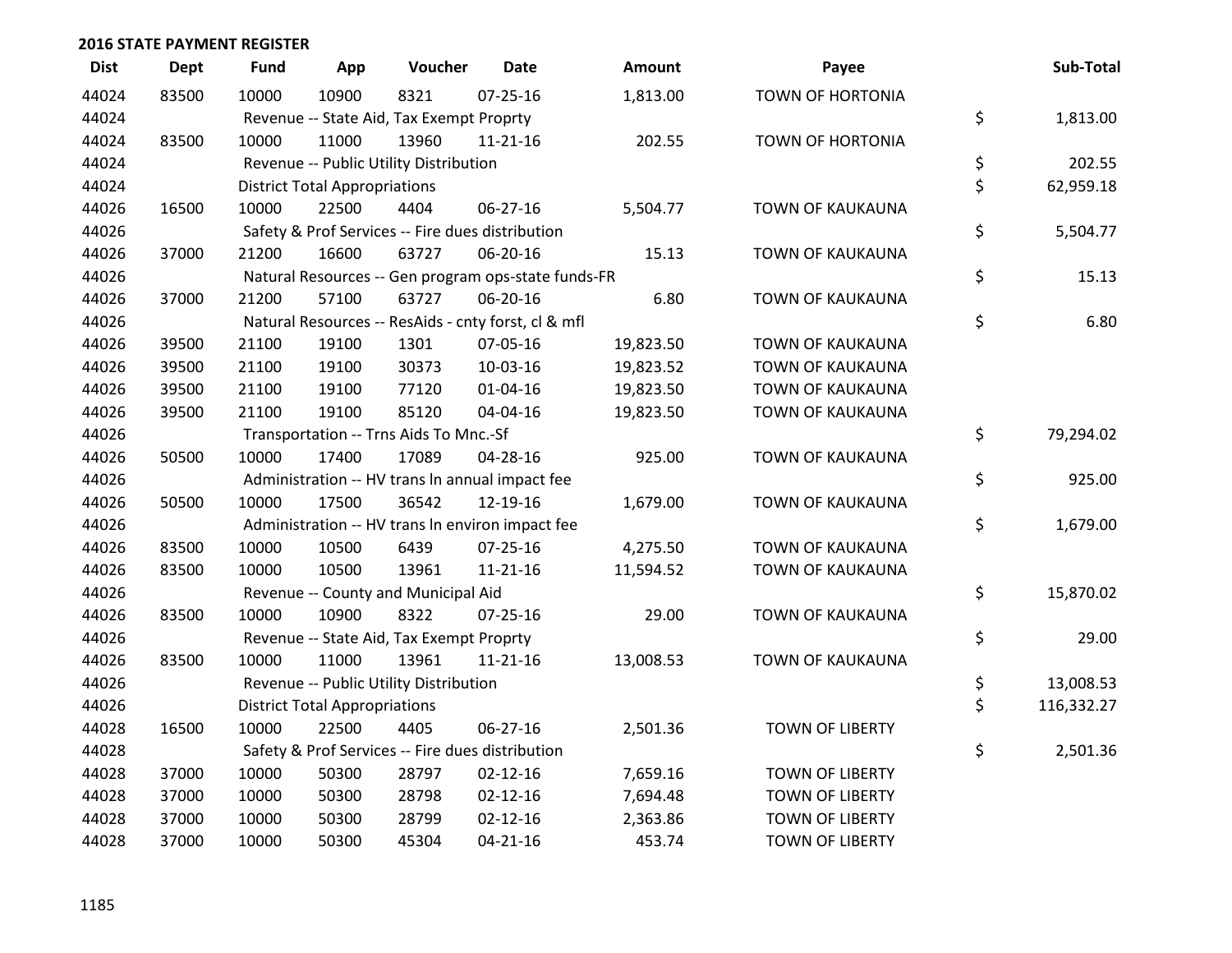## 2016 STATE PAYMENT REGISTER

| Dist | Dept | Fund | App | Voucher | Date | Amount | Payee | Sub-Total |
|---|---|---|---|---|---|---|---|---|
| 44024 | 83500 | 10000 | 10900 | 8321 | 07-25-16 | 1,813.00 | TOWN OF HORTONIA | |
| 44024 | | Revenue -- State Aid, Tax Exempt Proprty | | | | | | $ 1,813.00 |
| 44024 | 83500 | 10000 | 11000 | 13960 | 11-21-16 | 202.55 | TOWN OF HORTONIA | |
| 44024 | | Revenue -- Public Utility Distribution | | | | | | $ 202.55 |
| 44024 | | District Total Appropriations | | | | | | $ 62,959.18 |
| 44026 | 16500 | 10000 | 22500 | 4404 | 06-27-16 | 5,504.77 | TOWN OF KAUKAUNA | |
| 44026 | | Safety & Prof Services -- Fire dues distribution | | | | | | $ 5,504.77 |
| 44026 | 37000 | 21200 | 16600 | 63727 | 06-20-16 | 15.13 | TOWN OF KAUKAUNA | |
| 44026 | | Natural Resources -- Gen program ops-state funds-FR | | | | | | $ 15.13 |
| 44026 | 37000 | 21200 | 57100 | 63727 | 06-20-16 | 6.80 | TOWN OF KAUKAUNA | |
| 44026 | | Natural Resources -- ResAids - cnty forst, cl & mfl | | | | | | $ 6.80 |
| 44026 | 39500 | 21100 | 19100 | 1301 | 07-05-16 | 19,823.50 | TOWN OF KAUKAUNA | |
| 44026 | 39500 | 21100 | 19100 | 30373 | 10-03-16 | 19,823.52 | TOWN OF KAUKAUNA | |
| 44026 | 39500 | 21100 | 19100 | 77120 | 01-04-16 | 19,823.50 | TOWN OF KAUKAUNA | |
| 44026 | 39500 | 21100 | 19100 | 85120 | 04-04-16 | 19,823.50 | TOWN OF KAUKAUNA | |
| 44026 | | Transportation -- Trns Aids To Mnc.-Sf | | | | | | $ 79,294.02 |
| 44026 | 50500 | 10000 | 17400 | 17089 | 04-28-16 | 925.00 | TOWN OF KAUKAUNA | |
| 44026 | | Administration -- HV trans ln annual impact fee | | | | | | $ 925.00 |
| 44026 | 50500 | 10000 | 17500 | 36542 | 12-19-16 | 1,679.00 | TOWN OF KAUKAUNA | |
| 44026 | | Administration -- HV trans ln environ impact fee | | | | | | $ 1,679.00 |
| 44026 | 83500 | 10000 | 10500 | 6439 | 07-25-16 | 4,275.50 | TOWN OF KAUKAUNA | |
| 44026 | 83500 | 10000 | 10500 | 13961 | 11-21-16 | 11,594.52 | TOWN OF KAUKAUNA | |
| 44026 | | Revenue -- County and Municipal Aid | | | | | | $ 15,870.02 |
| 44026 | 83500 | 10000 | 10900 | 8322 | 07-25-16 | 29.00 | TOWN OF KAUKAUNA | |
| 44026 | | Revenue -- State Aid, Tax Exempt Proprty | | | | | | $ 29.00 |
| 44026 | 83500 | 10000 | 11000 | 13961 | 11-21-16 | 13,008.53 | TOWN OF KAUKAUNA | |
| 44026 | | Revenue -- Public Utility Distribution | | | | | | $ 13,008.53 |
| 44026 | | District Total Appropriations | | | | | | $ 116,332.27 |
| 44028 | 16500 | 10000 | 22500 | 4405 | 06-27-16 | 2,501.36 | TOWN OF LIBERTY | |
| 44028 | | Safety & Prof Services -- Fire dues distribution | | | | | | $ 2,501.36 |
| 44028 | 37000 | 10000 | 50300 | 28797 | 02-12-16 | 7,659.16 | TOWN OF LIBERTY | |
| 44028 | 37000 | 10000 | 50300 | 28798 | 02-12-16 | 7,694.48 | TOWN OF LIBERTY | |
| 44028 | 37000 | 10000 | 50300 | 28799 | 02-12-16 | 2,363.86 | TOWN OF LIBERTY | |
| 44028 | 37000 | 10000 | 50300 | 45304 | 04-21-16 | 453.74 | TOWN OF LIBERTY | |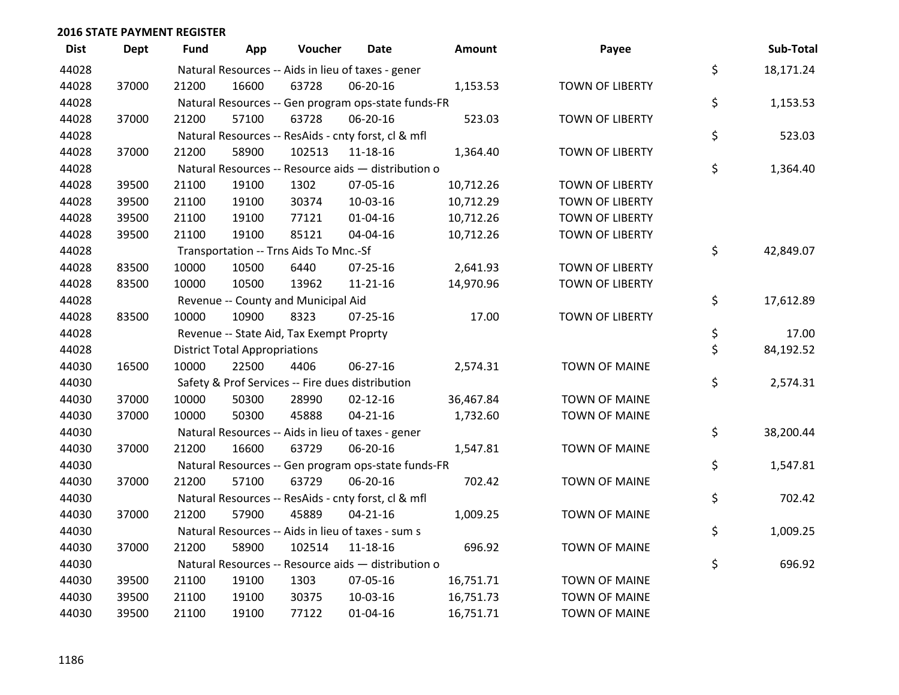## 2016 STATE PAYMENT REGISTER

| Dist | Dept | Fund | App | Voucher | Date | Amount | Payee | | Sub-Total |
|---|---|---|---|---|---|---|---|---|---|
| 44028 | | Natural Resources -- Aids in lieu of taxes - gener | | | | | | $ | 18,171.24 |
| 44028 | 37000 | 21200 | 16600 | 63728 | 06-20-16 | 1,153.53 | TOWN OF LIBERTY | | |
| 44028 | | Natural Resources -- Gen program ops-state funds-FR | | | | | | $ | 1,153.53 |
| 44028 | 37000 | 21200 | 57100 | 63728 | 06-20-16 | 523.03 | TOWN OF LIBERTY | | |
| 44028 | | Natural Resources -- ResAids - cnty forst, cl & mfl | | | | | | $ | 523.03 |
| 44028 | 37000 | 21200 | 58900 | 102513 | 11-18-16 | 1,364.40 | TOWN OF LIBERTY | | |
| 44028 | | Natural Resources -- Resource aids — distribution o | | | | | | $ | 1,364.40 |
| 44028 | 39500 | 21100 | 19100 | 1302 | 07-05-16 | 10,712.26 | TOWN OF LIBERTY | | |
| 44028 | 39500 | 21100 | 19100 | 30374 | 10-03-16 | 10,712.29 | TOWN OF LIBERTY | | |
| 44028 | 39500 | 21100 | 19100 | 77121 | 01-04-16 | 10,712.26 | TOWN OF LIBERTY | | |
| 44028 | 39500 | 21100 | 19100 | 85121 | 04-04-16 | 10,712.26 | TOWN OF LIBERTY | | |
| 44028 | | Transportation -- Trns Aids To Mnc.-Sf | | | | | | $ | 42,849.07 |
| 44028 | 83500 | 10000 | 10500 | 6440 | 07-25-16 | 2,641.93 | TOWN OF LIBERTY | | |
| 44028 | 83500 | 10000 | 10500 | 13962 | 11-21-16 | 14,970.96 | TOWN OF LIBERTY | | |
| 44028 | | Revenue -- County and Municipal Aid | | | | | | $ | 17,612.89 |
| 44028 | 83500 | 10000 | 10900 | 8323 | 07-25-16 | 17.00 | TOWN OF LIBERTY | | |
| 44028 | | Revenue -- State Aid, Tax Exempt Proprty | | | | | | $ | 17.00 |
| 44028 | | District Total Appropriations | | | | | | $ | 84,192.52 |
| 44030 | 16500 | 10000 | 22500 | 4406 | 06-27-16 | 2,574.31 | TOWN OF MAINE | | |
| 44030 | | Safety & Prof Services -- Fire dues distribution | | | | | | $ | 2,574.31 |
| 44030 | 37000 | 10000 | 50300 | 28990 | 02-12-16 | 36,467.84 | TOWN OF MAINE | | |
| 44030 | 37000 | 10000 | 50300 | 45888 | 04-21-16 | 1,732.60 | TOWN OF MAINE | | |
| 44030 | | Natural Resources -- Aids in lieu of taxes - gener | | | | | | $ | 38,200.44 |
| 44030 | 37000 | 21200 | 16600 | 63729 | 06-20-16 | 1,547.81 | TOWN OF MAINE | | |
| 44030 | | Natural Resources -- Gen program ops-state funds-FR | | | | | | $ | 1,547.81 |
| 44030 | 37000 | 21200 | 57100 | 63729 | 06-20-16 | 702.42 | TOWN OF MAINE | | |
| 44030 | | Natural Resources -- ResAids - cnty forst, cl & mfl | | | | | | $ | 702.42 |
| 44030 | 37000 | 21200 | 57900 | 45889 | 04-21-16 | 1,009.25 | TOWN OF MAINE | | |
| 44030 | | Natural Resources -- Aids in lieu of taxes - sum s | | | | | | $ | 1,009.25 |
| 44030 | 37000 | 21200 | 58900 | 102514 | 11-18-16 | 696.92 | TOWN OF MAINE | | |
| 44030 | | Natural Resources -- Resource aids — distribution o | | | | | | $ | 696.92 |
| 44030 | 39500 | 21100 | 19100 | 1303 | 07-05-16 | 16,751.71 | TOWN OF MAINE | | |
| 44030 | 39500 | 21100 | 19100 | 30375 | 10-03-16 | 16,751.73 | TOWN OF MAINE | | |
| 44030 | 39500 | 21100 | 19100 | 77122 | 01-04-16 | 16,751.71 | TOWN OF MAINE | | |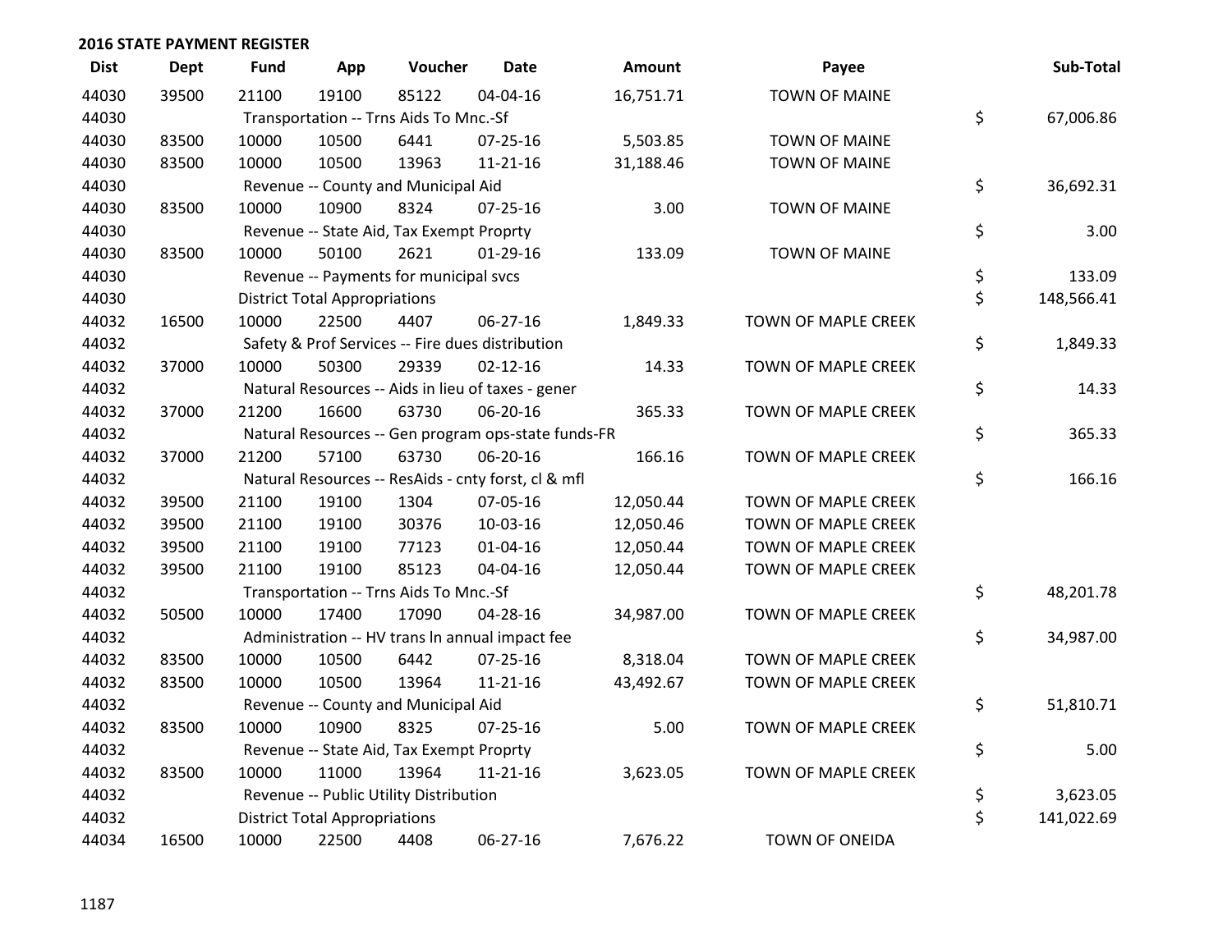## 2016 STATE PAYMENT REGISTER

| Dist | Dept | Fund | App | Voucher | Date | Amount | Payee | Sub-Total |
|---|---|---|---|---|---|---|---|---|
| 44030 | 39500 | 21100 | 19100 | 85122 | 04-04-16 | 16,751.71 | TOWN OF MAINE | |
| 44030 | | Transportation -- Trns Aids To Mnc.-Sf | | | | | | $ 67,006.86 |
| 44030 | 83500 | 10000 | 10500 | 6441 | 07-25-16 | 5,503.85 | TOWN OF MAINE | |
| 44030 | 83500 | 10000 | 10500 | 13963 | 11-21-16 | 31,188.46 | TOWN OF MAINE | |
| 44030 | | Revenue -- County and Municipal Aid | | | | | | $ 36,692.31 |
| 44030 | 83500 | 10000 | 10900 | 8324 | 07-25-16 | 3.00 | TOWN OF MAINE | |
| 44030 | | Revenue -- State Aid, Tax Exempt Proprty | | | | | | $ 3.00 |
| 44030 | 83500 | 10000 | 50100 | 2621 | 01-29-16 | 133.09 | TOWN OF MAINE | |
| 44030 | | Revenue -- Payments for municipal svcs | | | | | | $ 133.09 |
| 44030 | | District Total Appropriations | | | | | | $ 148,566.41 |
| 44032 | 16500 | 10000 | 22500 | 4407 | 06-27-16 | 1,849.33 | TOWN OF MAPLE CREEK | |
| 44032 | | Safety & Prof Services -- Fire dues distribution | | | | | | $ 1,849.33 |
| 44032 | 37000 | 10000 | 50300 | 29339 | 02-12-16 | 14.33 | TOWN OF MAPLE CREEK | |
| 44032 | | Natural Resources -- Aids in lieu of taxes - gener | | | | | | $ 14.33 |
| 44032 | 37000 | 21200 | 16600 | 63730 | 06-20-16 | 365.33 | TOWN OF MAPLE CREEK | |
| 44032 | | Natural Resources -- Gen program ops-state funds-FR | | | | | | $ 365.33 |
| 44032 | 37000 | 21200 | 57100 | 63730 | 06-20-16 | 166.16 | TOWN OF MAPLE CREEK | |
| 44032 | | Natural Resources -- ResAids - cnty forst, cl & mfl | | | | | | $ 166.16 |
| 44032 | 39500 | 21100 | 19100 | 1304 | 07-05-16 | 12,050.44 | TOWN OF MAPLE CREEK | |
| 44032 | 39500 | 21100 | 19100 | 30376 | 10-03-16 | 12,050.46 | TOWN OF MAPLE CREEK | |
| 44032 | 39500 | 21100 | 19100 | 77123 | 01-04-16 | 12,050.44 | TOWN OF MAPLE CREEK | |
| 44032 | 39500 | 21100 | 19100 | 85123 | 04-04-16 | 12,050.44 | TOWN OF MAPLE CREEK | |
| 44032 | | Transportation -- Trns Aids To Mnc.-Sf | | | | | | $ 48,201.78 |
| 44032 | 50500 | 10000 | 17400 | 17090 | 04-28-16 | 34,987.00 | TOWN OF MAPLE CREEK | |
| 44032 | | Administration -- HV trans ln annual impact fee | | | | | | $ 34,987.00 |
| 44032 | 83500 | 10000 | 10500 | 6442 | 07-25-16 | 8,318.04 | TOWN OF MAPLE CREEK | |
| 44032 | 83500 | 10000 | 10500 | 13964 | 11-21-16 | 43,492.67 | TOWN OF MAPLE CREEK | |
| 44032 | | Revenue -- County and Municipal Aid | | | | | | $ 51,810.71 |
| 44032 | 83500 | 10000 | 10900 | 8325 | 07-25-16 | 5.00 | TOWN OF MAPLE CREEK | |
| 44032 | | Revenue -- State Aid, Tax Exempt Proprty | | | | | | $ 5.00 |
| 44032 | 83500 | 10000 | 11000 | 13964 | 11-21-16 | 3,623.05 | TOWN OF MAPLE CREEK | |
| 44032 | | Revenue -- Public Utility Distribution | | | | | | $ 3,623.05 |
| 44032 | | District Total Appropriations | | | | | | $ 141,022.69 |
| 44034 | 16500 | 10000 | 22500 | 4408 | 06-27-16 | 7,676.22 | TOWN OF ONEIDA | |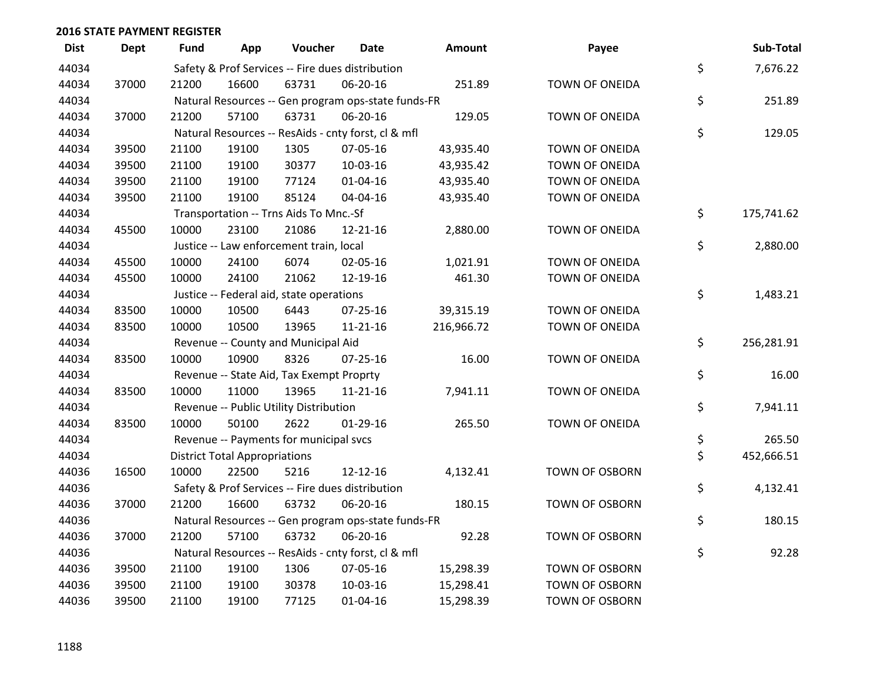**2016 STATE PAYMENT REGISTER**

| Dist | Dept | Fund | App | Voucher | Date | Amount | Payee | | Sub-Total |
|---|---|---|---|---|---|---|---|---|---|
| 44034 | | Safety & Prof Services -- Fire dues distribution | | | | | | $ | 7,676.22 |
| 44034 | 37000 | 21200 | 16600 | 63731 | 06-20-16 | 251.89 | TOWN OF ONEIDA | | |
| 44034 | | Natural Resources -- Gen program ops-state funds-FR | | | | | | $ | 251.89 |
| 44034 | 37000 | 21200 | 57100 | 63731 | 06-20-16 | 129.05 | TOWN OF ONEIDA | | |
| 44034 | | Natural Resources -- ResAids - cnty forst, cl & mfl | | | | | | $ | 129.05 |
| 44034 | 39500 | 21100 | 19100 | 1305 | 07-05-16 | 43,935.40 | TOWN OF ONEIDA | | |
| 44034 | 39500 | 21100 | 19100 | 30377 | 10-03-16 | 43,935.42 | TOWN OF ONEIDA | | |
| 44034 | 39500 | 21100 | 19100 | 77124 | 01-04-16 | 43,935.40 | TOWN OF ONEIDA | | |
| 44034 | 39500 | 21100 | 19100 | 85124 | 04-04-16 | 43,935.40 | TOWN OF ONEIDA | | |
| 44034 | | Transportation -- Trns Aids To Mnc.-Sf | | | | | | $ | 175,741.62 |
| 44034 | 45500 | 10000 | 23100 | 21086 | 12-21-16 | 2,880.00 | TOWN OF ONEIDA | | |
| 44034 | | Justice -- Law enforcement train, local | | | | | | $ | 2,880.00 |
| 44034 | 45500 | 10000 | 24100 | 6074 | 02-05-16 | 1,021.91 | TOWN OF ONEIDA | | |
| 44034 | 45500 | 10000 | 24100 | 21062 | 12-19-16 | 461.30 | TOWN OF ONEIDA | | |
| 44034 | | Justice -- Federal aid, state operations | | | | | | $ | 1,483.21 |
| 44034 | 83500 | 10000 | 10500 | 6443 | 07-25-16 | 39,315.19 | TOWN OF ONEIDA | | |
| 44034 | 83500 | 10000 | 10500 | 13965 | 11-21-16 | 216,966.72 | TOWN OF ONEIDA | | |
| 44034 | | Revenue -- County and Municipal Aid | | | | | | $ | 256,281.91 |
| 44034 | 83500 | 10000 | 10900 | 8326 | 07-25-16 | 16.00 | TOWN OF ONEIDA | | |
| 44034 | | Revenue -- State Aid, Tax Exempt Proprty | | | | | | $ | 16.00 |
| 44034 | 83500 | 10000 | 11000 | 13965 | 11-21-16 | 7,941.11 | TOWN OF ONEIDA | | |
| 44034 | | Revenue -- Public Utility Distribution | | | | | | $ | 7,941.11 |
| 44034 | 83500 | 10000 | 50100 | 2622 | 01-29-16 | 265.50 | TOWN OF ONEIDA | | |
| 44034 | | Revenue -- Payments for municipal svcs | | | | | | $ | 265.50 |
| 44034 | | District Total Appropriations | | | | | | $ | 452,666.51 |
| 44036 | 16500 | 10000 | 22500 | 5216 | 12-12-16 | 4,132.41 | TOWN OF OSBORN | | |
| 44036 | | Safety & Prof Services -- Fire dues distribution | | | | | | $ | 4,132.41 |
| 44036 | 37000 | 21200 | 16600 | 63732 | 06-20-16 | 180.15 | TOWN OF OSBORN | | |
| 44036 | | Natural Resources -- Gen program ops-state funds-FR | | | | | | $ | 180.15 |
| 44036 | 37000 | 21200 | 57100 | 63732 | 06-20-16 | 92.28 | TOWN OF OSBORN | | |
| 44036 | | Natural Resources -- ResAids - cnty forst, cl & mfl | | | | | | $ | 92.28 |
| 44036 | 39500 | 21100 | 19100 | 1306 | 07-05-16 | 15,298.39 | TOWN OF OSBORN | | |
| 44036 | 39500 | 21100 | 19100 | 30378 | 10-03-16 | 15,298.41 | TOWN OF OSBORN | | |
| 44036 | 39500 | 21100 | 19100 | 77125 | 01-04-16 | 15,298.39 | TOWN OF OSBORN | | |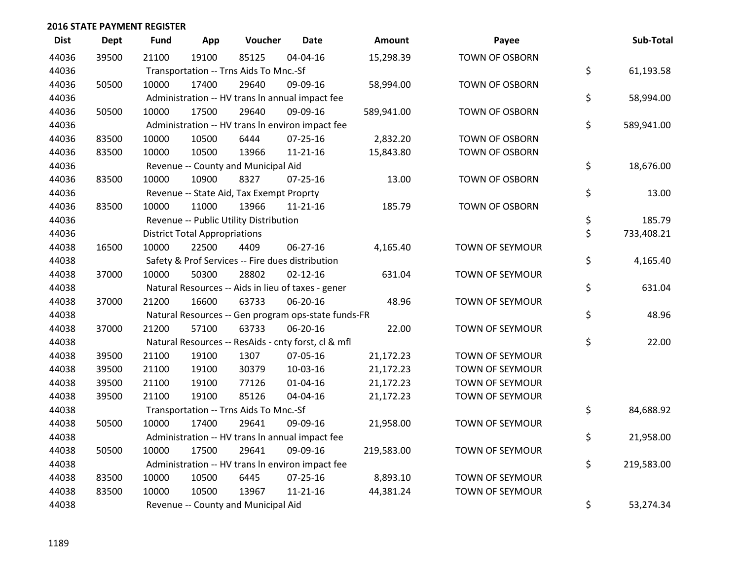## 2016 STATE PAYMENT REGISTER

| Dist | Dept | Fund | App | Voucher | Date | Amount | Payee | Sub-Total |
|---|---|---|---|---|---|---|---|---|
| 44036 | 39500 | 21100 | 19100 | 85125 | 04-04-16 | 15,298.39 | TOWN OF OSBORN | |
| 44036 | | Transportation -- Trns Aids To Mnc.-Sf | | | | | | $ 61,193.58 |
| 44036 | 50500 | 10000 | 17400 | 29640 | 09-09-16 | 58,994.00 | TOWN OF OSBORN | |
| 44036 | | Administration -- HV trans ln annual impact fee | | | | | | $ 58,994.00 |
| 44036 | 50500 | 10000 | 17500 | 29640 | 09-09-16 | 589,941.00 | TOWN OF OSBORN | |
| 44036 | | Administration -- HV trans ln environ impact fee | | | | | | $ 589,941.00 |
| 44036 | 83500 | 10000 | 10500 | 6444 | 07-25-16 | 2,832.20 | TOWN OF OSBORN | |
| 44036 | 83500 | 10000 | 10500 | 13966 | 11-21-16 | 15,843.80 | TOWN OF OSBORN | |
| 44036 | | Revenue -- County and Municipal Aid | | | | | | $ 18,676.00 |
| 44036 | 83500 | 10000 | 10900 | 8327 | 07-25-16 | 13.00 | TOWN OF OSBORN | |
| 44036 | | Revenue -- State Aid, Tax Exempt Proprty | | | | | | $ 13.00 |
| 44036 | 83500 | 10000 | 11000 | 13966 | 11-21-16 | 185.79 | TOWN OF OSBORN | |
| 44036 | | Revenue -- Public Utility Distribution | | | | | | $ 185.79 |
| 44036 | | District Total Appropriations | | | | | | $ 733,408.21 |
| 44038 | 16500 | 10000 | 22500 | 4409 | 06-27-16 | 4,165.40 | TOWN OF SEYMOUR | |
| 44038 | | Safety & Prof Services -- Fire dues distribution | | | | | | $ 4,165.40 |
| 44038 | 37000 | 10000 | 50300 | 28802 | 02-12-16 | 631.04 | TOWN OF SEYMOUR | |
| 44038 | | Natural Resources -- Aids in lieu of taxes - gener | | | | | | $ 631.04 |
| 44038 | 37000 | 21200 | 16600 | 63733 | 06-20-16 | 48.96 | TOWN OF SEYMOUR | |
| 44038 | | Natural Resources -- Gen program ops-state funds-FR | | | | | | $ 48.96 |
| 44038 | 37000 | 21200 | 57100 | 63733 | 06-20-16 | 22.00 | TOWN OF SEYMOUR | |
| 44038 | | Natural Resources -- ResAids - cnty forst, cl & mfl | | | | | | $ 22.00 |
| 44038 | 39500 | 21100 | 19100 | 1307 | 07-05-16 | 21,172.23 | TOWN OF SEYMOUR | |
| 44038 | 39500 | 21100 | 19100 | 30379 | 10-03-16 | 21,172.23 | TOWN OF SEYMOUR | |
| 44038 | 39500 | 21100 | 19100 | 77126 | 01-04-16 | 21,172.23 | TOWN OF SEYMOUR | |
| 44038 | 39500 | 21100 | 19100 | 85126 | 04-04-16 | 21,172.23 | TOWN OF SEYMOUR | |
| 44038 | | Transportation -- Trns Aids To Mnc.-Sf | | | | | | $ 84,688.92 |
| 44038 | 50500 | 10000 | 17400 | 29641 | 09-09-16 | 21,958.00 | TOWN OF SEYMOUR | |
| 44038 | | Administration -- HV trans ln annual impact fee | | | | | | $ 21,958.00 |
| 44038 | 50500 | 10000 | 17500 | 29641 | 09-09-16 | 219,583.00 | TOWN OF SEYMOUR | |
| 44038 | | Administration -- HV trans ln environ impact fee | | | | | | $ 219,583.00 |
| 44038 | 83500 | 10000 | 10500 | 6445 | 07-25-16 | 8,893.10 | TOWN OF SEYMOUR | |
| 44038 | 83500 | 10000 | 10500 | 13967 | 11-21-16 | 44,381.24 | TOWN OF SEYMOUR | |
| 44038 | | Revenue -- County and Municipal Aid | | | | | | $ 53,274.34 |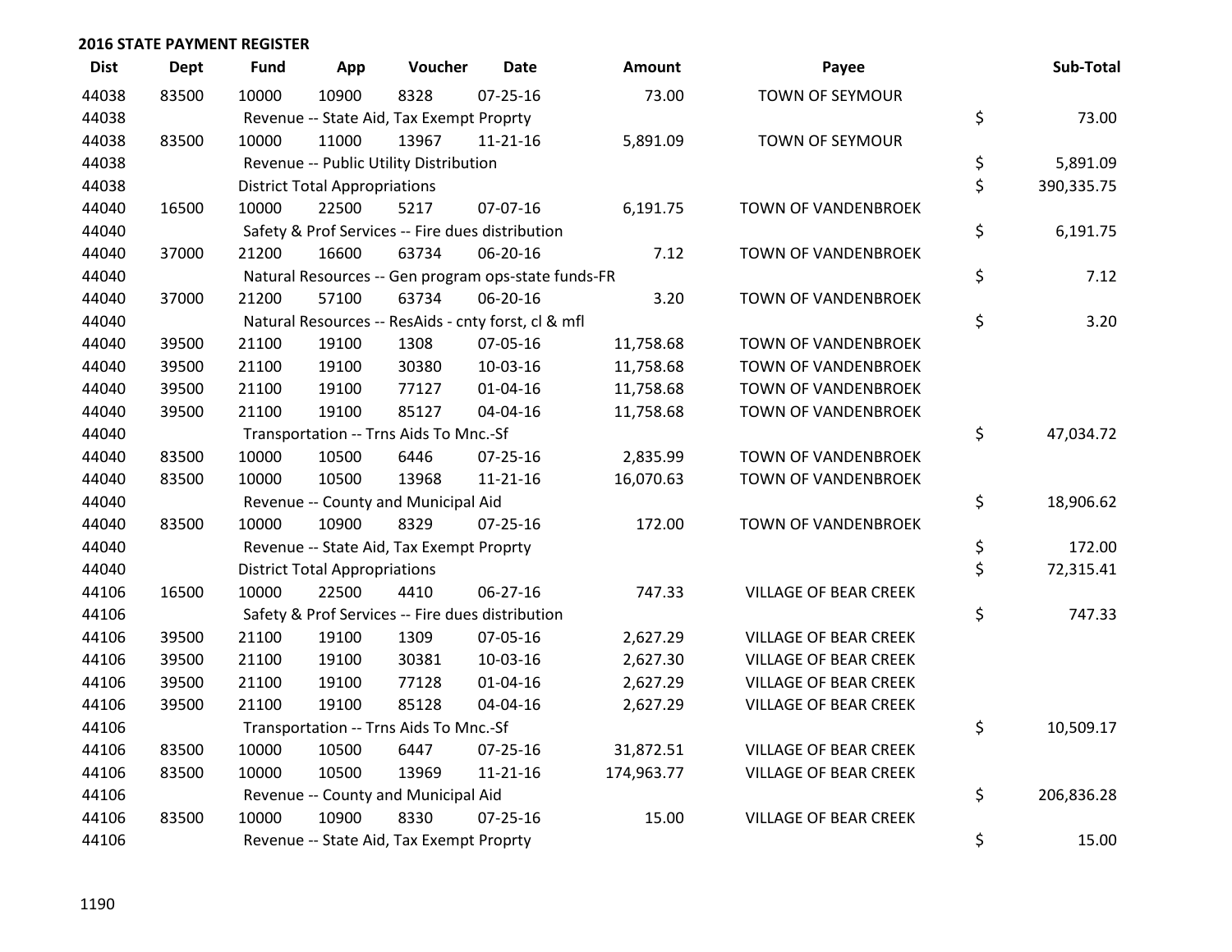## 2016 STATE PAYMENT REGISTER

| Dist | Dept | Fund | App | Voucher | Date | Amount | Payee | | Sub-Total |
|---|---|---|---|---|---|---|---|---|---|
| 44038 | 83500 | 10000 | 10900 | 8328 | 07-25-16 | 73.00 | TOWN OF SEYMOUR | | |
| 44038 | | Revenue -- State Aid, Tax Exempt Proprty | | | | | | $ | 73.00 |
| 44038 | 83500 | 10000 | 11000 | 13967 | 11-21-16 | 5,891.09 | TOWN OF SEYMOUR | | |
| 44038 | | Revenue -- Public Utility Distribution | | | | | | $ | 5,891.09 |
| 44038 | | District Total Appropriations | | | | | | $ | 390,335.75 |
| 44040 | 16500 | 10000 | 22500 | 5217 | 07-07-16 | 6,191.75 | TOWN OF VANDENBROEK | | |
| 44040 | | Safety & Prof Services -- Fire dues distribution | | | | | | $ | 6,191.75 |
| 44040 | 37000 | 21200 | 16600 | 63734 | 06-20-16 | 7.12 | TOWN OF VANDENBROEK | | |
| 44040 | | Natural Resources -- Gen program ops-state funds-FR | | | | | | $ | 7.12 |
| 44040 | 37000 | 21200 | 57100 | 63734 | 06-20-16 | 3.20 | TOWN OF VANDENBROEK | | |
| 44040 | | Natural Resources -- ResAids - cnty forst, cl & mfl | | | | | | $ | 3.20 |
| 44040 | 39500 | 21100 | 19100 | 1308 | 07-05-16 | 11,758.68 | TOWN OF VANDENBROEK | | |
| 44040 | 39500 | 21100 | 19100 | 30380 | 10-03-16 | 11,758.68 | TOWN OF VANDENBROEK | | |
| 44040 | 39500 | 21100 | 19100 | 77127 | 01-04-16 | 11,758.68 | TOWN OF VANDENBROEK | | |
| 44040 | 39500 | 21100 | 19100 | 85127 | 04-04-16 | 11,758.68 | TOWN OF VANDENBROEK | | |
| 44040 | | Transportation -- Trns Aids To Mnc.-Sf | | | | | | $ | 47,034.72 |
| 44040 | 83500 | 10000 | 10500 | 6446 | 07-25-16 | 2,835.99 | TOWN OF VANDENBROEK | | |
| 44040 | 83500 | 10000 | 10500 | 13968 | 11-21-16 | 16,070.63 | TOWN OF VANDENBROEK | | |
| 44040 | | Revenue -- County and Municipal Aid | | | | | | $ | 18,906.62 |
| 44040 | 83500 | 10000 | 10900 | 8329 | 07-25-16 | 172.00 | TOWN OF VANDENBROEK | | |
| 44040 | | Revenue -- State Aid, Tax Exempt Proprty | | | | | | $ | 172.00 |
| 44040 | | District Total Appropriations | | | | | | $ | 72,315.41 |
| 44106 | 16500 | 10000 | 22500 | 4410 | 06-27-16 | 747.33 | VILLAGE OF BEAR CREEK | | |
| 44106 | | Safety & Prof Services -- Fire dues distribution | | | | | | $ | 747.33 |
| 44106 | 39500 | 21100 | 19100 | 1309 | 07-05-16 | 2,627.29 | VILLAGE OF BEAR CREEK | | |
| 44106 | 39500 | 21100 | 19100 | 30381 | 10-03-16 | 2,627.30 | VILLAGE OF BEAR CREEK | | |
| 44106 | 39500 | 21100 | 19100 | 77128 | 01-04-16 | 2,627.29 | VILLAGE OF BEAR CREEK | | |
| 44106 | 39500 | 21100 | 19100 | 85128 | 04-04-16 | 2,627.29 | VILLAGE OF BEAR CREEK | | |
| 44106 | | Transportation -- Trns Aids To Mnc.-Sf | | | | | | $ | 10,509.17 |
| 44106 | 83500 | 10000 | 10500 | 6447 | 07-25-16 | 31,872.51 | VILLAGE OF BEAR CREEK | | |
| 44106 | 83500 | 10000 | 10500 | 13969 | 11-21-16 | 174,963.77 | VILLAGE OF BEAR CREEK | | |
| 44106 | | Revenue -- County and Municipal Aid | | | | | | $ | 206,836.28 |
| 44106 | 83500 | 10000 | 10900 | 8330 | 07-25-16 | 15.00 | VILLAGE OF BEAR CREEK | | |
| 44106 | | Revenue -- State Aid, Tax Exempt Proprty | | | | | | $ | 15.00 |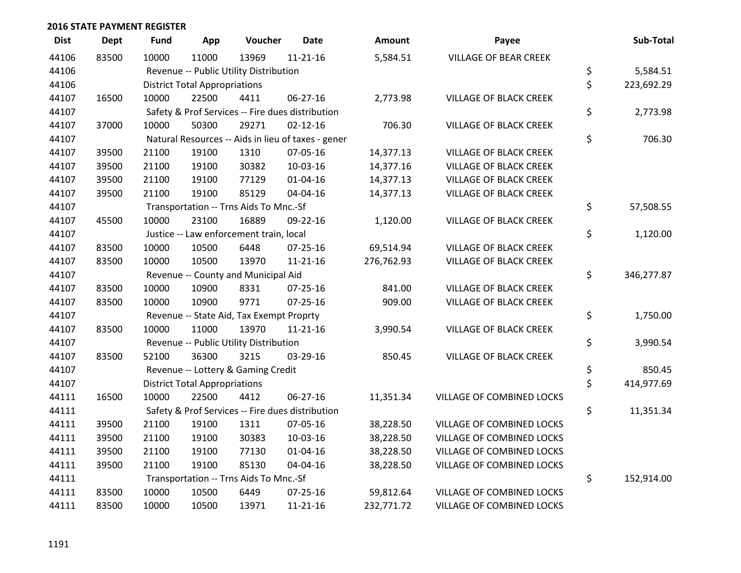## 2016 STATE PAYMENT REGISTER

| Dist | Dept | Fund | App | Voucher | Date | Amount | Payee | Sub-Total |
|---|---|---|---|---|---|---|---|---|
| 44106 | 83500 | 10000 | 11000 | 13969 | 11-21-16 | 5,584.51 | VILLAGE OF BEAR CREEK | |
| 44106 | | Revenue -- Public Utility Distribution | | | | | | $ 5,584.51 |
| 44106 | | District Total Appropriations | | | | | | $ 223,692.29 |
| 44107 | 16500 | 10000 | 22500 | 4411 | 06-27-16 | 2,773.98 | VILLAGE OF BLACK CREEK | |
| 44107 | | Safety & Prof Services -- Fire dues distribution | | | | | | $ 2,773.98 |
| 44107 | 37000 | 10000 | 50300 | 29271 | 02-12-16 | 706.30 | VILLAGE OF BLACK CREEK | |
| 44107 | | Natural Resources -- Aids in lieu of taxes - gener | | | | | | $ 706.30 |
| 44107 | 39500 | 21100 | 19100 | 1310 | 07-05-16 | 14,377.13 | VILLAGE OF BLACK CREEK | |
| 44107 | 39500 | 21100 | 19100 | 30382 | 10-03-16 | 14,377.16 | VILLAGE OF BLACK CREEK | |
| 44107 | 39500 | 21100 | 19100 | 77129 | 01-04-16 | 14,377.13 | VILLAGE OF BLACK CREEK | |
| 44107 | 39500 | 21100 | 19100 | 85129 | 04-04-16 | 14,377.13 | VILLAGE OF BLACK CREEK | |
| 44107 | | Transportation -- Trns Aids To Mnc.-Sf | | | | | | $ 57,508.55 |
| 44107 | 45500 | 10000 | 23100 | 16889 | 09-22-16 | 1,120.00 | VILLAGE OF BLACK CREEK | |
| 44107 | | Justice -- Law enforcement train, local | | | | | | $ 1,120.00 |
| 44107 | 83500 | 10000 | 10500 | 6448 | 07-25-16 | 69,514.94 | VILLAGE OF BLACK CREEK | |
| 44107 | 83500 | 10000 | 10500 | 13970 | 11-21-16 | 276,762.93 | VILLAGE OF BLACK CREEK | |
| 44107 | | Revenue -- County and Municipal Aid | | | | | | $ 346,277.87 |
| 44107 | 83500 | 10000 | 10900 | 8331 | 07-25-16 | 841.00 | VILLAGE OF BLACK CREEK | |
| 44107 | 83500 | 10000 | 10900 | 9771 | 07-25-16 | 909.00 | VILLAGE OF BLACK CREEK | |
| 44107 | | Revenue -- State Aid, Tax Exempt Proprty | | | | | | $ 1,750.00 |
| 44107 | 83500 | 10000 | 11000 | 13970 | 11-21-16 | 3,990.54 | VILLAGE OF BLACK CREEK | |
| 44107 | | Revenue -- Public Utility Distribution | | | | | | $ 3,990.54 |
| 44107 | 83500 | 52100 | 36300 | 3215 | 03-29-16 | 850.45 | VILLAGE OF BLACK CREEK | |
| 44107 | | Revenue -- Lottery & Gaming Credit | | | | | | $ 850.45 |
| 44107 | | District Total Appropriations | | | | | | $ 414,977.69 |
| 44111 | 16500 | 10000 | 22500 | 4412 | 06-27-16 | 11,351.34 | VILLAGE OF COMBINED LOCKS | |
| 44111 | | Safety & Prof Services -- Fire dues distribution | | | | | | $ 11,351.34 |
| 44111 | 39500 | 21100 | 19100 | 1311 | 07-05-16 | 38,228.50 | VILLAGE OF COMBINED LOCKS | |
| 44111 | 39500 | 21100 | 19100 | 30383 | 10-03-16 | 38,228.50 | VILLAGE OF COMBINED LOCKS | |
| 44111 | 39500 | 21100 | 19100 | 77130 | 01-04-16 | 38,228.50 | VILLAGE OF COMBINED LOCKS | |
| 44111 | 39500 | 21100 | 19100 | 85130 | 04-04-16 | 38,228.50 | VILLAGE OF COMBINED LOCKS | |
| 44111 | | Transportation -- Trns Aids To Mnc.-Sf | | | | | | $ 152,914.00 |
| 44111 | 83500 | 10000 | 10500 | 6449 | 07-25-16 | 59,812.64 | VILLAGE OF COMBINED LOCKS | |
| 44111 | 83500 | 10000 | 10500 | 13971 | 11-21-16 | 232,771.72 | VILLAGE OF COMBINED LOCKS | |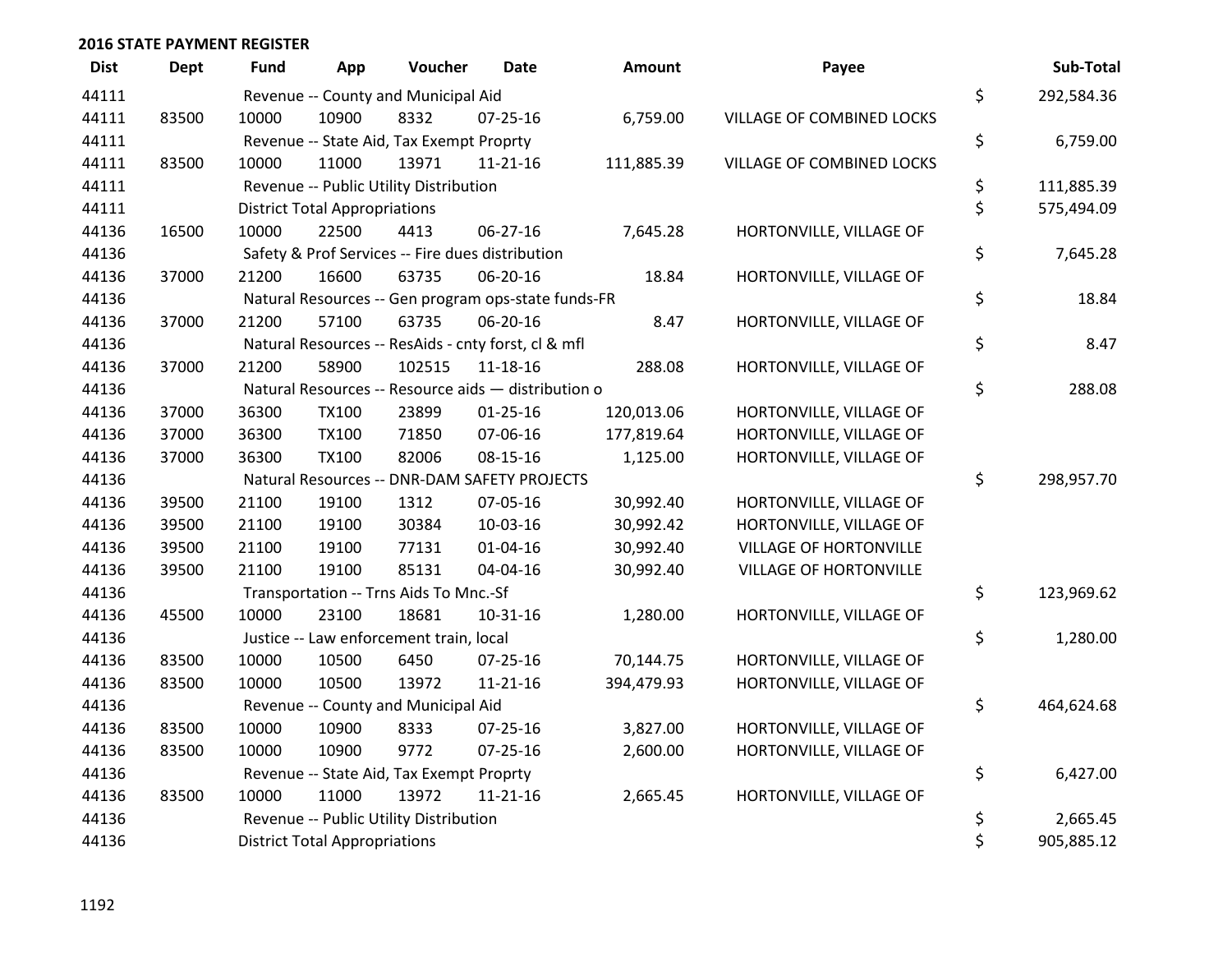## 2016 STATE PAYMENT REGISTER

| Dist | Dept | Fund | App | Voucher | Date | Amount | Payee | Sub-Total |
|---|---|---|---|---|---|---|---|---|
| 44111 | | Revenue -- County and Municipal Aid | | | | | | $ 292,584.36 |
| 44111 | 83500 | 10000 | 10900 | 8332 | 07-25-16 | 6,759.00 | VILLAGE OF COMBINED LOCKS | |
| 44111 | | Revenue -- State Aid, Tax Exempt Proprty | | | | | | $ 6,759.00 |
| 44111 | 83500 | 10000 | 11000 | 13971 | 11-21-16 | 111,885.39 | VILLAGE OF COMBINED LOCKS | |
| 44111 | | Revenue -- Public Utility Distribution | | | | | | $ 111,885.39 |
| 44111 | | District Total Appropriations | | | | | | $ 575,494.09 |
| 44136 | 16500 | 10000 | 22500 | 4413 | 06-27-16 | 7,645.28 | HORTONVILLE, VILLAGE OF | |
| 44136 | | Safety & Prof Services -- Fire dues distribution | | | | | | $ 7,645.28 |
| 44136 | 37000 | 21200 | 16600 | 63735 | 06-20-16 | 18.84 | HORTONVILLE, VILLAGE OF | |
| 44136 | | Natural Resources -- Gen program ops-state funds-FR | | | | | | $ 18.84 |
| 44136 | 37000 | 21200 | 57100 | 63735 | 06-20-16 | 8.47 | HORTONVILLE, VILLAGE OF | |
| 44136 | | Natural Resources -- ResAids - cnty forst, cl & mfl | | | | | | $ 8.47 |
| 44136 | 37000 | 21200 | 58900 | 102515 | 11-18-16 | 288.08 | HORTONVILLE, VILLAGE OF | |
| 44136 | | Natural Resources -- Resource aids — distribution o | | | | | | $ 288.08 |
| 44136 | 37000 | 36300 | TX100 | 23899 | 01-25-16 | 120,013.06 | HORTONVILLE, VILLAGE OF | |
| 44136 | 37000 | 36300 | TX100 | 71850 | 07-06-16 | 177,819.64 | HORTONVILLE, VILLAGE OF | |
| 44136 | 37000 | 36300 | TX100 | 82006 | 08-15-16 | 1,125.00 | HORTONVILLE, VILLAGE OF | |
| 44136 | | Natural Resources -- DNR-DAM SAFETY PROJECTS | | | | | | $ 298,957.70 |
| 44136 | 39500 | 21100 | 19100 | 1312 | 07-05-16 | 30,992.40 | HORTONVILLE, VILLAGE OF | |
| 44136 | 39500 | 21100 | 19100 | 30384 | 10-03-16 | 30,992.42 | HORTONVILLE, VILLAGE OF | |
| 44136 | 39500 | 21100 | 19100 | 77131 | 01-04-16 | 30,992.40 | VILLAGE OF HORTONVILLE | |
| 44136 | 39500 | 21100 | 19100 | 85131 | 04-04-16 | 30,992.40 | VILLAGE OF HORTONVILLE | |
| 44136 | | Transportation -- Trns Aids To Mnc.-Sf | | | | | | $ 123,969.62 |
| 44136 | 45500 | 10000 | 23100 | 18681 | 10-31-16 | 1,280.00 | HORTONVILLE, VILLAGE OF | |
| 44136 | | Justice -- Law enforcement train, local | | | | | | $ 1,280.00 |
| 44136 | 83500 | 10000 | 10500 | 6450 | 07-25-16 | 70,144.75 | HORTONVILLE, VILLAGE OF | |
| 44136 | 83500 | 10000 | 10500 | 13972 | 11-21-16 | 394,479.93 | HORTONVILLE, VILLAGE OF | |
| 44136 | | Revenue -- County and Municipal Aid | | | | | | $ 464,624.68 |
| 44136 | 83500 | 10000 | 10900 | 8333 | 07-25-16 | 3,827.00 | HORTONVILLE, VILLAGE OF | |
| 44136 | 83500 | 10000 | 10900 | 9772 | 07-25-16 | 2,600.00 | HORTONVILLE, VILLAGE OF | |
| 44136 | | Revenue -- State Aid, Tax Exempt Proprty | | | | | | $ 6,427.00 |
| 44136 | 83500 | 10000 | 11000 | 13972 | 11-21-16 | 2,665.45 | HORTONVILLE, VILLAGE OF | |
| 44136 | | Revenue -- Public Utility Distribution | | | | | | $ 2,665.45 |
| 44136 | | District Total Appropriations | | | | | | $ 905,885.12 |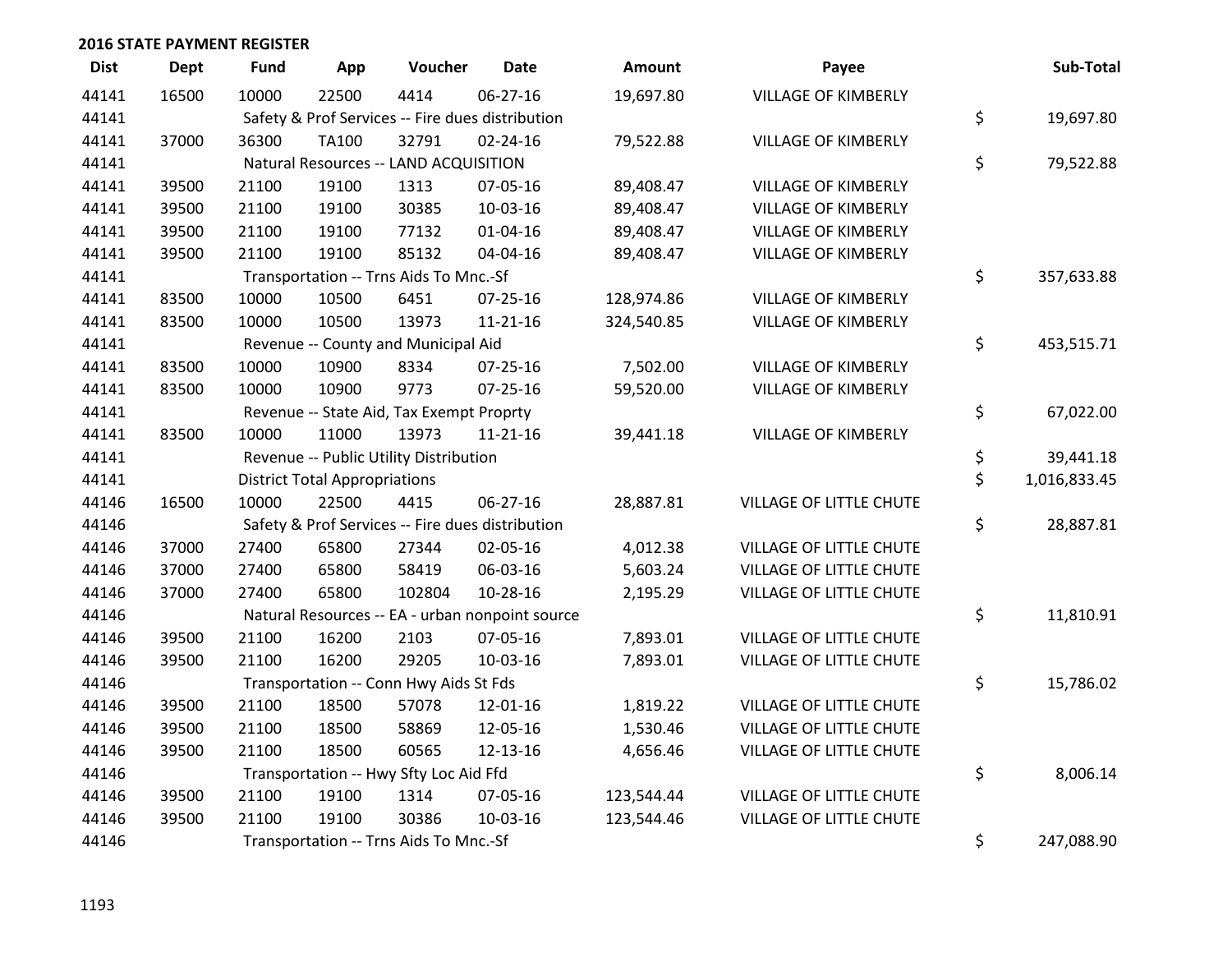## 2016 STATE PAYMENT REGISTER

| Dist | Dept | Fund | App | Voucher | Date | Amount | Payee | Sub-Total |
|---|---|---|---|---|---|---|---|---|
| 44141 | 16500 | 10000 | 22500 | 4414 | 06-27-16 | 19,697.80 | VILLAGE OF KIMBERLY | |
| 44141 | | Safety & Prof Services -- Fire dues distribution | | | | | | $ 19,697.80 |
| 44141 | 37000 | 36300 | TA100 | 32791 | 02-24-16 | 79,522.88 | VILLAGE OF KIMBERLY | |
| 44141 | | Natural Resources -- LAND ACQUISITION | | | | | | $ 79,522.88 |
| 44141 | 39500 | 21100 | 19100 | 1313 | 07-05-16 | 89,408.47 | VILLAGE OF KIMBERLY | |
| 44141 | 39500 | 21100 | 19100 | 30385 | 10-03-16 | 89,408.47 | VILLAGE OF KIMBERLY | |
| 44141 | 39500 | 21100 | 19100 | 77132 | 01-04-16 | 89,408.47 | VILLAGE OF KIMBERLY | |
| 44141 | 39500 | 21100 | 19100 | 85132 | 04-04-16 | 89,408.47 | VILLAGE OF KIMBERLY | |
| 44141 | | Transportation -- Trns Aids To Mnc.-Sf | | | | | | $ 357,633.88 |
| 44141 | 83500 | 10000 | 10500 | 6451 | 07-25-16 | 128,974.86 | VILLAGE OF KIMBERLY | |
| 44141 | 83500 | 10000 | 10500 | 13973 | 11-21-16 | 324,540.85 | VILLAGE OF KIMBERLY | |
| 44141 | | Revenue -- County and Municipal Aid | | | | | | $ 453,515.71 |
| 44141 | 83500 | 10000 | 10900 | 8334 | 07-25-16 | 7,502.00 | VILLAGE OF KIMBERLY | |
| 44141 | 83500 | 10000 | 10900 | 9773 | 07-25-16 | 59,520.00 | VILLAGE OF KIMBERLY | |
| 44141 | | Revenue -- State Aid, Tax Exempt Proprty | | | | | | $ 67,022.00 |
| 44141 | 83500 | 10000 | 11000 | 13973 | 11-21-16 | 39,441.18 | VILLAGE OF KIMBERLY | |
| 44141 | | Revenue -- Public Utility Distribution | | | | | | $ 39,441.18 |
| 44141 | | District Total Appropriations | | | | | | $ 1,016,833.45 |
| 44146 | 16500 | 10000 | 22500 | 4415 | 06-27-16 | 28,887.81 | VILLAGE OF LITTLE CHUTE | |
| 44146 | | Safety & Prof Services -- Fire dues distribution | | | | | | $ 28,887.81 |
| 44146 | 37000 | 27400 | 65800 | 27344 | 02-05-16 | 4,012.38 | VILLAGE OF LITTLE CHUTE | |
| 44146 | 37000 | 27400 | 65800 | 58419 | 06-03-16 | 5,603.24 | VILLAGE OF LITTLE CHUTE | |
| 44146 | 37000 | 27400 | 65800 | 102804 | 10-28-16 | 2,195.29 | VILLAGE OF LITTLE CHUTE | |
| 44146 | | Natural Resources -- EA - urban nonpoint source | | | | | | $ 11,810.91 |
| 44146 | 39500 | 21100 | 16200 | 2103 | 07-05-16 | 7,893.01 | VILLAGE OF LITTLE CHUTE | |
| 44146 | 39500 | 21100 | 16200 | 29205 | 10-03-16 | 7,893.01 | VILLAGE OF LITTLE CHUTE | |
| 44146 | | Transportation -- Conn Hwy Aids St Fds | | | | | | $ 15,786.02 |
| 44146 | 39500 | 21100 | 18500 | 57078 | 12-01-16 | 1,819.22 | VILLAGE OF LITTLE CHUTE | |
| 44146 | 39500 | 21100 | 18500 | 58869 | 12-05-16 | 1,530.46 | VILLAGE OF LITTLE CHUTE | |
| 44146 | 39500 | 21100 | 18500 | 60565 | 12-13-16 | 4,656.46 | VILLAGE OF LITTLE CHUTE | |
| 44146 | | Transportation -- Hwy Sfty Loc Aid Ffd | | | | | | $ 8,006.14 |
| 44146 | 39500 | 21100 | 19100 | 1314 | 07-05-16 | 123,544.44 | VILLAGE OF LITTLE CHUTE | |
| 44146 | 39500 | 21100 | 19100 | 30386 | 10-03-16 | 123,544.46 | VILLAGE OF LITTLE CHUTE | |
| 44146 | | Transportation -- Trns Aids To Mnc.-Sf | | | | | | $ 247,088.90 |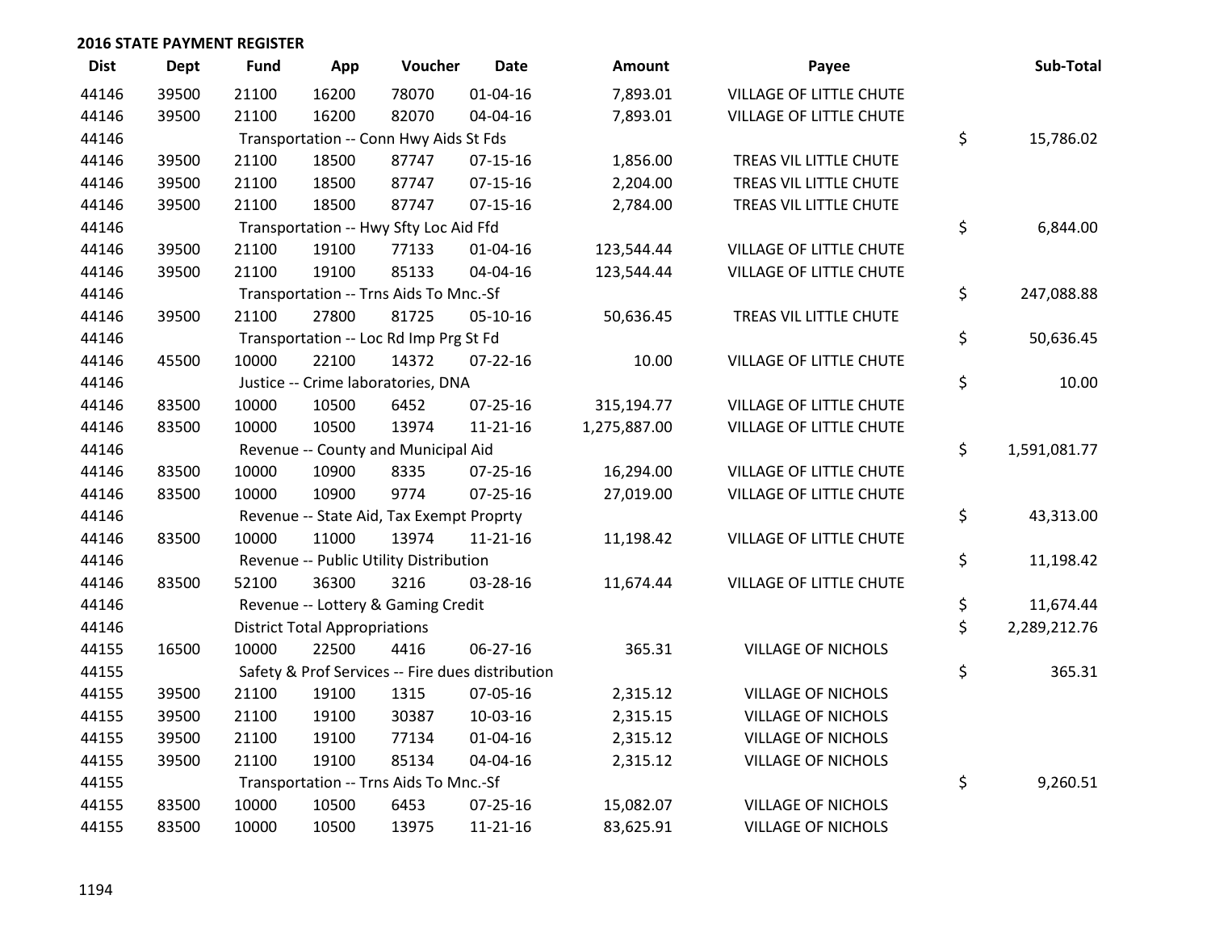## 2016 STATE PAYMENT REGISTER

| Dist | Dept | Fund | App | Voucher | Date | Amount | Payee | | Sub-Total |
|---|---|---|---|---|---|---|---|---|---|
| 44146 | 39500 | 21100 | 16200 | 78070 | 01-04-16 | 7,893.01 | VILLAGE OF LITTLE CHUTE | | |
| 44146 | 39500 | 21100 | 16200 | 82070 | 04-04-16 | 7,893.01 | VILLAGE OF LITTLE CHUTE | | |
| 44146 | | Transportation -- Conn Hwy Aids St Fds | | | | | | $ | 15,786.02 |
| 44146 | 39500 | 21100 | 18500 | 87747 | 07-15-16 | 1,856.00 | TREAS VIL LITTLE CHUTE | | |
| 44146 | 39500 | 21100 | 18500 | 87747 | 07-15-16 | 2,204.00 | TREAS VIL LITTLE CHUTE | | |
| 44146 | 39500 | 21100 | 18500 | 87747 | 07-15-16 | 2,784.00 | TREAS VIL LITTLE CHUTE | | |
| 44146 | | Transportation -- Hwy Sfty Loc Aid Ffd | | | | | | $ | 6,844.00 |
| 44146 | 39500 | 21100 | 19100 | 77133 | 01-04-16 | 123,544.44 | VILLAGE OF LITTLE CHUTE | | |
| 44146 | 39500 | 21100 | 19100 | 85133 | 04-04-16 | 123,544.44 | VILLAGE OF LITTLE CHUTE | | |
| 44146 | | Transportation -- Trns Aids To Mnc.-Sf | | | | | | $ | 247,088.88 |
| 44146 | 39500 | 21100 | 27800 | 81725 | 05-10-16 | 50,636.45 | TREAS VIL LITTLE CHUTE | | |
| 44146 | | Transportation -- Loc Rd Imp Prg St Fd | | | | | | $ | 50,636.45 |
| 44146 | 45500 | 10000 | 22100 | 14372 | 07-22-16 | 10.00 | VILLAGE OF LITTLE CHUTE | | |
| 44146 | | Justice -- Crime laboratories, DNA | | | | | | $ | 10.00 |
| 44146 | 83500 | 10000 | 10500 | 6452 | 07-25-16 | 315,194.77 | VILLAGE OF LITTLE CHUTE | | |
| 44146 | 83500 | 10000 | 10500 | 13974 | 11-21-16 | 1,275,887.00 | VILLAGE OF LITTLE CHUTE | | |
| 44146 | | Revenue -- County and Municipal Aid | | | | | | $ | 1,591,081.77 |
| 44146 | 83500 | 10000 | 10900 | 8335 | 07-25-16 | 16,294.00 | VILLAGE OF LITTLE CHUTE | | |
| 44146 | 83500 | 10000 | 10900 | 9774 | 07-25-16 | 27,019.00 | VILLAGE OF LITTLE CHUTE | | |
| 44146 | | Revenue -- State Aid, Tax Exempt Proprty | | | | | | $ | 43,313.00 |
| 44146 | 83500 | 10000 | 11000 | 13974 | 11-21-16 | 11,198.42 | VILLAGE OF LITTLE CHUTE | | |
| 44146 | | Revenue -- Public Utility Distribution | | | | | | $ | 11,198.42 |
| 44146 | 83500 | 52100 | 36300 | 3216 | 03-28-16 | 11,674.44 | VILLAGE OF LITTLE CHUTE | | |
| 44146 | | Revenue -- Lottery & Gaming Credit | | | | | | $ | 11,674.44 |
| 44146 | | District Total Appropriations | | | | | | $ | 2,289,212.76 |
| 44155 | 16500 | 10000 | 22500 | 4416 | 06-27-16 | 365.31 | VILLAGE OF NICHOLS | | |
| 44155 | | Safety & Prof Services -- Fire dues distribution | | | | | | $ | 365.31 |
| 44155 | 39500 | 21100 | 19100 | 1315 | 07-05-16 | 2,315.12 | VILLAGE OF NICHOLS | | |
| 44155 | 39500 | 21100 | 19100 | 30387 | 10-03-16 | 2,315.15 | VILLAGE OF NICHOLS | | |
| 44155 | 39500 | 21100 | 19100 | 77134 | 01-04-16 | 2,315.12 | VILLAGE OF NICHOLS | | |
| 44155 | 39500 | 21100 | 19100 | 85134 | 04-04-16 | 2,315.12 | VILLAGE OF NICHOLS | | |
| 44155 | | Transportation -- Trns Aids To Mnc.-Sf | | | | | | $ | 9,260.51 |
| 44155 | 83500 | 10000 | 10500 | 6453 | 07-25-16 | 15,082.07 | VILLAGE OF NICHOLS | | |
| 44155 | 83500 | 10000 | 10500 | 13975 | 11-21-16 | 83,625.91 | VILLAGE OF NICHOLS | | |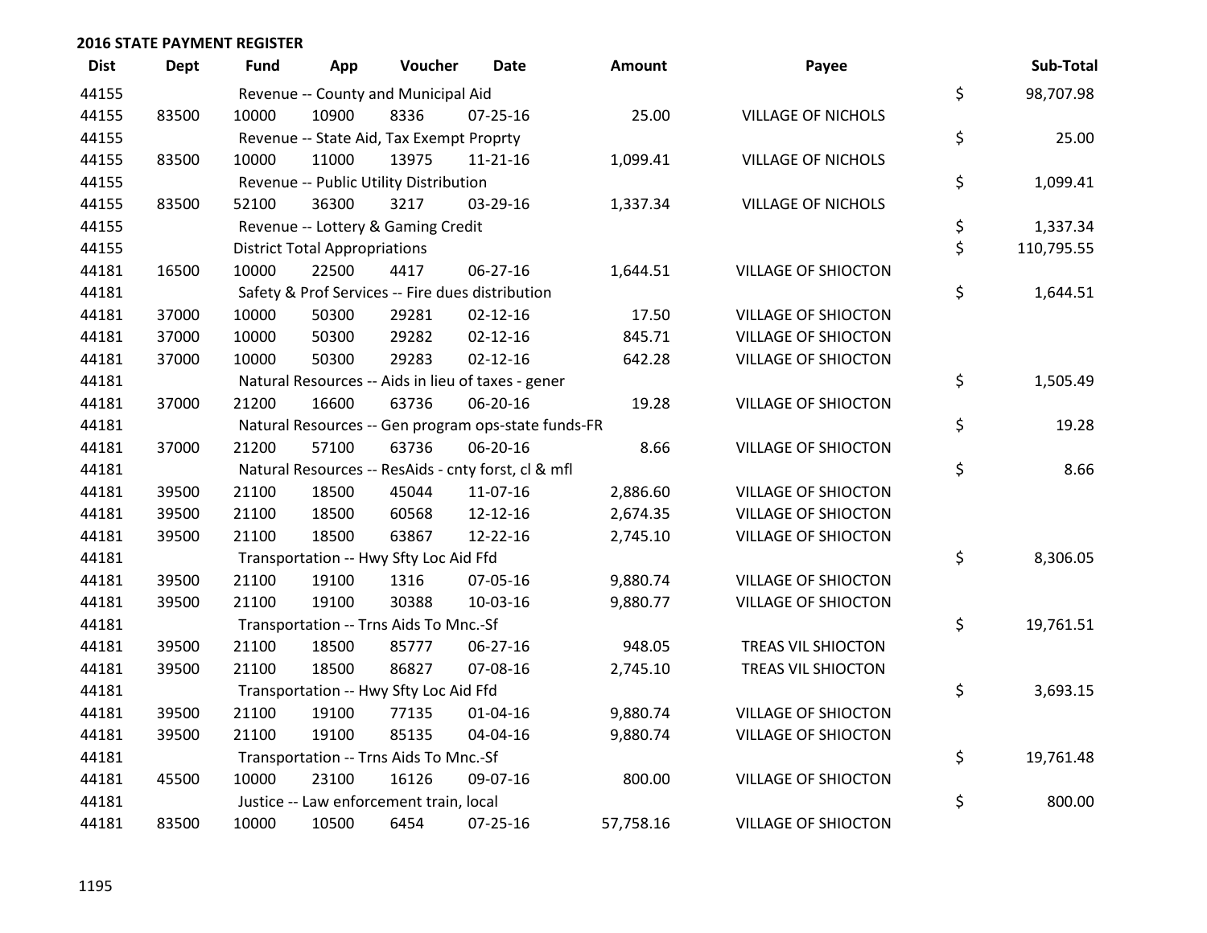**2016 STATE PAYMENT REGISTER**

| Dist | Dept | Fund | App | Voucher | Date | Amount | Payee | Sub-Total |
|---|---|---|---|---|---|---|---|---|
| 44155 | | Revenue -- County and Municipal Aid | | | | | | $ 98,707.98 |
| 44155 | 83500 | 10000 | 10900 | 8336 | 07-25-16 | 25.00 | VILLAGE OF NICHOLS | |
| 44155 | | Revenue -- State Aid, Tax Exempt Proprty | | | | | | $ 25.00 |
| 44155 | 83500 | 10000 | 11000 | 13975 | 11-21-16 | 1,099.41 | VILLAGE OF NICHOLS | |
| 44155 | | Revenue -- Public Utility Distribution | | | | | | $ 1,099.41 |
| 44155 | 83500 | 52100 | 36300 | 3217 | 03-29-16 | 1,337.34 | VILLAGE OF NICHOLS | |
| 44155 | | Revenue -- Lottery & Gaming Credit | | | | | | $ 1,337.34 |
| 44155 | | District Total Appropriations | | | | | | $ 110,795.55 |
| 44181 | 16500 | 10000 | 22500 | 4417 | 06-27-16 | 1,644.51 | VILLAGE OF SHIOCTON | |
| 44181 | | Safety & Prof Services -- Fire dues distribution | | | | | | $ 1,644.51 |
| 44181 | 37000 | 10000 | 50300 | 29281 | 02-12-16 | 17.50 | VILLAGE OF SHIOCTON | |
| 44181 | 37000 | 10000 | 50300 | 29282 | 02-12-16 | 845.71 | VILLAGE OF SHIOCTON | |
| 44181 | 37000 | 10000 | 50300 | 29283 | 02-12-16 | 642.28 | VILLAGE OF SHIOCTON | |
| 44181 | | Natural Resources -- Aids in lieu of taxes - gener | | | | | | $ 1,505.49 |
| 44181 | 37000 | 21200 | 16600 | 63736 | 06-20-16 | 19.28 | VILLAGE OF SHIOCTON | |
| 44181 | | Natural Resources -- Gen program ops-state funds-FR | | | | | | $ 19.28 |
| 44181 | 37000 | 21200 | 57100 | 63736 | 06-20-16 | 8.66 | VILLAGE OF SHIOCTON | |
| 44181 | | Natural Resources -- ResAids - cnty forst, cl & mfl | | | | | | $ 8.66 |
| 44181 | 39500 | 21100 | 18500 | 45044 | 11-07-16 | 2,886.60 | VILLAGE OF SHIOCTON | |
| 44181 | 39500 | 21100 | 18500 | 60568 | 12-12-16 | 2,674.35 | VILLAGE OF SHIOCTON | |
| 44181 | 39500 | 21100 | 18500 | 63867 | 12-22-16 | 2,745.10 | VILLAGE OF SHIOCTON | |
| 44181 | | Transportation -- Hwy Sfty Loc Aid Ffd | | | | | | $ 8,306.05 |
| 44181 | 39500 | 21100 | 19100 | 1316 | 07-05-16 | 9,880.74 | VILLAGE OF SHIOCTON | |
| 44181 | 39500 | 21100 | 19100 | 30388 | 10-03-16 | 9,880.77 | VILLAGE OF SHIOCTON | |
| 44181 | | Transportation -- Trns Aids To Mnc.-Sf | | | | | | $ 19,761.51 |
| 44181 | 39500 | 21100 | 18500 | 85777 | 06-27-16 | 948.05 | TREAS VIL SHIOCTON | |
| 44181 | 39500 | 21100 | 18500 | 86827 | 07-08-16 | 2,745.10 | TREAS VIL SHIOCTON | |
| 44181 | | Transportation -- Hwy Sfty Loc Aid Ffd | | | | | | $ 3,693.15 |
| 44181 | 39500 | 21100 | 19100 | 77135 | 01-04-16 | 9,880.74 | VILLAGE OF SHIOCTON | |
| 44181 | 39500 | 21100 | 19100 | 85135 | 04-04-16 | 9,880.74 | VILLAGE OF SHIOCTON | |
| 44181 | | Transportation -- Trns Aids To Mnc.-Sf | | | | | | $ 19,761.48 |
| 44181 | 45500 | 10000 | 23100 | 16126 | 09-07-16 | 800.00 | VILLAGE OF SHIOCTON | |
| 44181 | | Justice -- Law enforcement train, local | | | | | | $ 800.00 |
| 44181 | 83500 | 10000 | 10500 | 6454 | 07-25-16 | 57,758.16 | VILLAGE OF SHIOCTON | |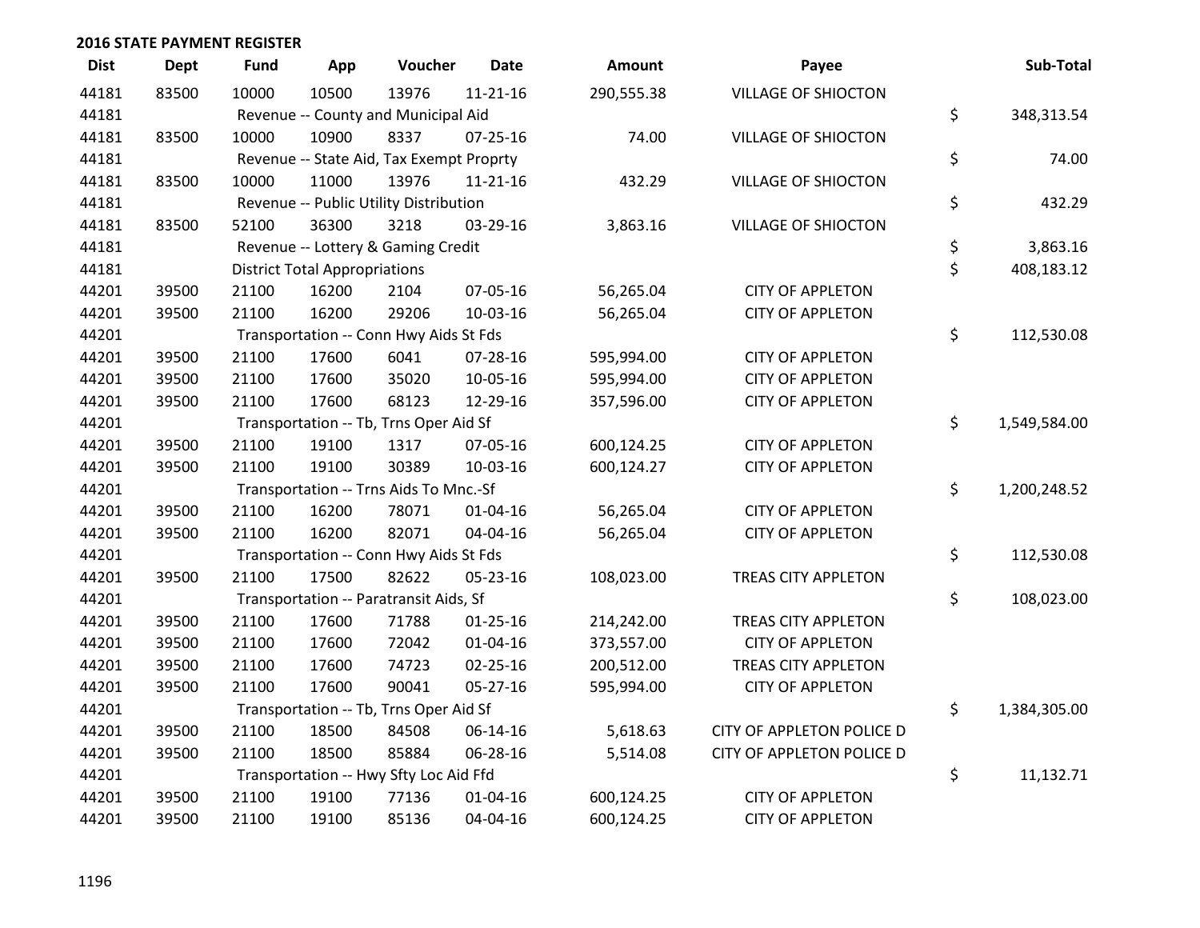## 2016 STATE PAYMENT REGISTER

| Dist | Dept | Fund | App | Voucher | Date | Amount | Payee | Sub-Total |
|---|---|---|---|---|---|---|---|---|
| 44181 | 83500 | 10000 | 10500 | 13976 | 11-21-16 | 290,555.38 | VILLAGE OF SHIOCTON | |
| 44181 | | Revenue -- County and Municipal Aid | | | | | | $ 348,313.54 |
| 44181 | 83500 | 10000 | 10900 | 8337 | 07-25-16 | 74.00 | VILLAGE OF SHIOCTON | |
| 44181 | | Revenue -- State Aid, Tax Exempt Proprty | | | | | | $ 74.00 |
| 44181 | 83500 | 10000 | 11000 | 13976 | 11-21-16 | 432.29 | VILLAGE OF SHIOCTON | |
| 44181 | | Revenue -- Public Utility Distribution | | | | | | $ 432.29 |
| 44181 | 83500 | 52100 | 36300 | 3218 | 03-29-16 | 3,863.16 | VILLAGE OF SHIOCTON | |
| 44181 | | Revenue -- Lottery & Gaming Credit | | | | | | $ 3,863.16 |
| 44181 | | District Total Appropriations | | | | | | $ 408,183.12 |
| 44201 | 39500 | 21100 | 16200 | 2104 | 07-05-16 | 56,265.04 | CITY OF APPLETON | |
| 44201 | 39500 | 21100 | 16200 | 29206 | 10-03-16 | 56,265.04 | CITY OF APPLETON | |
| 44201 | | Transportation -- Conn Hwy Aids St Fds | | | | | | $ 112,530.08 |
| 44201 | 39500 | 21100 | 17600 | 6041 | 07-28-16 | 595,994.00 | CITY OF APPLETON | |
| 44201 | 39500 | 21100 | 17600 | 35020 | 10-05-16 | 595,994.00 | CITY OF APPLETON | |
| 44201 | 39500 | 21100 | 17600 | 68123 | 12-29-16 | 357,596.00 | CITY OF APPLETON | |
| 44201 | | Transportation -- Tb, Trns Oper Aid Sf | | | | | | $ 1,549,584.00 |
| 44201 | 39500 | 21100 | 19100 | 1317 | 07-05-16 | 600,124.25 | CITY OF APPLETON | |
| 44201 | 39500 | 21100 | 19100 | 30389 | 10-03-16 | 600,124.27 | CITY OF APPLETON | |
| 44201 | | Transportation -- Trns Aids To Mnc.-Sf | | | | | | $ 1,200,248.52 |
| 44201 | 39500 | 21100 | 16200 | 78071 | 01-04-16 | 56,265.04 | CITY OF APPLETON | |
| 44201 | 39500 | 21100 | 16200 | 82071 | 04-04-16 | 56,265.04 | CITY OF APPLETON | |
| 44201 | | Transportation -- Conn Hwy Aids St Fds | | | | | | $ 112,530.08 |
| 44201 | 39500 | 21100 | 17500 | 82622 | 05-23-16 | 108,023.00 | TREAS CITY APPLETON | |
| 44201 | | Transportation -- Paratransit Aids, Sf | | | | | | $ 108,023.00 |
| 44201 | 39500 | 21100 | 17600 | 71788 | 01-25-16 | 214,242.00 | TREAS CITY APPLETON | |
| 44201 | 39500 | 21100 | 17600 | 72042 | 01-04-16 | 373,557.00 | CITY OF APPLETON | |
| 44201 | 39500 | 21100 | 17600 | 74723 | 02-25-16 | 200,512.00 | TREAS CITY APPLETON | |
| 44201 | 39500 | 21100 | 17600 | 90041 | 05-27-16 | 595,994.00 | CITY OF APPLETON | |
| 44201 | | Transportation -- Tb, Trns Oper Aid Sf | | | | | | $ 1,384,305.00 |
| 44201 | 39500 | 21100 | 18500 | 84508 | 06-14-16 | 5,618.63 | CITY OF APPLETON POLICE D | |
| 44201 | 39500 | 21100 | 18500 | 85884 | 06-28-16 | 5,514.08 | CITY OF APPLETON POLICE D | |
| 44201 | | Transportation -- Hwy Sfty Loc Aid Ffd | | | | | | $ 11,132.71 |
| 44201 | 39500 | 21100 | 19100 | 77136 | 01-04-16 | 600,124.25 | CITY OF APPLETON | |
| 44201 | 39500 | 21100 | 19100 | 85136 | 04-04-16 | 600,124.25 | CITY OF APPLETON | |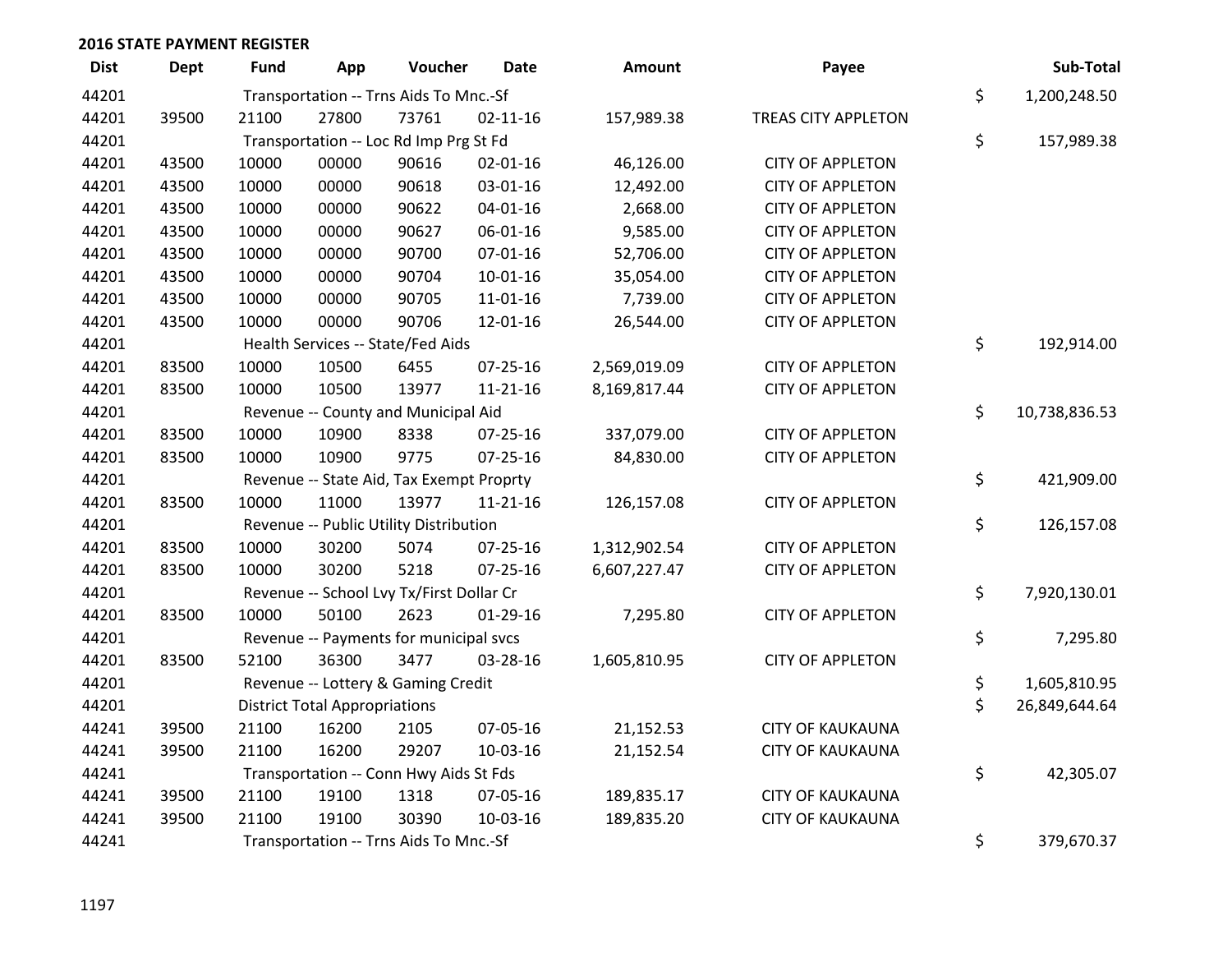## 2016 STATE PAYMENT REGISTER

| Dist | Dept | Fund | App | Voucher | Date | Amount | Payee | Sub-Total |
|---|---|---|---|---|---|---|---|---|
| 44201 | | Transportation -- Trns Aids To Mnc.-Sf | | | | | | $ 1,200,248.50 |
| 44201 | 39500 | 21100 | 27800 | 73761 | 02-11-16 | 157,989.38 | TREAS CITY APPLETON | |
| 44201 | | Transportation -- Loc Rd Imp Prg St Fd | | | | | | $ 157,989.38 |
| 44201 | 43500 | 10000 | 00000 | 90616 | 02-01-16 | 46,126.00 | CITY OF APPLETON | |
| 44201 | 43500 | 10000 | 00000 | 90618 | 03-01-16 | 12,492.00 | CITY OF APPLETON | |
| 44201 | 43500 | 10000 | 00000 | 90622 | 04-01-16 | 2,668.00 | CITY OF APPLETON | |
| 44201 | 43500 | 10000 | 00000 | 90627 | 06-01-16 | 9,585.00 | CITY OF APPLETON | |
| 44201 | 43500 | 10000 | 00000 | 90700 | 07-01-16 | 52,706.00 | CITY OF APPLETON | |
| 44201 | 43500 | 10000 | 00000 | 90704 | 10-01-16 | 35,054.00 | CITY OF APPLETON | |
| 44201 | 43500 | 10000 | 00000 | 90705 | 11-01-16 | 7,739.00 | CITY OF APPLETON | |
| 44201 | 43500 | 10000 | 00000 | 90706 | 12-01-16 | 26,544.00 | CITY OF APPLETON | |
| 44201 | | Health Services -- State/Fed Aids | | | | | | $ 192,914.00 |
| 44201 | 83500 | 10000 | 10500 | 6455 | 07-25-16 | 2,569,019.09 | CITY OF APPLETON | |
| 44201 | 83500 | 10000 | 10500 | 13977 | 11-21-16 | 8,169,817.44 | CITY OF APPLETON | |
| 44201 | | Revenue -- County and Municipal Aid | | | | | | $ 10,738,836.53 |
| 44201 | 83500 | 10000 | 10900 | 8338 | 07-25-16 | 337,079.00 | CITY OF APPLETON | |
| 44201 | 83500 | 10000 | 10900 | 9775 | 07-25-16 | 84,830.00 | CITY OF APPLETON | |
| 44201 | | Revenue -- State Aid, Tax Exempt Proprty | | | | | | $ 421,909.00 |
| 44201 | 83500 | 10000 | 11000 | 13977 | 11-21-16 | 126,157.08 | CITY OF APPLETON | |
| 44201 | | Revenue -- Public Utility Distribution | | | | | | $ 126,157.08 |
| 44201 | 83500 | 10000 | 30200 | 5074 | 07-25-16 | 1,312,902.54 | CITY OF APPLETON | |
| 44201 | 83500 | 10000 | 30200 | 5218 | 07-25-16 | 6,607,227.47 | CITY OF APPLETON | |
| 44201 | | Revenue -- School Lvy Tx/First Dollar Cr | | | | | | $ 7,920,130.01 |
| 44201 | 83500 | 10000 | 50100 | 2623 | 01-29-16 | 7,295.80 | CITY OF APPLETON | |
| 44201 | | Revenue -- Payments for municipal svcs | | | | | | $ 7,295.80 |
| 44201 | 83500 | 52100 | 36300 | 3477 | 03-28-16 | 1,605,810.95 | CITY OF APPLETON | |
| 44201 | | Revenue -- Lottery & Gaming Credit | | | | | | $ 1,605,810.95 |
| 44201 | | District Total Appropriations | | | | | | $ 26,849,644.64 |
| 44241 | 39500 | 21100 | 16200 | 2105 | 07-05-16 | 21,152.53 | CITY OF KAUKAUNA | |
| 44241 | 39500 | 21100 | 16200 | 29207 | 10-03-16 | 21,152.54 | CITY OF KAUKAUNA | |
| 44241 | | Transportation -- Conn Hwy Aids St Fds | | | | | | $ 42,305.07 |
| 44241 | 39500 | 21100 | 19100 | 1318 | 07-05-16 | 189,835.17 | CITY OF KAUKAUNA | |
| 44241 | 39500 | 21100 | 19100 | 30390 | 10-03-16 | 189,835.20 | CITY OF KAUKAUNA | |
| 44241 | | Transportation -- Trns Aids To Mnc.-Sf | | | | | | $ 379,670.37 |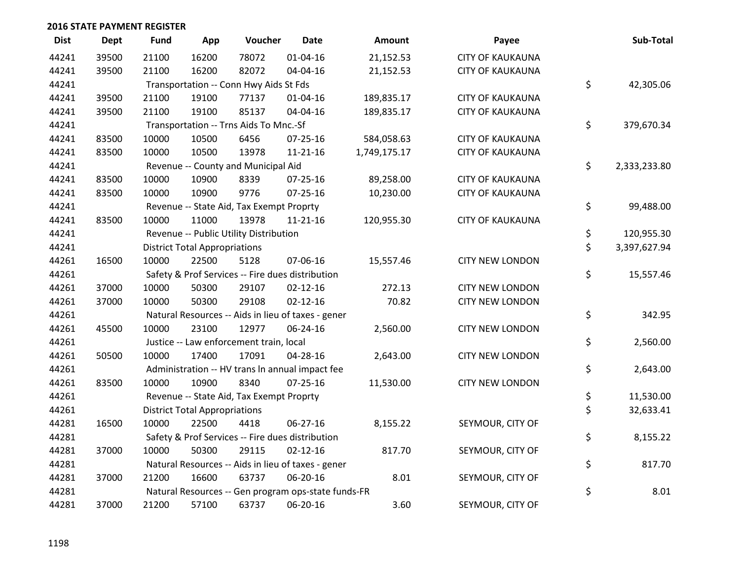## 2016 STATE PAYMENT REGISTER

| Dist | Dept | Fund | App | Voucher | Date | Amount | Payee | Sub-Total |
|---|---|---|---|---|---|---|---|---|
| 44241 | 39500 | 21100 | 16200 | 78072 | 01-04-16 | 21,152.53 | CITY OF KAUKAUNA | |
| 44241 | 39500 | 21100 | 16200 | 82072 | 04-04-16 | 21,152.53 | CITY OF KAUKAUNA | |
| 44241 | | Transportation -- Conn Hwy Aids St Fds | | | | | | $ 42,305.06 |
| 44241 | 39500 | 21100 | 19100 | 77137 | 01-04-16 | 189,835.17 | CITY OF KAUKAUNA | |
| 44241 | 39500 | 21100 | 19100 | 85137 | 04-04-16 | 189,835.17 | CITY OF KAUKAUNA | |
| 44241 | | Transportation -- Trns Aids To Mnc.-Sf | | | | | | $ 379,670.34 |
| 44241 | 83500 | 10000 | 10500 | 6456 | 07-25-16 | 584,058.63 | CITY OF KAUKAUNA | |
| 44241 | 83500 | 10000 | 10500 | 13978 | 11-21-16 | 1,749,175.17 | CITY OF KAUKAUNA | |
| 44241 | | Revenue -- County and Municipal Aid | | | | | | $ 2,333,233.80 |
| 44241 | 83500 | 10000 | 10900 | 8339 | 07-25-16 | 89,258.00 | CITY OF KAUKAUNA | |
| 44241 | 83500 | 10000 | 10900 | 9776 | 07-25-16 | 10,230.00 | CITY OF KAUKAUNA | |
| 44241 | | Revenue -- State Aid, Tax Exempt Proprty | | | | | | $ 99,488.00 |
| 44241 | 83500 | 10000 | 11000 | 13978 | 11-21-16 | 120,955.30 | CITY OF KAUKAUNA | |
| 44241 | | Revenue -- Public Utility Distribution | | | | | | $ 120,955.30 |
| 44241 | | District Total Appropriations | | | | | | $ 3,397,627.94 |
| 44261 | 16500 | 10000 | 22500 | 5128 | 07-06-16 | 15,557.46 | CITY NEW LONDON | |
| 44261 | | Safety & Prof Services -- Fire dues distribution | | | | | | $ 15,557.46 |
| 44261 | 37000 | 10000 | 50300 | 29107 | 02-12-16 | 272.13 | CITY NEW LONDON | |
| 44261 | 37000 | 10000 | 50300 | 29108 | 02-12-16 | 70.82 | CITY NEW LONDON | |
| 44261 | | Natural Resources -- Aids in lieu of taxes - gener | | | | | | $ 342.95 |
| 44261 | 45500 | 10000 | 23100 | 12977 | 06-24-16 | 2,560.00 | CITY NEW LONDON | |
| 44261 | | Justice -- Law enforcement train, local | | | | | | $ 2,560.00 |
| 44261 | 50500 | 10000 | 17400 | 17091 | 04-28-16 | 2,643.00 | CITY NEW LONDON | |
| 44261 | | Administration -- HV trans ln annual impact fee | | | | | | $ 2,643.00 |
| 44261 | 83500 | 10000 | 10900 | 8340 | 07-25-16 | 11,530.00 | CITY NEW LONDON | |
| 44261 | | Revenue -- State Aid, Tax Exempt Proprty | | | | | | $ 11,530.00 |
| 44261 | | District Total Appropriations | | | | | | $ 32,633.41 |
| 44281 | 16500 | 10000 | 22500 | 4418 | 06-27-16 | 8,155.22 | SEYMOUR, CITY OF | |
| 44281 | | Safety & Prof Services -- Fire dues distribution | | | | | | $ 8,155.22 |
| 44281 | 37000 | 10000 | 50300 | 29115 | 02-12-16 | 817.70 | SEYMOUR, CITY OF | |
| 44281 | | Natural Resources -- Aids in lieu of taxes - gener | | | | | | $ 817.70 |
| 44281 | 37000 | 21200 | 16600 | 63737 | 06-20-16 | 8.01 | SEYMOUR, CITY OF | |
| 44281 | | Natural Resources -- Gen program ops-state funds-FR | | | | | | $ 8.01 |
| 44281 | 37000 | 21200 | 57100 | 63737 | 06-20-16 | 3.60 | SEYMOUR, CITY OF | |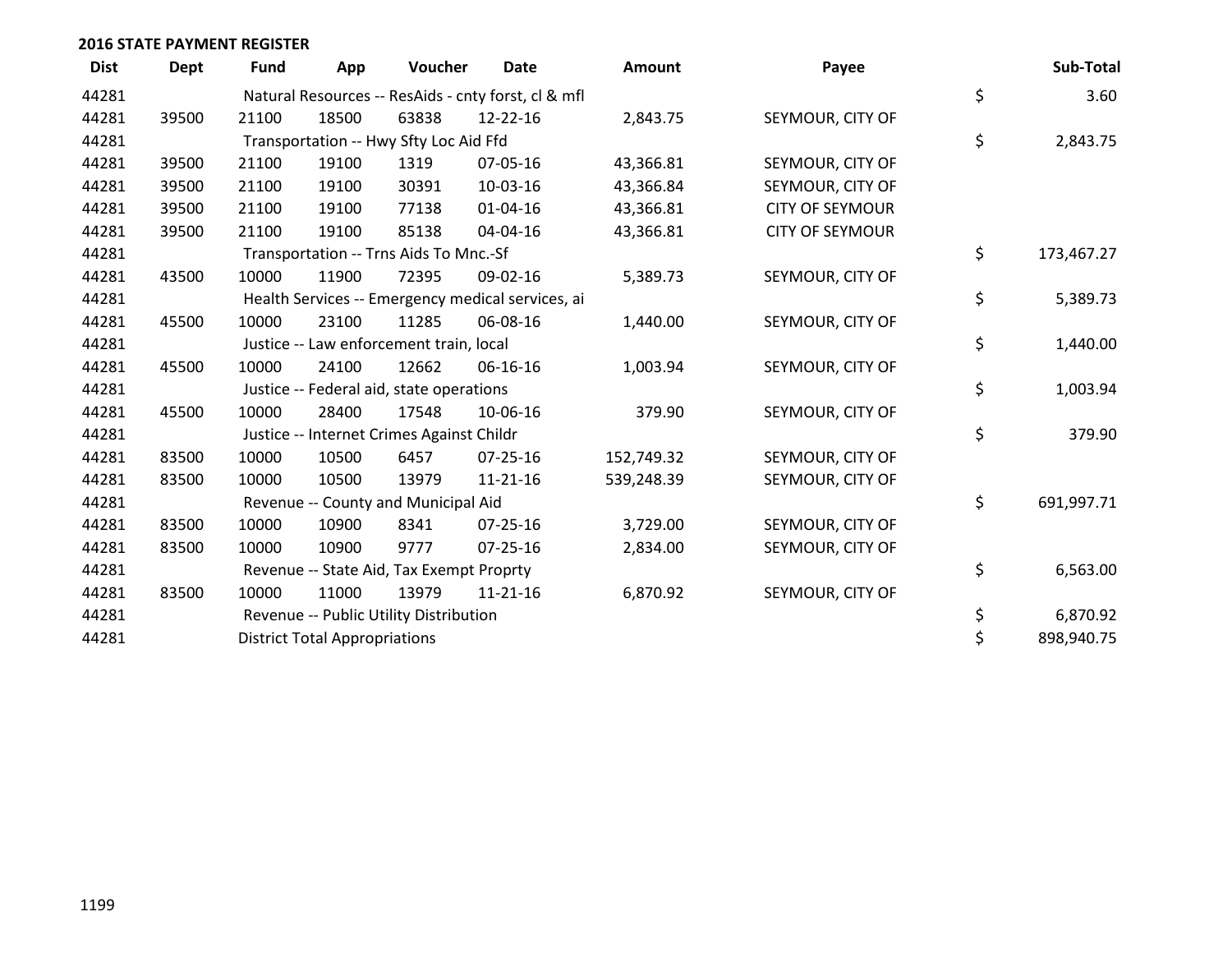**2016 STATE PAYMENT REGISTER**

| Dist | Dept | Fund | App | Voucher | Date | Amount | Payee | | Sub-Total |
|---|---|---|---|---|---|---|---|---|---|
| 44281 | | Natural Resources -- ResAids - cnty forst, cl & mfl | | | | | | $ | 3.60 |
| 44281 | 39500 | 21100 | 18500 | 63838 | 12-22-16 | 2,843.75 | SEYMOUR, CITY OF | | |
| 44281 | | Transportation -- Hwy Sfty Loc Aid Ffd | | | | | | $ | 2,843.75 |
| 44281 | 39500 | 21100 | 19100 | 1319 | 07-05-16 | 43,366.81 | SEYMOUR, CITY OF | | |
| 44281 | 39500 | 21100 | 19100 | 30391 | 10-03-16 | 43,366.84 | SEYMOUR, CITY OF | | |
| 44281 | 39500 | 21100 | 19100 | 77138 | 01-04-16 | 43,366.81 | CITY OF SEYMOUR | | |
| 44281 | 39500 | 21100 | 19100 | 85138 | 04-04-16 | 43,366.81 | CITY OF SEYMOUR | | |
| 44281 | | Transportation -- Trns Aids To Mnc.-Sf | | | | | | $ | 173,467.27 |
| 44281 | 43500 | 10000 | 11900 | 72395 | 09-02-16 | 5,389.73 | SEYMOUR, CITY OF | | |
| 44281 | | Health Services -- Emergency medical services, ai | | | | | | $ | 5,389.73 |
| 44281 | 45500 | 10000 | 23100 | 11285 | 06-08-16 | 1,440.00 | SEYMOUR, CITY OF | | |
| 44281 | | Justice -- Law enforcement train, local | | | | | | $ | 1,440.00 |
| 44281 | 45500 | 10000 | 24100 | 12662 | 06-16-16 | 1,003.94 | SEYMOUR, CITY OF | | |
| 44281 | | Justice -- Federal aid, state operations | | | | | | $ | 1,003.94 |
| 44281 | 45500 | 10000 | 28400 | 17548 | 10-06-16 | 379.90 | SEYMOUR, CITY OF | | |
| 44281 | | Justice -- Internet Crimes Against Childr | | | | | | $ | 379.90 |
| 44281 | 83500 | 10000 | 10500 | 6457 | 07-25-16 | 152,749.32 | SEYMOUR, CITY OF | | |
| 44281 | 83500 | 10000 | 10500 | 13979 | 11-21-16 | 539,248.39 | SEYMOUR, CITY OF | | |
| 44281 | | Revenue -- County and Municipal Aid | | | | | | $ | 691,997.71 |
| 44281 | 83500 | 10000 | 10900 | 8341 | 07-25-16 | 3,729.00 | SEYMOUR, CITY OF | | |
| 44281 | 83500 | 10000 | 10900 | 9777 | 07-25-16 | 2,834.00 | SEYMOUR, CITY OF | | |
| 44281 | | Revenue -- State Aid, Tax Exempt Proprty | | | | | | $ | 6,563.00 |
| 44281 | 83500 | 10000 | 11000 | 13979 | 11-21-16 | 6,870.92 | SEYMOUR, CITY OF | | |
| 44281 | | Revenue -- Public Utility Distribution | | | | | | $ | 6,870.92 |
| 44281 | | District Total Appropriations | | | | | | $ | 898,940.75 |